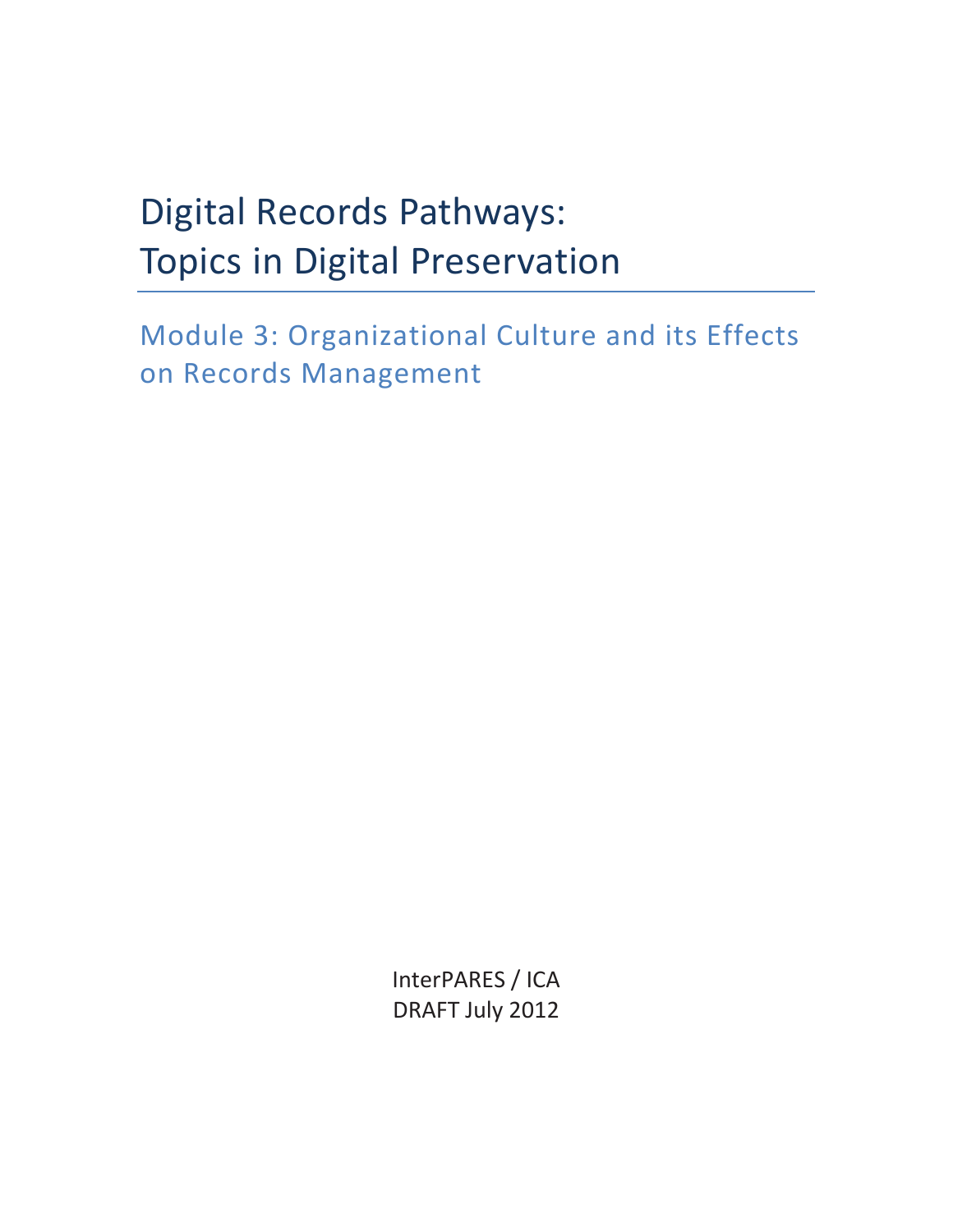# Digital Records Pathways: Topics in Digital Preservation

## Module 3: Organizational Culture and its Effects on Records Management

InterPARES / ICA

DRAFT July 2012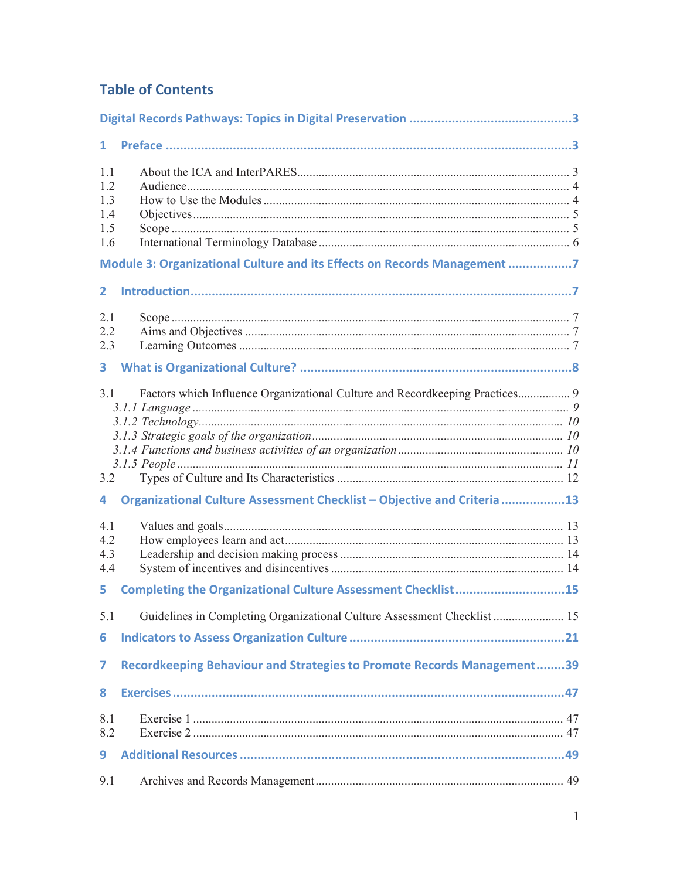## Table of Contents

**Digital Records Pathways: Topics in Digital Preservation** ..... 3

**1 Preface** ..... 3

1.1 About the ICA and InterPARES ..... 3
1.2 Audience ..... 4
1.3 How to Use the Modules ..... 4
1.4 Objectives ..... 5
1.5 Scope ..... 5
1.6 International Terminology Database ..... 6

**Module 3: Organizational Culture and its Effects on Records Management** ..... 7

**2 Introduction** ..... 7

2.1 Scope ..... 7
2.2 Aims and Objectives ..... 7
2.3 Learning Outcomes ..... 7

**3 What is Organizational Culture?** ..... 8

3.1 Factors which Influence Organizational Culture and Recordkeeping Practices ..... 9
*3.1.1 Language* ..... *9*
*3.1.2 Technology* ..... *10*
*3.1.3 Strategic goals of the organization* ..... *10*
*3.1.4 Functions and business activities of an organization* ..... *10*
*3.1.5 People* ..... *11*
3.2 Types of Culture and Its Characteristics ..... 12

**4 Organizational Culture Assessment Checklist – Objective and Criteria** ..... 13

4.1 Values and goals ..... 13
4.2 How employees learn and act ..... 13
4.3 Leadership and decision making process ..... 14
4.4 System of incentives and disincentives ..... 14

**5 Completing the Organizational Culture Assessment Checklist** ..... 15

5.1 Guidelines in Completing Organizational Culture Assessment Checklist ..... 15

**6 Indicators to Assess Organization Culture** ..... 21

**7 Recordkeeping Behaviour and Strategies to Promote Records Management** ..... 39

**8 Exercises** ..... 47

8.1 Exercise 1 ..... 47
8.2 Exercise 2 ..... 47

**9 Additional Resources** ..... 49

9.1 Archives and Records Management ..... 49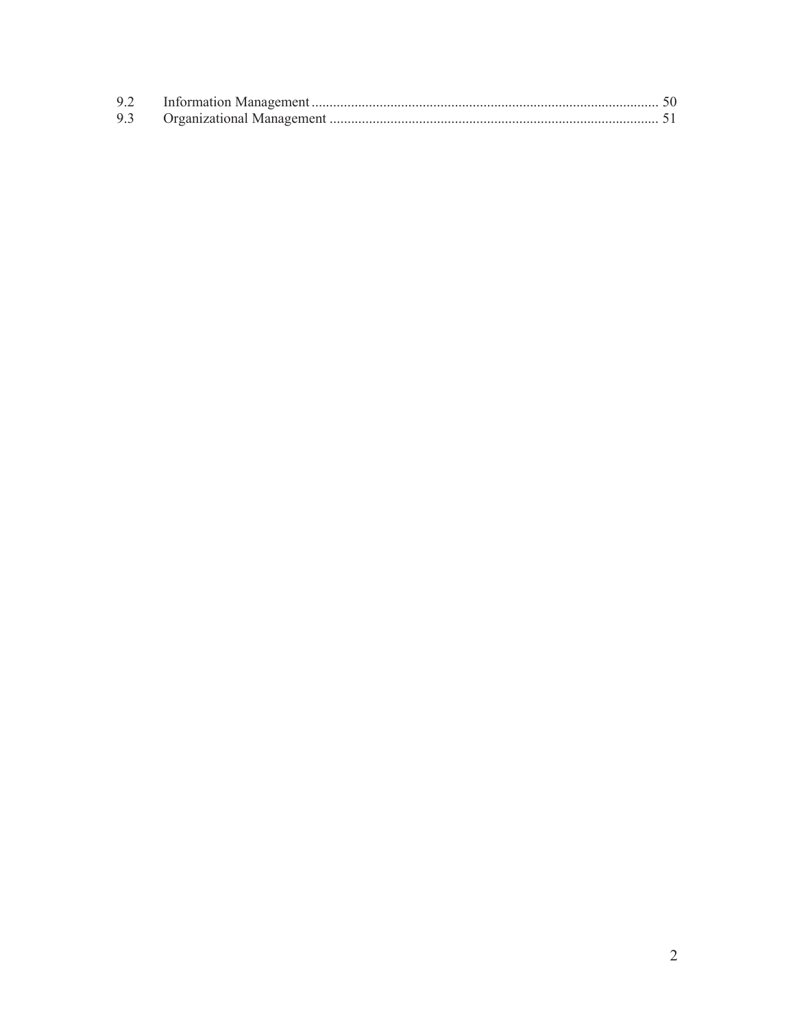9.2 Information Management ............................................................................................ 50
9.3 Organizational Management ....................................................................................... 51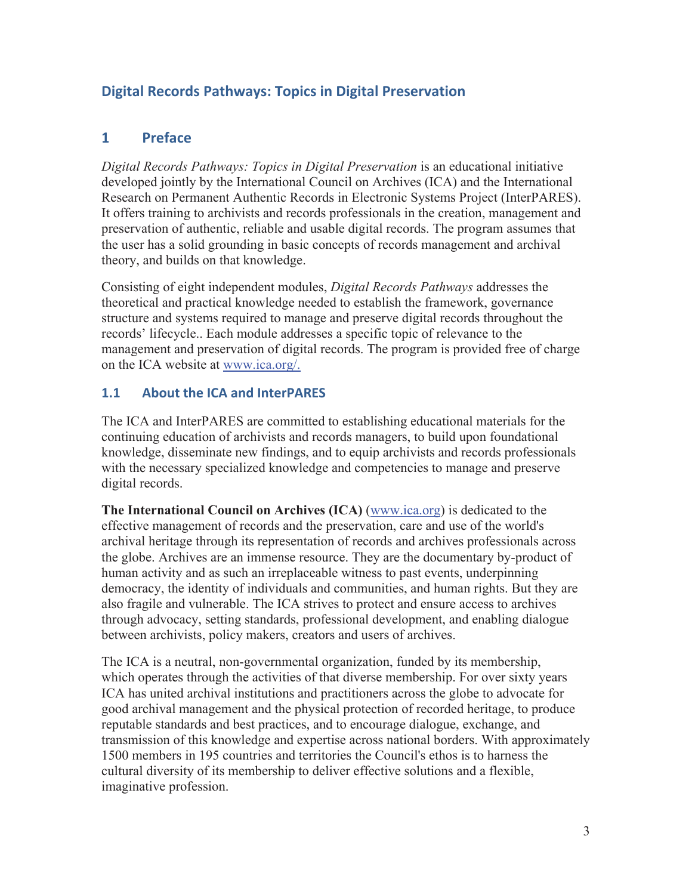## Digital Records Pathways: Topics in Digital Preservation

# 1 Preface

*Digital Records Pathways: Topics in Digital Preservation* is an educational initiative developed jointly by the International Council on Archives (ICA) and the International Research on Permanent Authentic Records in Electronic Systems Project (InterPARES). It offers training to archivists and records professionals in the creation, management and preservation of authentic, reliable and usable digital records. The program assumes that the user has a solid grounding in basic concepts of records management and archival theory, and builds on that knowledge.

Consisting of eight independent modules, *Digital Records Pathways* addresses the theoretical and practical knowledge needed to establish the framework, governance structure and systems required to manage and preserve digital records throughout the records' lifecycle.. Each module addresses a specific topic of relevance to the management and preservation of digital records. The program is provided free of charge on the ICA website at www.ica.org/.

## 1.1 About the ICA and InterPARES

The ICA and InterPARES are committed to establishing educational materials for the continuing education of archivists and records managers, to build upon foundational knowledge, disseminate new findings, and to equip archivists and records professionals with the necessary specialized knowledge and competencies to manage and preserve digital records.

**The International Council on Archives (ICA)** (www.ica.org) is dedicated to the effective management of records and the preservation, care and use of the world's archival heritage through its representation of records and archives professionals across the globe. Archives are an immense resource. They are the documentary by-product of human activity and as such an irreplaceable witness to past events, underpinning democracy, the identity of individuals and communities, and human rights. But they are also fragile and vulnerable. The ICA strives to protect and ensure access to archives through advocacy, setting standards, professional development, and enabling dialogue between archivists, policy makers, creators and users of archives.

The ICA is a neutral, non-governmental organization, funded by its membership, which operates through the activities of that diverse membership. For over sixty years ICA has united archival institutions and practitioners across the globe to advocate for good archival management and the physical protection of recorded heritage, to produce reputable standards and best practices, and to encourage dialogue, exchange, and transmission of this knowledge and expertise across national borders. With approximately 1500 members in 195 countries and territories the Council's ethos is to harness the cultural diversity of its membership to deliver effective solutions and a flexible, imaginative profession.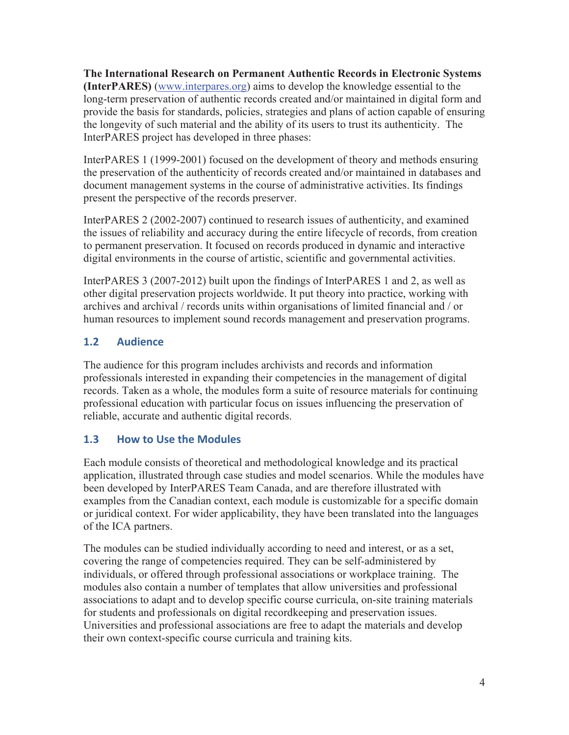**The International Research on Permanent Authentic Records in Electronic Systems (InterPARES)** (www.interpares.org) aims to develop the knowledge essential to the long-term preservation of authentic records created and/or maintained in digital form and provide the basis for standards, policies, strategies and plans of action capable of ensuring the longevity of such material and the ability of its users to trust its authenticity. The InterPARES project has developed in three phases:

InterPARES 1 (1999-2001) focused on the development of theory and methods ensuring the preservation of the authenticity of records created and/or maintained in databases and document management systems in the course of administrative activities. Its findings present the perspective of the records preserver.

InterPARES 2 (2002-2007) continued to research issues of authenticity, and examined the issues of reliability and accuracy during the entire lifecycle of records, from creation to permanent preservation. It focused on records produced in dynamic and interactive digital environments in the course of artistic, scientific and governmental activities.

InterPARES 3 (2007-2012) built upon the findings of InterPARES 1 and 2, as well as other digital preservation projects worldwide. It put theory into practice, working with archives and archival / records units within organisations of limited financial and / or human resources to implement sound records management and preservation programs.

## 1.2 Audience

The audience for this program includes archivists and records and information professionals interested in expanding their competencies in the management of digital records. Taken as a whole, the modules form a suite of resource materials for continuing professional education with particular focus on issues influencing the preservation of reliable, accurate and authentic digital records.

## 1.3 How to Use the Modules

Each module consists of theoretical and methodological knowledge and its practical application, illustrated through case studies and model scenarios. While the modules have been developed by InterPARES Team Canada, and are therefore illustrated with examples from the Canadian context, each module is customizable for a specific domain or juridical context. For wider applicability, they have been translated into the languages of the ICA partners.

The modules can be studied individually according to need and interest, or as a set, covering the range of competencies required. They can be self-administered by individuals, or offered through professional associations or workplace training. The modules also contain a number of templates that allow universities and professional associations to adapt and to develop specific course curricula, on-site training materials for students and professionals on digital recordkeeping and preservation issues. Universities and professional associations are free to adapt the materials and develop their own context-specific course curricula and training kits.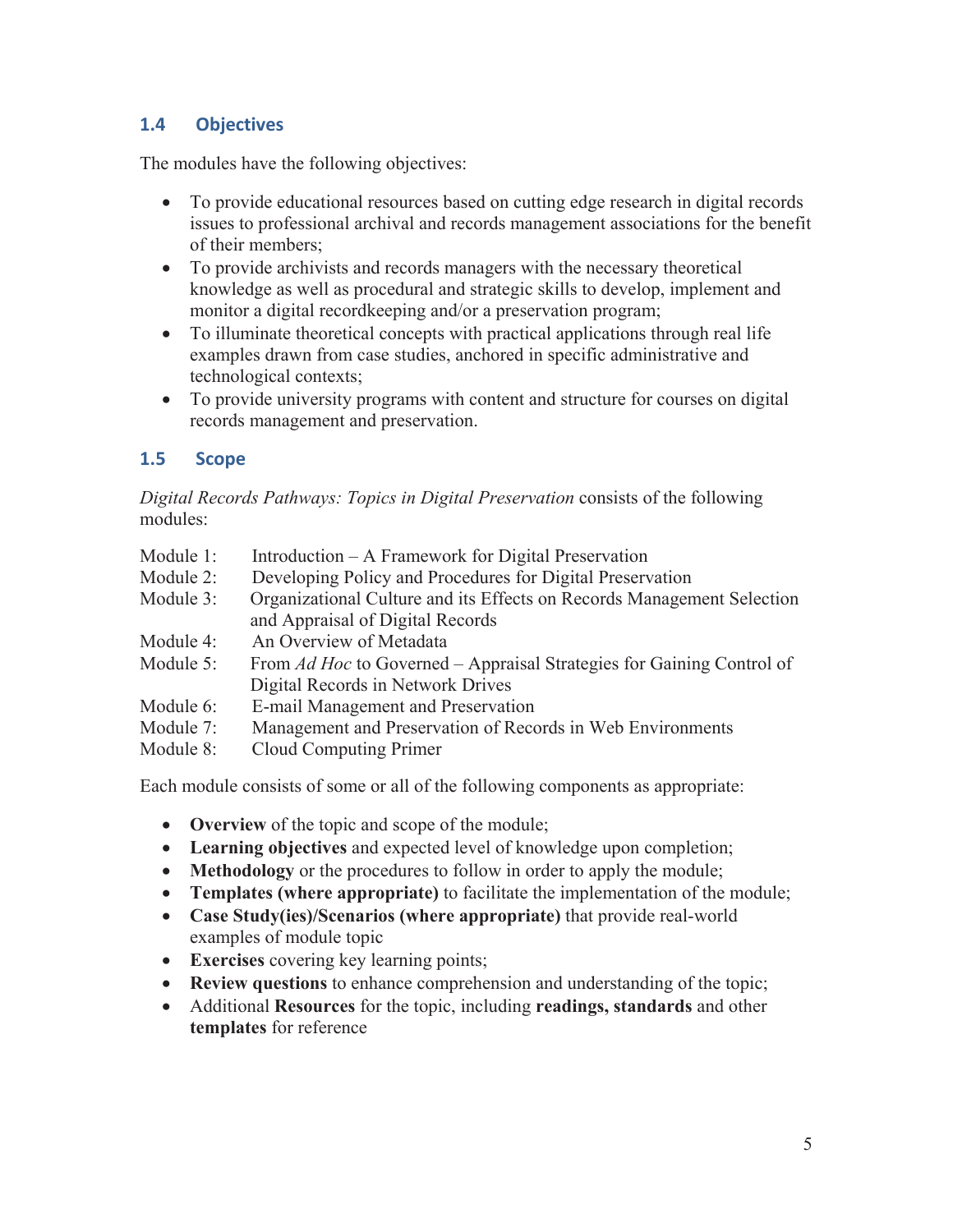## 1.4 Objectives

The modules have the following objectives:

- To provide educational resources based on cutting edge research in digital records issues to professional archival and records management associations for the benefit of their members;
- To provide archivists and records managers with the necessary theoretical knowledge as well as procedural and strategic skills to develop, implement and monitor a digital recordkeeping and/or a preservation program;
- To illuminate theoretical concepts with practical applications through real life examples drawn from case studies, anchored in specific administrative and technological contexts;
- To provide university programs with content and structure for courses on digital records management and preservation.

## 1.5 Scope

*Digital Records Pathways: Topics in Digital Preservation* consists of the following modules:

Module 1: Introduction – A Framework for Digital Preservation
Module 2: Developing Policy and Procedures for Digital Preservation
Module 3: Organizational Culture and its Effects on Records Management Selection and Appraisal of Digital Records
Module 4: An Overview of Metadata
Module 5: From *Ad Hoc* to Governed – Appraisal Strategies for Gaining Control of Digital Records in Network Drives
Module 6: E-mail Management and Preservation
Module 7: Management and Preservation of Records in Web Environments
Module 8: Cloud Computing Primer

Each module consists of some or all of the following components as appropriate:

- **Overview** of the topic and scope of the module;
- **Learning objectives** and expected level of knowledge upon completion;
- **Methodology** or the procedures to follow in order to apply the module;
- **Templates (where appropriate)** to facilitate the implementation of the module;
- **Case Study(ies)/Scenarios (where appropriate)** that provide real-world examples of module topic
- **Exercises** covering key learning points;
- **Review questions** to enhance comprehension and understanding of the topic;
- Additional **Resources** for the topic, including **readings, standards** and other **templates** for reference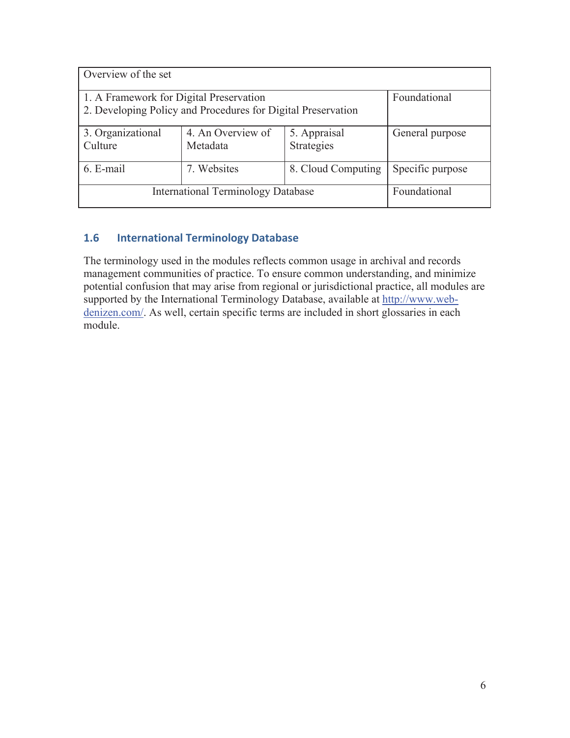| Overview of the set | | | |
|---|---|---|---|
| 1. A Framework for Digital Preservation<br>2. Developing Policy and Procedures for Digital Preservation | | | Foundational |
| 3. Organizational Culture | 4. An Overview of Metadata | 5. Appraisal Strategies | General purpose |
| 6. E-mail | 7. Websites | 8. Cloud Computing | Specific purpose |
| International Terminology Database | | | Foundational |

## 1.6 International Terminology Database

The terminology used in the modules reflects common usage in archival and records management communities of practice. To ensure common understanding, and minimize potential confusion that may arise from regional or jurisdictional practice, all modules are supported by the International Terminology Database, available at [http://www.web-denizen.com/](http://www.web-denizen.com/). As well, certain specific terms are included in short glossaries in each module.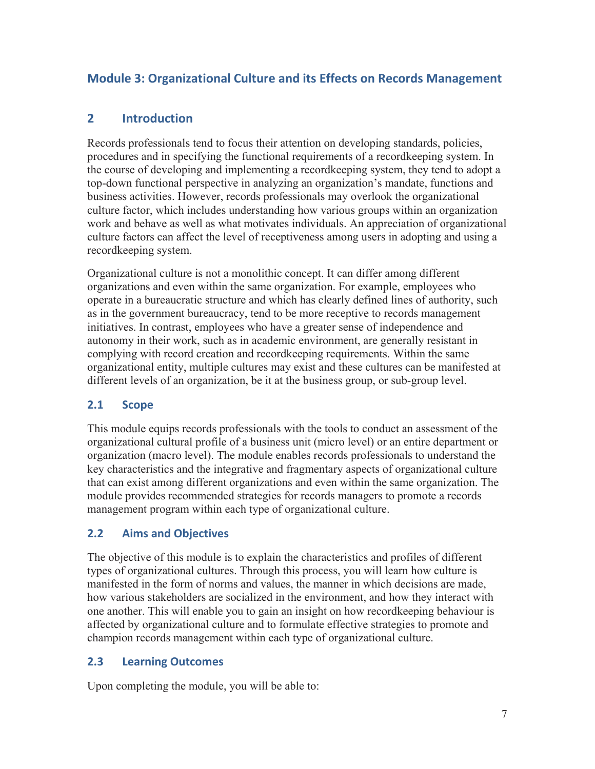## Module 3: Organizational Culture and its Effects on Records Management

## 2 Introduction

Records professionals tend to focus their attention on developing standards, policies, procedures and in specifying the functional requirements of a recordkeeping system. In the course of developing and implementing a recordkeeping system, they tend to adopt a top-down functional perspective in analyzing an organization's mandate, functions and business activities. However, records professionals may overlook the organizational culture factor, which includes understanding how various groups within an organization work and behave as well as what motivates individuals. An appreciation of organizational culture factors can affect the level of receptiveness among users in adopting and using a recordkeeping system.

Organizational culture is not a monolithic concept. It can differ among different organizations and even within the same organization. For example, employees who operate in a bureaucratic structure and which has clearly defined lines of authority, such as in the government bureaucracy, tend to be more receptive to records management initiatives. In contrast, employees who have a greater sense of independence and autonomy in their work, such as in academic environment, are generally resistant in complying with record creation and recordkeeping requirements. Within the same organizational entity, multiple cultures may exist and these cultures can be manifested at different levels of an organization, be it at the business group, or sub-group level.

### 2.1 Scope

This module equips records professionals with the tools to conduct an assessment of the organizational cultural profile of a business unit (micro level) or an entire department or organization (macro level). The module enables records professionals to understand the key characteristics and the integrative and fragmentary aspects of organizational culture that can exist among different organizations and even within the same organization. The module provides recommended strategies for records managers to promote a records management program within each type of organizational culture.

### 2.2 Aims and Objectives

The objective of this module is to explain the characteristics and profiles of different types of organizational cultures. Through this process, you will learn how culture is manifested in the form of norms and values, the manner in which decisions are made, how various stakeholders are socialized in the environment, and how they interact with one another. This will enable you to gain an insight on how recordkeeping behaviour is affected by organizational culture and to formulate effective strategies to promote and champion records management within each type of organizational culture.

### 2.3 Learning Outcomes

Upon completing the module, you will be able to: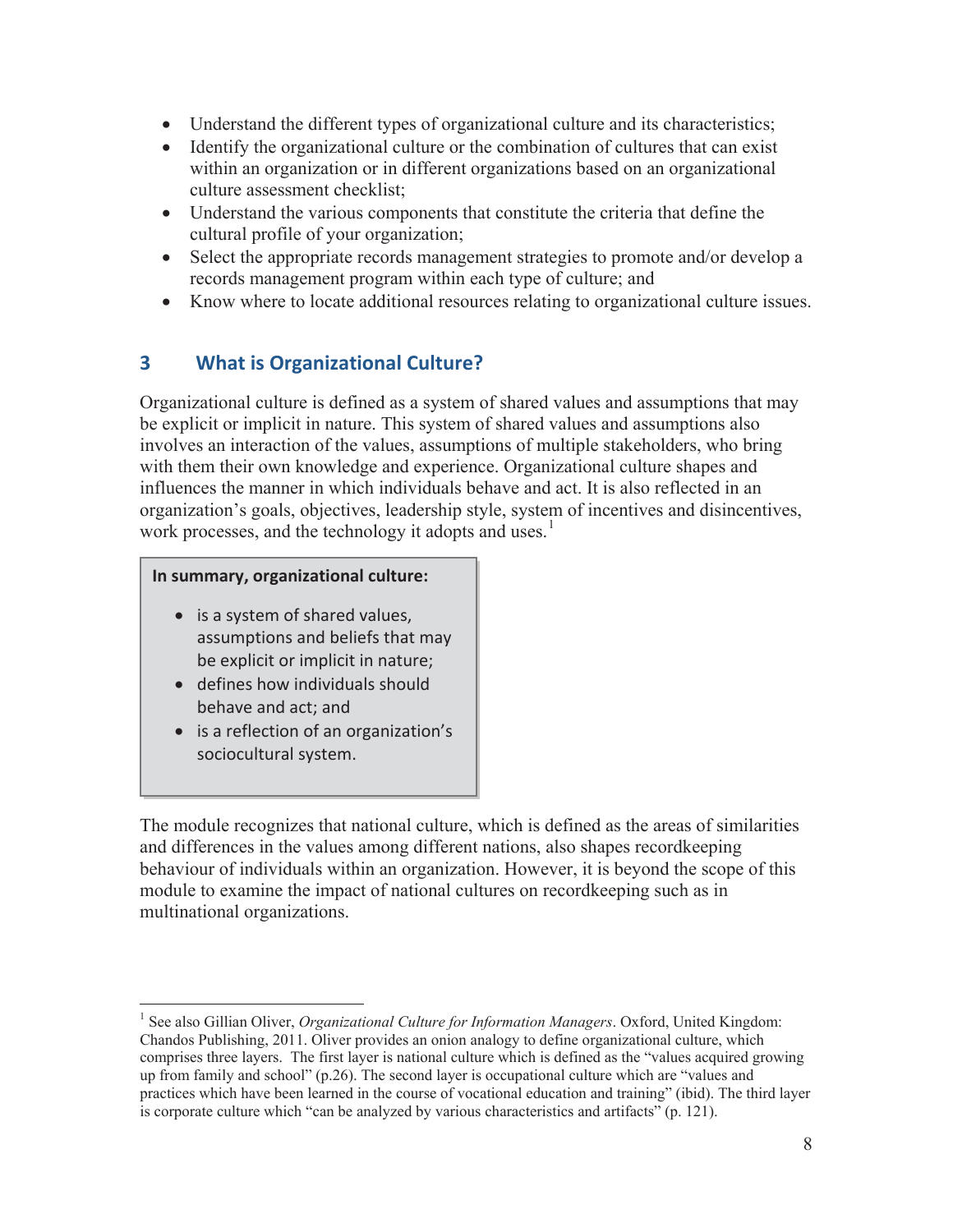- Understand the different types of organizational culture and its characteristics;
- Identify the organizational culture or the combination of cultures that can exist within an organization or in different organizations based on an organizational culture assessment checklist;
- Understand the various components that constitute the criteria that define the cultural profile of your organization;
- Select the appropriate records management strategies to promote and/or develop a records management program within each type of culture; and
- Know where to locate additional resources relating to organizational culture issues.

## 3 What is Organizational Culture?

Organizational culture is defined as a system of shared values and assumptions that may be explicit or implicit in nature. This system of shared values and assumptions also involves an interaction of the values, assumptions of multiple stakeholders, who bring with them their own knowledge and experience. Organizational culture shapes and influences the manner in which individuals behave and act. It is also reflected in an organization's goals, objectives, leadership style, system of incentives and disincentives, work processes, and the technology it adopts and uses.[1]

**In summary, organizational culture:**

- is a system of shared values, assumptions and beliefs that may be explicit or implicit in nature;
- defines how individuals should behave and act; and
- is a reflection of an organization's sociocultural system.

The module recognizes that national culture, which is defined as the areas of similarities and differences in the values among different nations, also shapes recordkeeping behaviour of individuals within an organization. However, it is beyond the scope of this module to examine the impact of national cultures on recordkeeping such as in multinational organizations.

---

[1] See also Gillian Oliver, *Organizational Culture for Information Managers*. Oxford, United Kingdom: Chandos Publishing, 2011. Oliver provides an onion analogy to define organizational culture, which comprises three layers. The first layer is national culture which is defined as the "values acquired growing up from family and school" (p.26). The second layer is occupational culture which are "values and practices which have been learned in the course of vocational education and training" (ibid). The third layer is corporate culture which "can be analyzed by various characteristics and artifacts" (p. 121).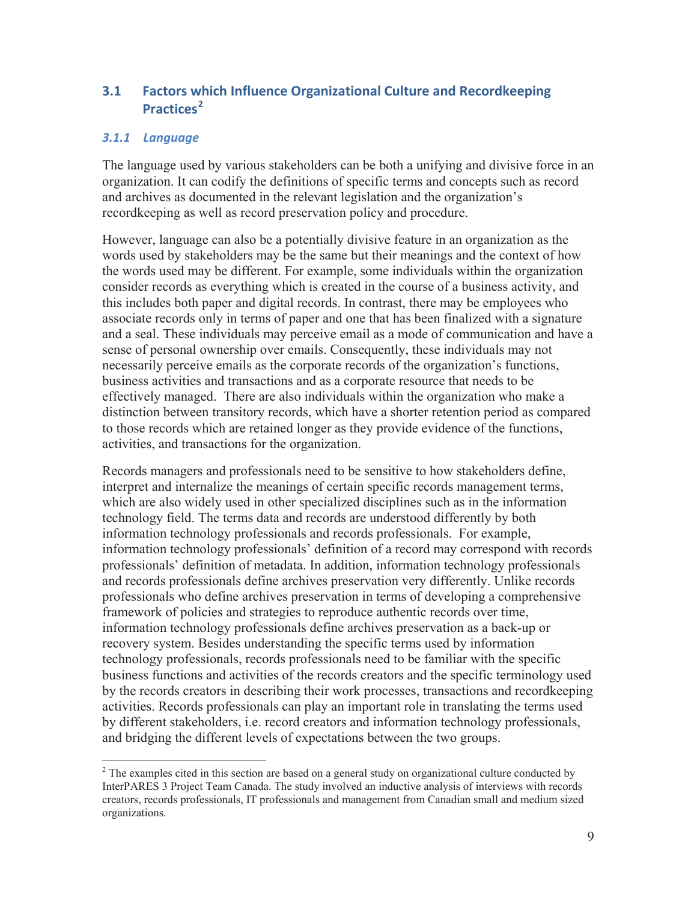## 3.1 Factors which Influence Organizational Culture and Recordkeeping Practices[2]

### *3.1.1 Language*

The language used by various stakeholders can be both a unifying and divisive force in an organization. It can codify the definitions of specific terms and concepts such as record and archives as documented in the relevant legislation and the organization's recordkeeping as well as record preservation policy and procedure.

However, language can also be a potentially divisive feature in an organization as the words used by stakeholders may be the same but their meanings and the context of how the words used may be different. For example, some individuals within the organization consider records as everything which is created in the course of a business activity, and this includes both paper and digital records. In contrast, there may be employees who associate records only in terms of paper and one that has been finalized with a signature and a seal. These individuals may perceive email as a mode of communication and have a sense of personal ownership over emails. Consequently, these individuals may not necessarily perceive emails as the corporate records of the organization's functions, business activities and transactions and as a corporate resource that needs to be effectively managed. There are also individuals within the organization who make a distinction between transitory records, which have a shorter retention period as compared to those records which are retained longer as they provide evidence of the functions, activities, and transactions for the organization.

Records managers and professionals need to be sensitive to how stakeholders define, interpret and internalize the meanings of certain specific records management terms, which are also widely used in other specialized disciplines such as in the information technology field. The terms data and records are understood differently by both information technology professionals and records professionals. For example, information technology professionals' definition of a record may correspond with records professionals' definition of metadata. In addition, information technology professionals and records professionals define archives preservation very differently. Unlike records professionals who define archives preservation in terms of developing a comprehensive framework of policies and strategies to reproduce authentic records over time, information technology professionals define archives preservation as a back-up or recovery system. Besides understanding the specific terms used by information technology professionals, records professionals need to be familiar with the specific business functions and activities of the records creators and the specific terminology used by the records creators in describing their work processes, transactions and recordkeeping activities. Records professionals can play an important role in translating the terms used by different stakeholders, i.e. record creators and information technology professionals, and bridging the different levels of expectations between the two groups.

---

[2] The examples cited in this section are based on a general study on organizational culture conducted by InterPARES 3 Project Team Canada. The study involved an inductive analysis of interviews with records creators, records professionals, IT professionals and management from Canadian small and medium sized organizations.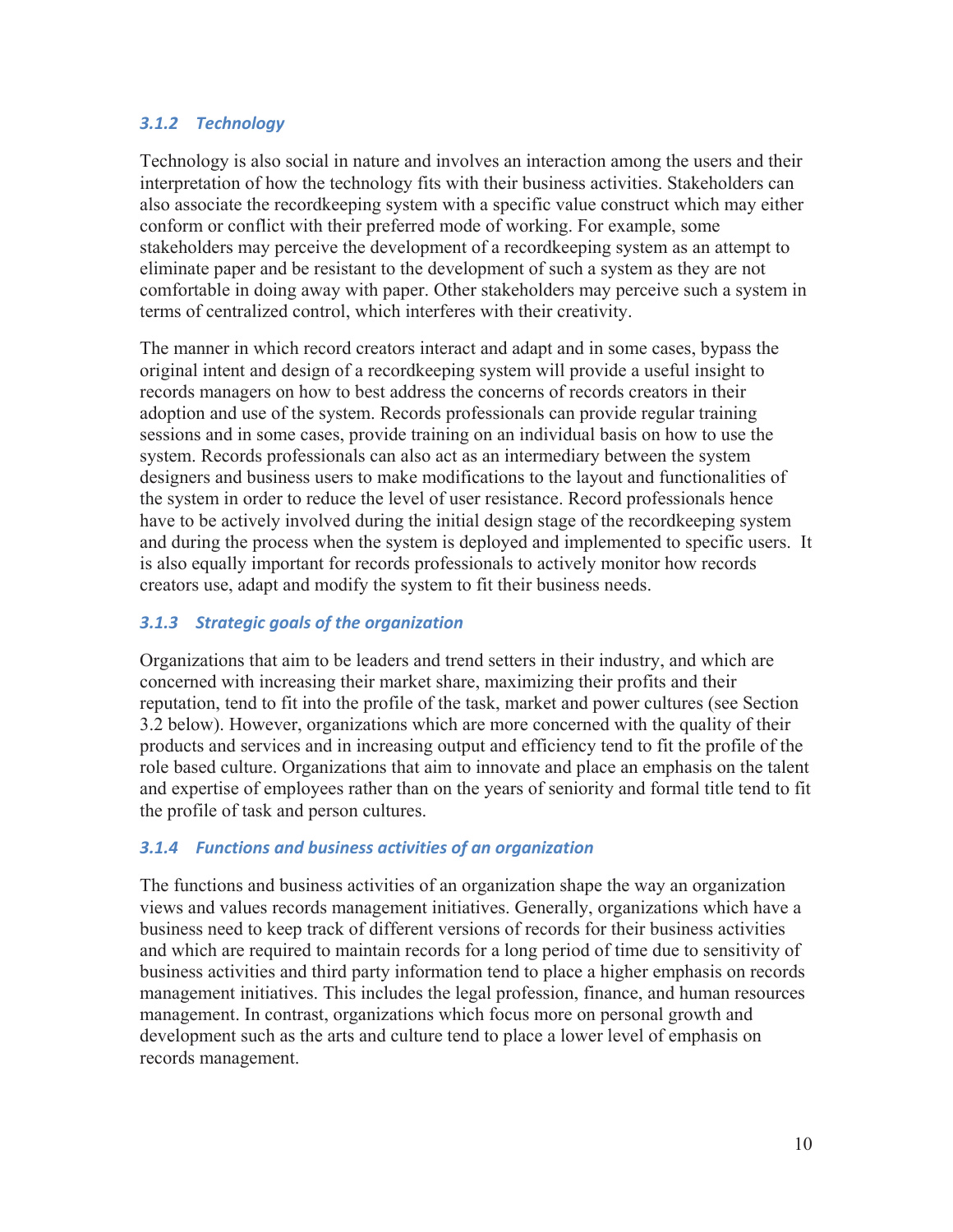### *3.1.2 Technology*

Technology is also social in nature and involves an interaction among the users and their interpretation of how the technology fits with their business activities. Stakeholders can also associate the recordkeeping system with a specific value construct which may either conform or conflict with their preferred mode of working. For example, some stakeholders may perceive the development of a recordkeeping system as an attempt to eliminate paper and be resistant to the development of such a system as they are not comfortable in doing away with paper. Other stakeholders may perceive such a system in terms of centralized control, which interferes with their creativity.

The manner in which record creators interact and adapt and in some cases, bypass the original intent and design of a recordkeeping system will provide a useful insight to records managers on how to best address the concerns of records creators in their adoption and use of the system. Records professionals can provide regular training sessions and in some cases, provide training on an individual basis on how to use the system. Records professionals can also act as an intermediary between the system designers and business users to make modifications to the layout and functionalities of the system in order to reduce the level of user resistance. Record professionals hence have to be actively involved during the initial design stage of the recordkeeping system and during the process when the system is deployed and implemented to specific users. It is also equally important for records professionals to actively monitor how records creators use, adapt and modify the system to fit their business needs.

### *3.1.3 Strategic goals of the organization*

Organizations that aim to be leaders and trend setters in their industry, and which are concerned with increasing their market share, maximizing their profits and their reputation, tend to fit into the profile of the task, market and power cultures (see Section 3.2 below). However, organizations which are more concerned with the quality of their products and services and in increasing output and efficiency tend to fit the profile of the role based culture. Organizations that aim to innovate and place an emphasis on the talent and expertise of employees rather than on the years of seniority and formal title tend to fit the profile of task and person cultures.

### *3.1.4 Functions and business activities of an organization*

The functions and business activities of an organization shape the way an organization views and values records management initiatives. Generally, organizations which have a business need to keep track of different versions of records for their business activities and which are required to maintain records for a long period of time due to sensitivity of business activities and third party information tend to place a higher emphasis on records management initiatives. This includes the legal profession, finance, and human resources management. In contrast, organizations which focus more on personal growth and development such as the arts and culture tend to place a lower level of emphasis on records management.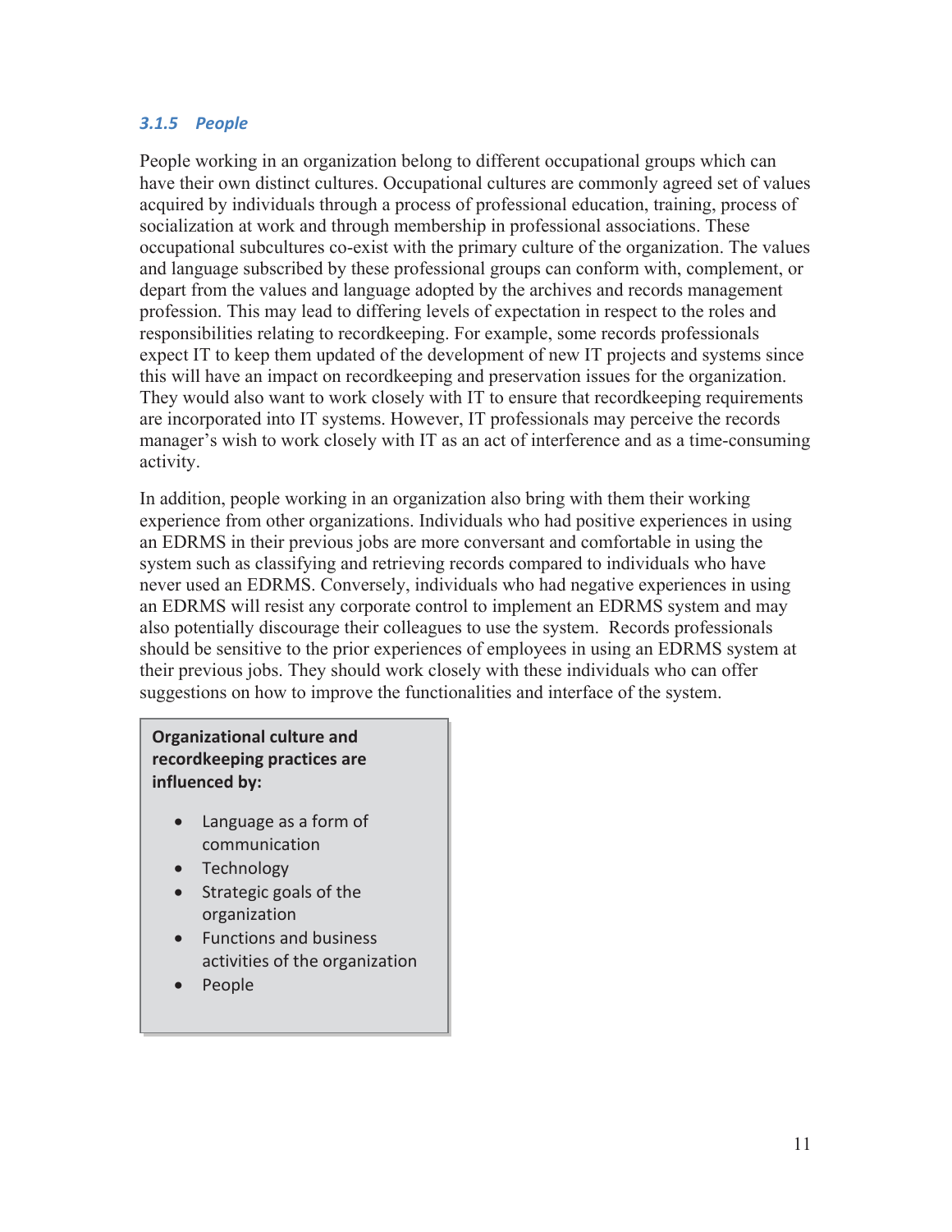### *3.1.5 People*

People working in an organization belong to different occupational groups which can have their own distinct cultures. Occupational cultures are commonly agreed set of values acquired by individuals through a process of professional education, training, process of socialization at work and through membership in professional associations. These occupational subcultures co-exist with the primary culture of the organization. The values and language subscribed by these professional groups can conform with, complement, or depart from the values and language adopted by the archives and records management profession. This may lead to differing levels of expectation in respect to the roles and responsibilities relating to recordkeeping. For example, some records professionals expect IT to keep them updated of the development of new IT projects and systems since this will have an impact on recordkeeping and preservation issues for the organization. They would also want to work closely with IT to ensure that recordkeeping requirements are incorporated into IT systems. However, IT professionals may perceive the records manager's wish to work closely with IT as an act of interference and as a time-consuming activity.

In addition, people working in an organization also bring with them their working experience from other organizations. Individuals who had positive experiences in using an EDRMS in their previous jobs are more conversant and comfortable in using the system such as classifying and retrieving records compared to individuals who have never used an EDRMS. Conversely, individuals who had negative experiences in using an EDRMS will resist any corporate control to implement an EDRMS system and may also potentially discourage their colleagues to use the system. Records professionals should be sensitive to the prior experiences of employees in using an EDRMS system at their previous jobs. They should work closely with these individuals who can offer suggestions on how to improve the functionalities and interface of the system.

**Organizational culture and recordkeeping practices are influenced by:**

- Language as a form of communication
- Technology
- Strategic goals of the organization
- Functions and business activities of the organization
- People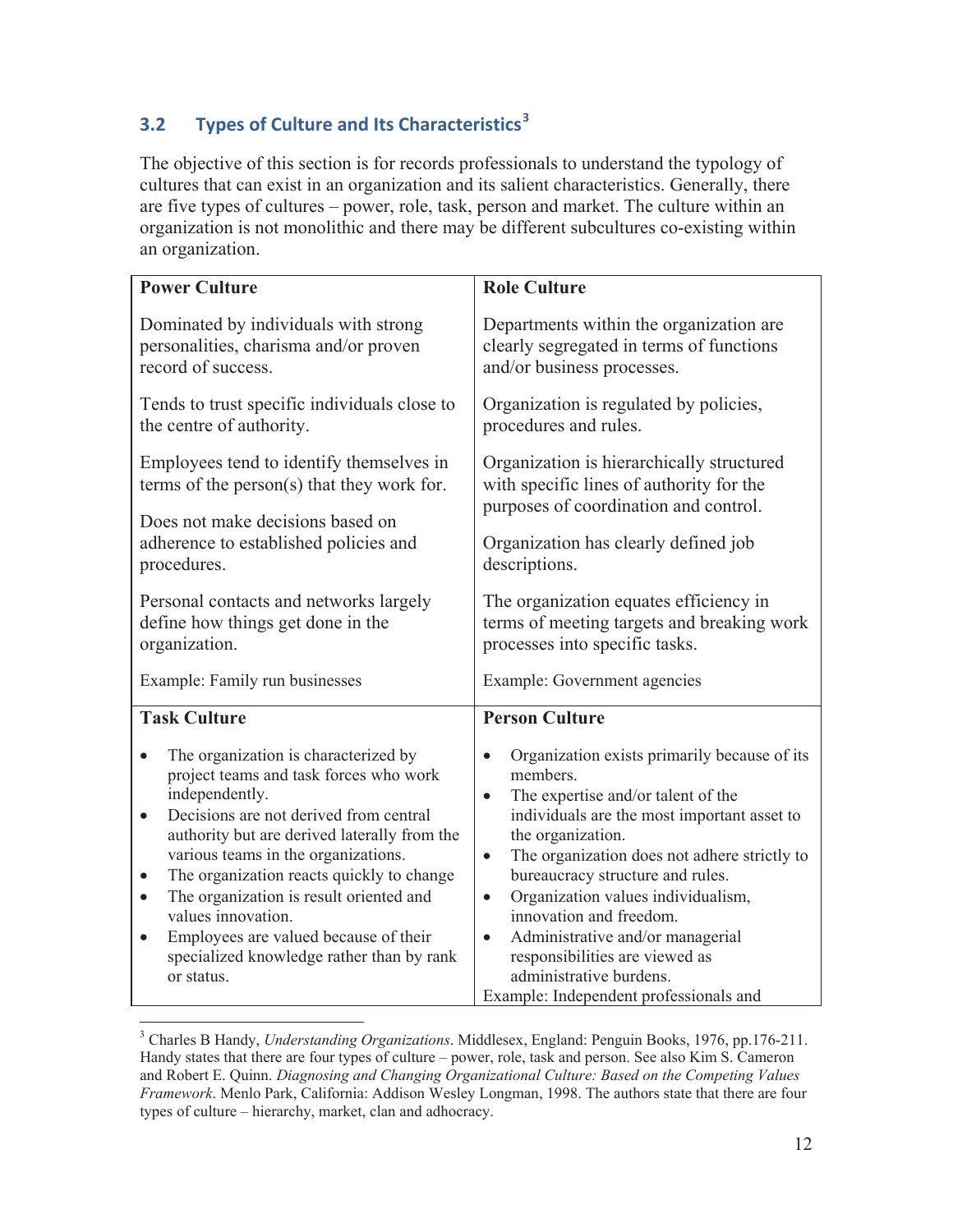### 3.2 Types of Culture and Its Characteristics[3]

The objective of this section is for records professionals to understand the typology of cultures that can exist in an organization and its salient characteristics. Generally, there are five types of cultures – power, role, task, person and market. The culture within an organization is not monolithic and there may be different subcultures co-existing within an organization.

| **Power Culture** | **Role Culture** |
|---|---|
| Dominated by individuals with strong personalities, charisma and/or proven record of success.<br><br>Tends to trust specific individuals close to the centre of authority.<br><br>Employees tend to identify themselves in terms of the person(s) that they work for.<br><br>Does not make decisions based on adherence to established policies and procedures.<br><br>Personal contacts and networks largely define how things get done in the organization.<br><br>Example: Family run businesses | Departments within the organization are clearly segregated in terms of functions and/or business processes.<br><br>Organization is regulated by policies, procedures and rules.<br><br>Organization is hierarchically structured with specific lines of authority for the purposes of coordination and control.<br><br>Organization has clearly defined job descriptions.<br><br>The organization equates efficiency in terms of meeting targets and breaking work processes into specific tasks.<br><br>Example: Government agencies |
| **Task Culture** | **Person Culture** |
| • The organization is characterized by project teams and task forces who work independently.<br>• Decisions are not derived from central authority but are derived laterally from the various teams in the organizations.<br>• The organization reacts quickly to change<br>• The organization is result oriented and values innovation.<br>• Employees are valued because of their specialized knowledge rather than by rank or status. | • Organization exists primarily because of its members.<br>• The expertise and/or talent of the individuals are the most important asset to the organization.<br>• The organization does not adhere strictly to bureaucracy structure and rules.<br>• Organization values individualism, innovation and freedom.<br>• Administrative and/or managerial responsibilities are viewed as administrative burdens.<br>Example: Independent professionals and |

[3] Charles B Handy, *Understanding Organizations*. Middlesex, England: Penguin Books, 1976, pp.176-211. Handy states that there are four types of culture – power, role, task and person. See also Kim S. Cameron and Robert E. Quinn. *Diagnosing and Changing Organizational Culture: Based on the Competing Values Framework*. Menlo Park, California: Addison Wesley Longman, 1998. The authors state that there are four types of culture – hierarchy, market, clan and adhocracy.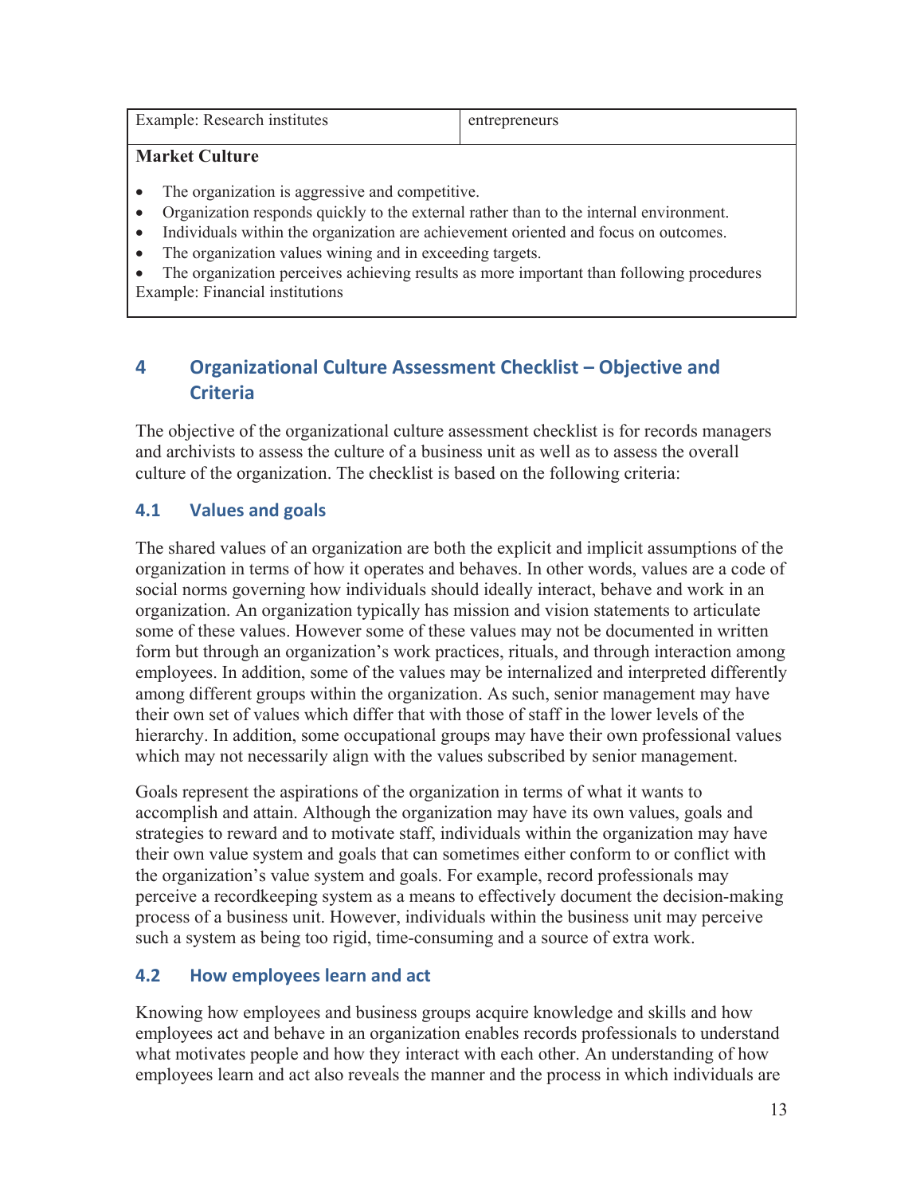| Example: Research institutes | entrepreneurs |
|---|---|

**Market Culture**

- The organization is aggressive and competitive.
- Organization responds quickly to the external rather than to the internal environment.
- Individuals within the organization are achievement oriented and focus on outcomes.
- The organization values wining and in exceeding targets.
- The organization perceives achieving results as more important than following procedures

Example: Financial institutions

## 4 Organizational Culture Assessment Checklist – Objective and Criteria

The objective of the organizational culture assessment checklist is for records managers and archivists to assess the culture of a business unit as well as to assess the overall culture of the organization. The checklist is based on the following criteria:

### 4.1 Values and goals

The shared values of an organization are both the explicit and implicit assumptions of the organization in terms of how it operates and behaves. In other words, values are a code of social norms governing how individuals should ideally interact, behave and work in an organization. An organization typically has mission and vision statements to articulate some of these values. However some of these values may not be documented in written form but through an organization's work practices, rituals, and through interaction among employees. In addition, some of the values may be internalized and interpreted differently among different groups within the organization. As such, senior management may have their own set of values which differ that with those of staff in the lower levels of the hierarchy. In addition, some occupational groups may have their own professional values which may not necessarily align with the values subscribed by senior management.

Goals represent the aspirations of the organization in terms of what it wants to accomplish and attain. Although the organization may have its own values, goals and strategies to reward and to motivate staff, individuals within the organization may have their own value system and goals that can sometimes either conform to or conflict with the organization's value system and goals. For example, record professionals may perceive a recordkeeping system as a means to effectively document the decision-making process of a business unit. However, individuals within the business unit may perceive such a system as being too rigid, time-consuming and a source of extra work.

### 4.2 How employees learn and act

Knowing how employees and business groups acquire knowledge and skills and how employees act and behave in an organization enables records professionals to understand what motivates people and how they interact with each other. An understanding of how employees learn and act also reveals the manner and the process in which individuals are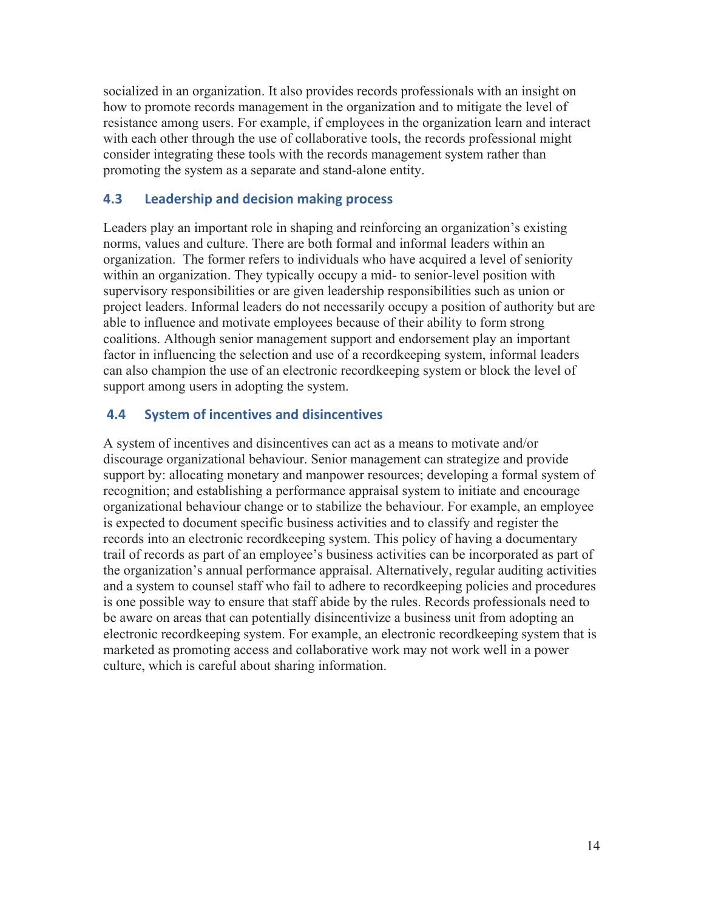socialized in an organization. It also provides records professionals with an insight on how to promote records management in the organization and to mitigate the level of resistance among users. For example, if employees in the organization learn and interact with each other through the use of collaborative tools, the records professional might consider integrating these tools with the records management system rather than promoting the system as a separate and stand-alone entity.

### 4.3 Leadership and decision making process

Leaders play an important role in shaping and reinforcing an organization's existing norms, values and culture. There are both formal and informal leaders within an organization. The former refers to individuals who have acquired a level of seniority within an organization. They typically occupy a mid- to senior-level position with supervisory responsibilities or are given leadership responsibilities such as union or project leaders. Informal leaders do not necessarily occupy a position of authority but are able to influence and motivate employees because of their ability to form strong coalitions. Although senior management support and endorsement play an important factor in influencing the selection and use of a recordkeeping system, informal leaders can also champion the use of an electronic recordkeeping system or block the level of support among users in adopting the system.

### 4.4 System of incentives and disincentives

A system of incentives and disincentives can act as a means to motivate and/or discourage organizational behaviour. Senior management can strategize and provide support by: allocating monetary and manpower resources; developing a formal system of recognition; and establishing a performance appraisal system to initiate and encourage organizational behaviour change or to stabilize the behaviour. For example, an employee is expected to document specific business activities and to classify and register the records into an electronic recordkeeping system. This policy of having a documentary trail of records as part of an employee's business activities can be incorporated as part of the organization's annual performance appraisal. Alternatively, regular auditing activities and a system to counsel staff who fail to adhere to recordkeeping policies and procedures is one possible way to ensure that staff abide by the rules. Records professionals need to be aware on areas that can potentially disincentivize a business unit from adopting an electronic recordkeeping system. For example, an electronic recordkeeping system that is marketed as promoting access and collaborative work may not work well in a power culture, which is careful about sharing information.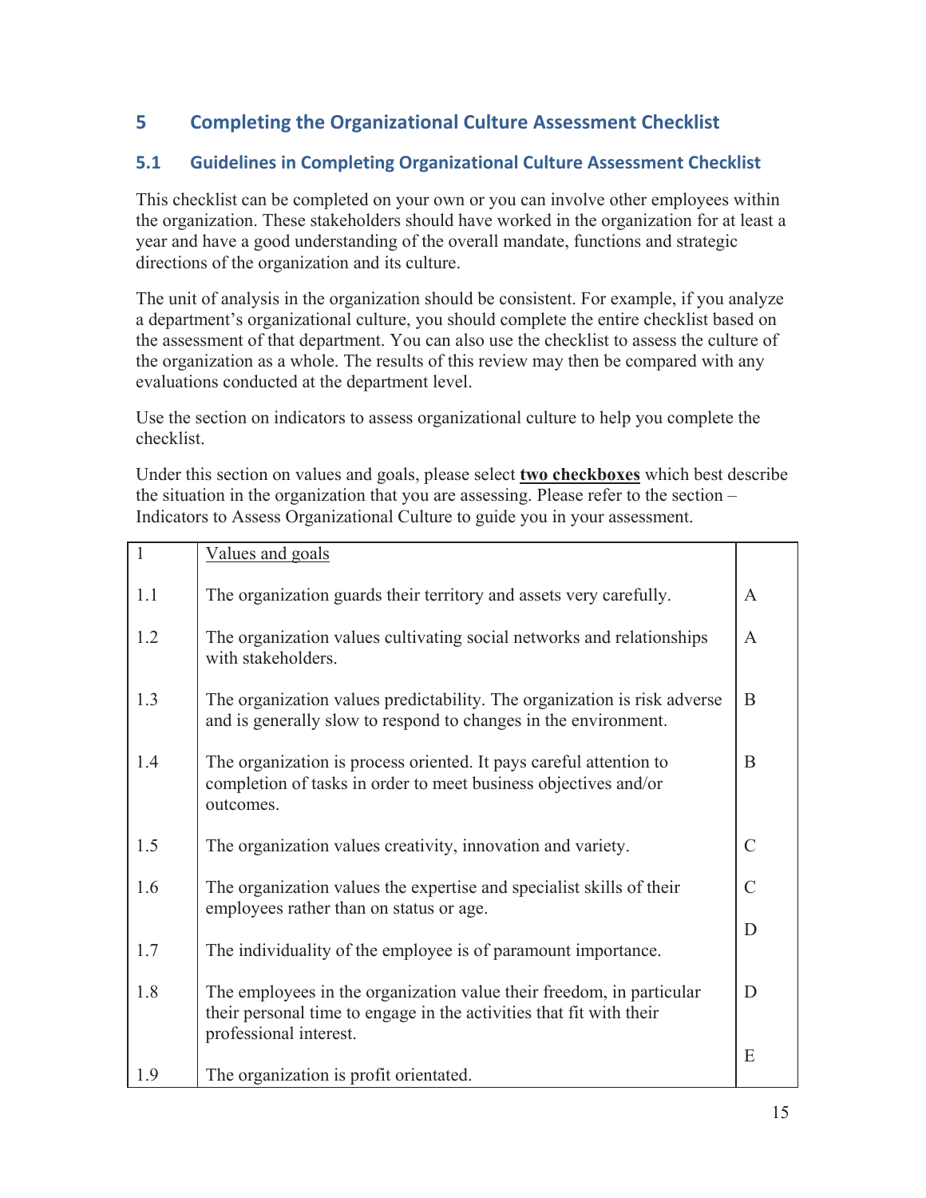## 5 Completing the Organizational Culture Assessment Checklist

### 5.1 Guidelines in Completing Organizational Culture Assessment Checklist

This checklist can be completed on your own or you can involve other employees within the organization. These stakeholders should have worked in the organization for at least a year and have a good understanding of the overall mandate, functions and strategic directions of the organization and its culture.

The unit of analysis in the organization should be consistent. For example, if you analyze a department's organizational culture, you should complete the entire checklist based on the assessment of that department. You can also use the checklist to assess the culture of the organization as a whole. The results of this review may then be compared with any evaluations conducted at the department level.

Use the section on indicators to assess organizational culture to help you complete the checklist.

Under this section on values and goals, please select **two checkboxes** which best describe the situation in the organization that you are assessing. Please refer to the section – Indicators to Assess Organizational Culture to guide you in your assessment.

| 1 | Values and goals | |
|---|---|---|
| 1.1 | The organization guards their territory and assets very carefully. | A |
| 1.2 | The organization values cultivating social networks and relationships with stakeholders. | A |
| 1.3 | The organization values predictability. The organization is risk adverse and is generally slow to respond to changes in the environment. | B |
| 1.4 | The organization is process oriented. It pays careful attention to completion of tasks in order to meet business objectives and/or outcomes. | B |
| 1.5 | The organization values creativity, innovation and variety. | C |
| 1.6 | The organization values the expertise and specialist skills of their employees rather than on status or age. | C |
| 1.7 | The individuality of the employee is of paramount importance. | D |
| 1.8 | The employees in the organization value their freedom, in particular their personal time to engage in the activities that fit with their professional interest. | D |
| 1.9 | The organization is profit orientated. | E |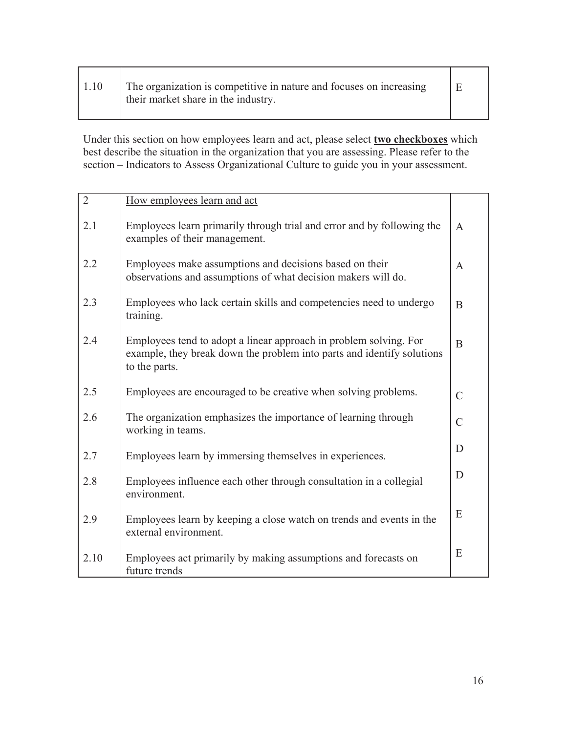| 1.10 | The organization is competitive in nature and focuses on increasing their market share in the industry. | E |
|---|---|---|

Under this section on how employees learn and act, please select **two checkboxes** which best describe the situation in the organization that you are assessing. Please refer to the section – Indicators to Assess Organizational Culture to guide you in your assessment.

| 2 | How employees learn and act | |
|---|---|---|
| 2.1 | Employees learn primarily through trial and error and by following the examples of their management. | A |
| 2.2 | Employees make assumptions and decisions based on their observations and assumptions of what decision makers will do. | A |
| 2.3 | Employees who lack certain skills and competencies need to undergo training. | B |
| 2.4 | Employees tend to adopt a linear approach in problem solving. For example, they break down the problem into parts and identify solutions to the parts. | B |
| 2.5 | Employees are encouraged to be creative when solving problems. | C |
| 2.6 | The organization emphasizes the importance of learning through working in teams. | C |
| 2.7 | Employees learn by immersing themselves in experiences. | D |
| 2.8 | Employees influence each other through consultation in a collegial environment. | D |
| 2.9 | Employees learn by keeping a close watch on trends and events in the external environment. | E |
| 2.10 | Employees act primarily by making assumptions and forecasts on future trends | E |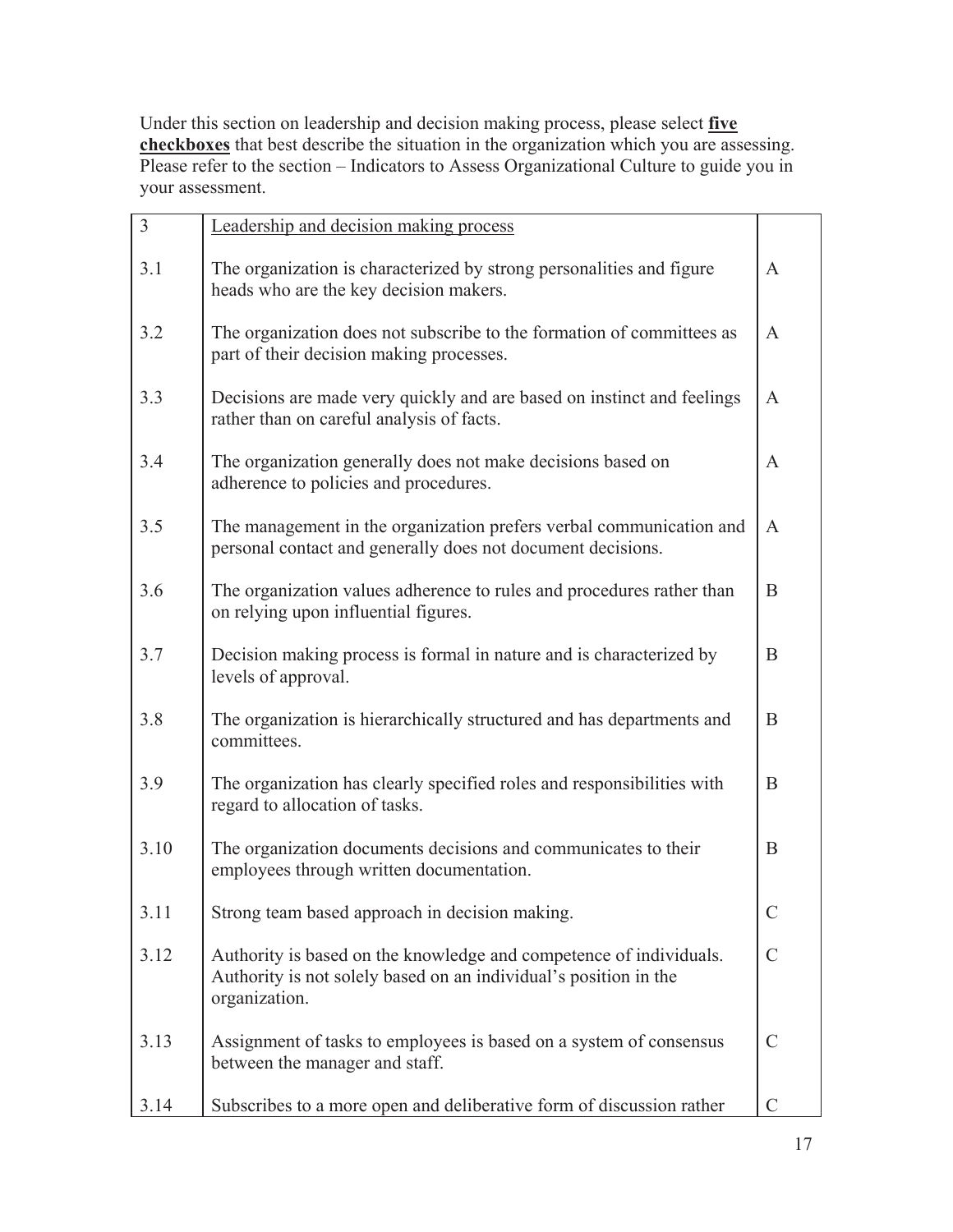Under this section on leadership and decision making process, please select **five checkboxes** that best describe the situation in the organization which you are assessing. Please refer to the section – Indicators to Assess Organizational Culture to guide you in your assessment.

| 3 | Leadership and decision making process | |
|---|---|---|
| 3.1 | The organization is characterized by strong personalities and figure heads who are the key decision makers. | A |
| 3.2 | The organization does not subscribe to the formation of committees as part of their decision making processes. | A |
| 3.3 | Decisions are made very quickly and are based on instinct and feelings rather than on careful analysis of facts. | A |
| 3.4 | The organization generally does not make decisions based on adherence to policies and procedures. | A |
| 3.5 | The management in the organization prefers verbal communication and personal contact and generally does not document decisions. | A |
| 3.6 | The organization values adherence to rules and procedures rather than on relying upon influential figures. | B |
| 3.7 | Decision making process is formal in nature and is characterized by levels of approval. | B |
| 3.8 | The organization is hierarchically structured and has departments and committees. | B |
| 3.9 | The organization has clearly specified roles and responsibilities with regard to allocation of tasks. | B |
| 3.10 | The organization documents decisions and communicates to their employees through written documentation. | B |
| 3.11 | Strong team based approach in decision making. | C |
| 3.12 | Authority is based on the knowledge and competence of individuals. Authority is not solely based on an individual's position in the organization. | C |
| 3.13 | Assignment of tasks to employees is based on a system of consensus between the manager and staff. | C |
| 3.14 | Subscribes to a more open and deliberative form of discussion rather | C |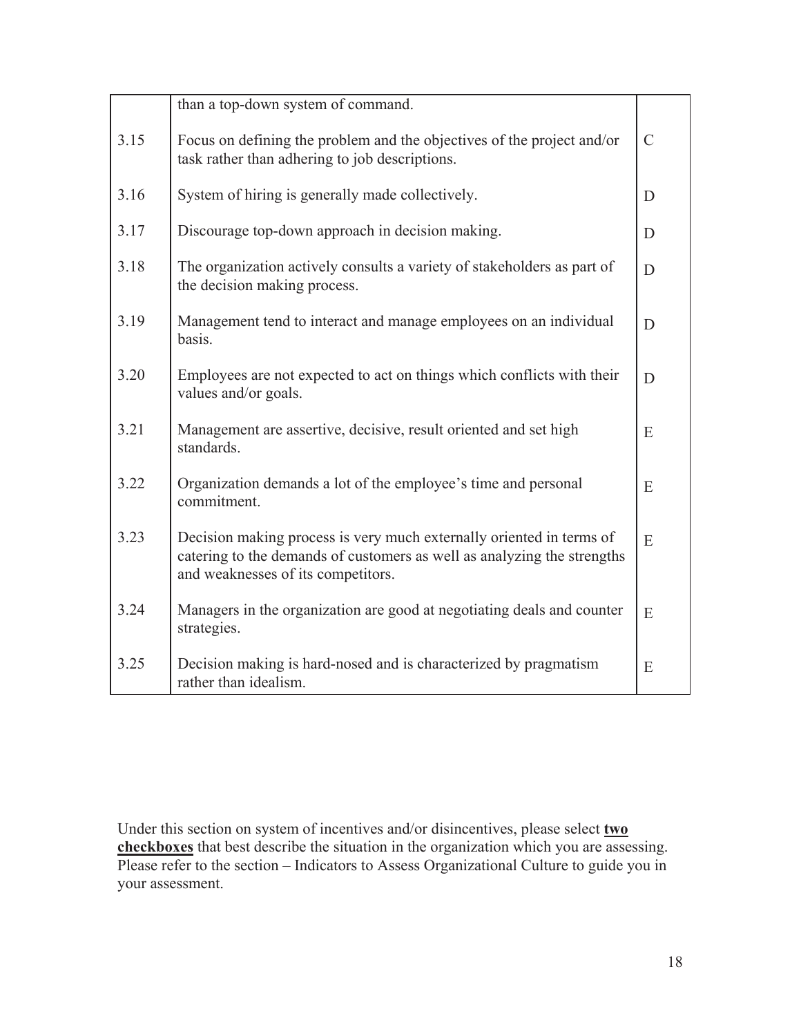| | | |
|---|---|---|
| | than a top-down system of command. | |
| 3.15 | Focus on defining the problem and the objectives of the project and/or task rather than adhering to job descriptions. | C |
| 3.16 | System of hiring is generally made collectively. | D |
| 3.17 | Discourage top-down approach in decision making. | D |
| 3.18 | The organization actively consults a variety of stakeholders as part of the decision making process. | D |
| 3.19 | Management tend to interact and manage employees on an individual basis. | D |
| 3.20 | Employees are not expected to act on things which conflicts with their values and/or goals. | D |
| 3.21 | Management are assertive, decisive, result oriented and set high standards. | E |
| 3.22 | Organization demands a lot of the employee's time and personal commitment. | E |
| 3.23 | Decision making process is very much externally oriented in terms of catering to the demands of customers as well as analyzing the strengths and weaknesses of its competitors. | E |
| 3.24 | Managers in the organization are good at negotiating deals and counter strategies. | E |
| 3.25 | Decision making is hard-nosed and is characterized by pragmatism rather than idealism. | E |

Under this section on system of incentives and/or disincentives, please select **two checkboxes** that best describe the situation in the organization which you are assessing. Please refer to the section – Indicators to Assess Organizational Culture to guide you in your assessment.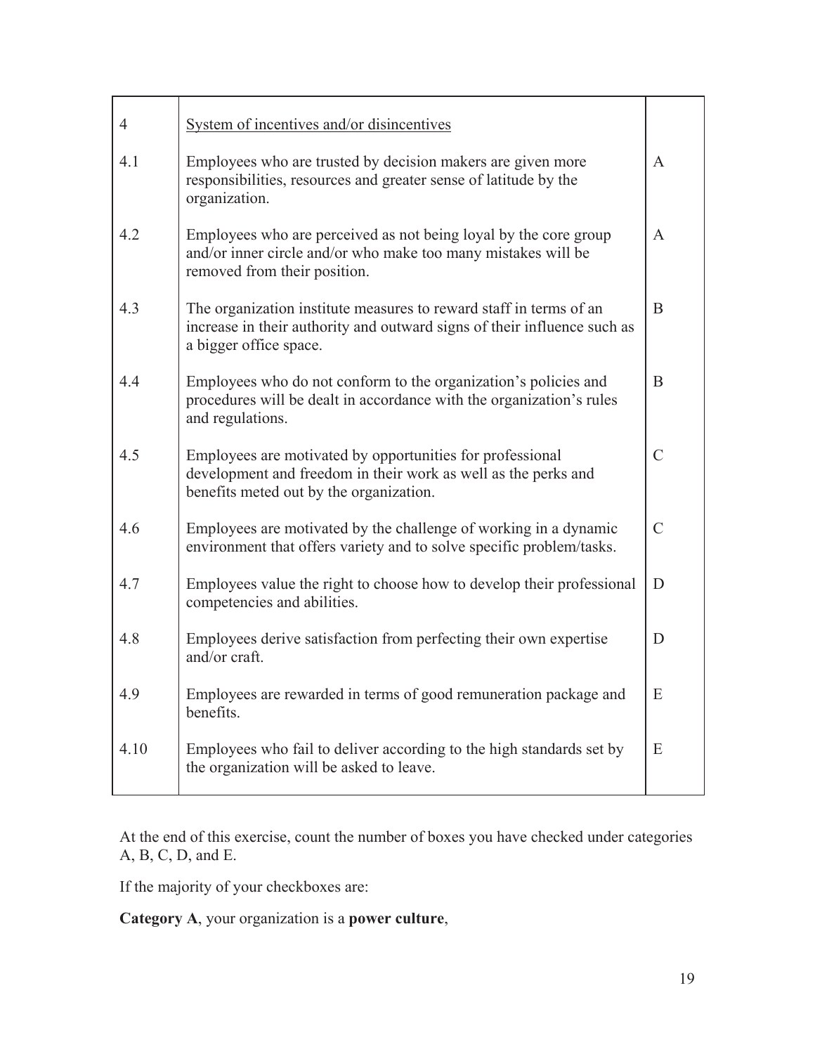| 4 | System of incentives and/or disincentives | |
|---|---|---|
| 4.1 | Employees who are trusted by decision makers are given more responsibilities, resources and greater sense of latitude by the organization. | A |
| 4.2 | Employees who are perceived as not being loyal by the core group and/or inner circle and/or who make too many mistakes will be removed from their position. | A |
| 4.3 | The organization institute measures to reward staff in terms of an increase in their authority and outward signs of their influence such as a bigger office space. | B |
| 4.4 | Employees who do not conform to the organization's policies and procedures will be dealt in accordance with the organization's rules and regulations. | B |
| 4.5 | Employees are motivated by opportunities for professional development and freedom in their work as well as the perks and benefits meted out by the organization. | C |
| 4.6 | Employees are motivated by the challenge of working in a dynamic environment that offers variety and to solve specific problem/tasks. | C |
| 4.7 | Employees value the right to choose how to develop their professional competencies and abilities. | D |
| 4.8 | Employees derive satisfaction from perfecting their own expertise and/or craft. | D |
| 4.9 | Employees are rewarded in terms of good remuneration package and benefits. | E |
| 4.10 | Employees who fail to deliver according to the high standards set by the organization will be asked to leave. | E |

At the end of this exercise, count the number of boxes you have checked under categories A, B, C, D, and E.

If the majority of your checkboxes are:

**Category A**, your organization is a **power culture**,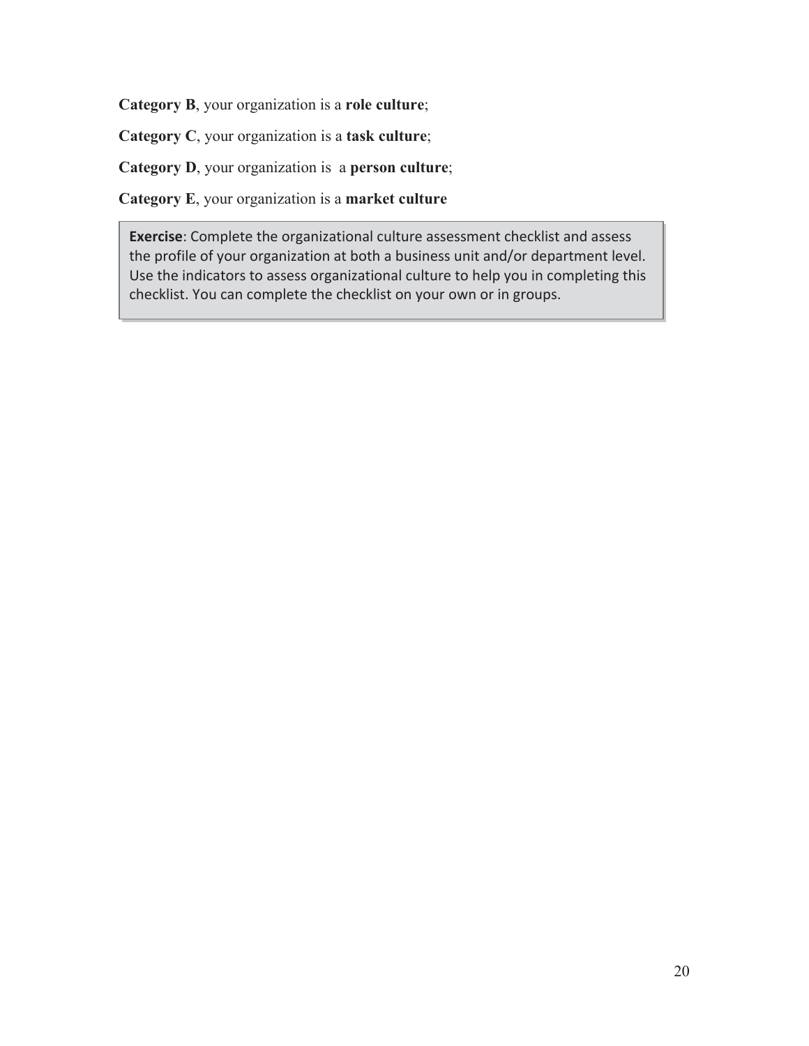**Category B**, your organization is a **role culture**;

**Category C**, your organization is a **task culture**;

**Category D**, your organization is a **person culture**;

**Category E**, your organization is a **market culture**

> **Exercise**: Complete the organizational culture assessment checklist and assess the profile of your organization at both a business unit and/or department level. Use the indicators to assess organizational culture to help you in completing this checklist. You can complete the checklist on your own or in groups.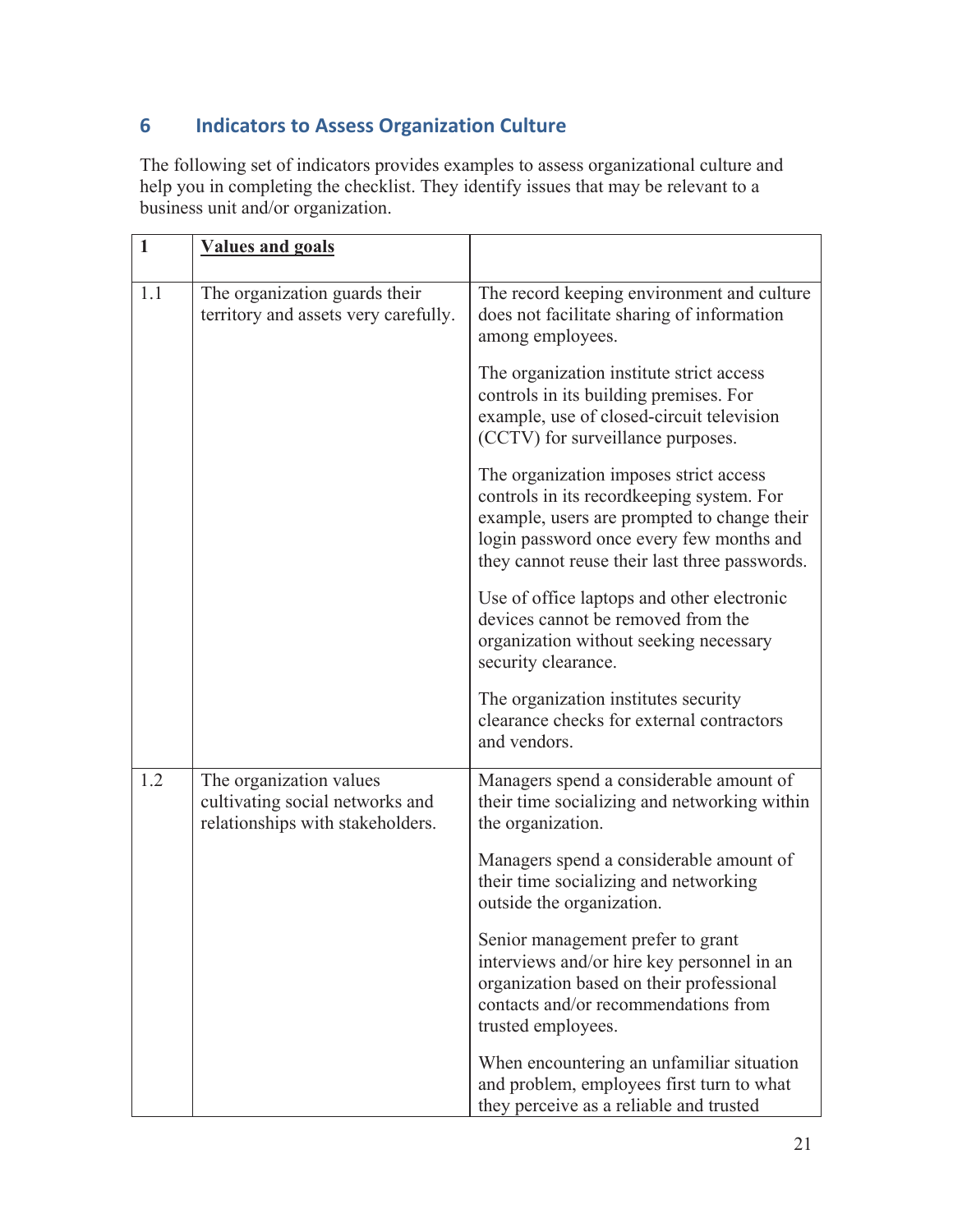## 6 Indicators to Assess Organization Culture

The following set of indicators provides examples to assess organizational culture and help you in completing the checklist. They identify issues that may be relevant to a business unit and/or organization.

| **1** | **Values and goals** | |
|---|---|---|
| 1.1 | The organization guards their territory and assets very carefully. | The record keeping environment and culture does not facilitate sharing of information among employees.<br><br>The organization institute strict access controls in its building premises. For example, use of closed-circuit television (CCTV) for surveillance purposes.<br><br>The organization imposes strict access controls in its recordkeeping system. For example, users are prompted to change their login password once every few months and they cannot reuse their last three passwords.<br><br>Use of office laptops and other electronic devices cannot be removed from the organization without seeking necessary security clearance.<br><br>The organization institutes security clearance checks for external contractors and vendors. |
| 1.2 | The organization values cultivating social networks and relationships with stakeholders. | Managers spend a considerable amount of their time socializing and networking within the organization.<br><br>Managers spend a considerable amount of their time socializing and networking outside the organization.<br><br>Senior management prefer to grant interviews and/or hire key personnel in an organization based on their professional contacts and/or recommendations from trusted employees.<br><br>When encountering an unfamiliar situation and problem, employees first turn to what they perceive as a reliable and trusted |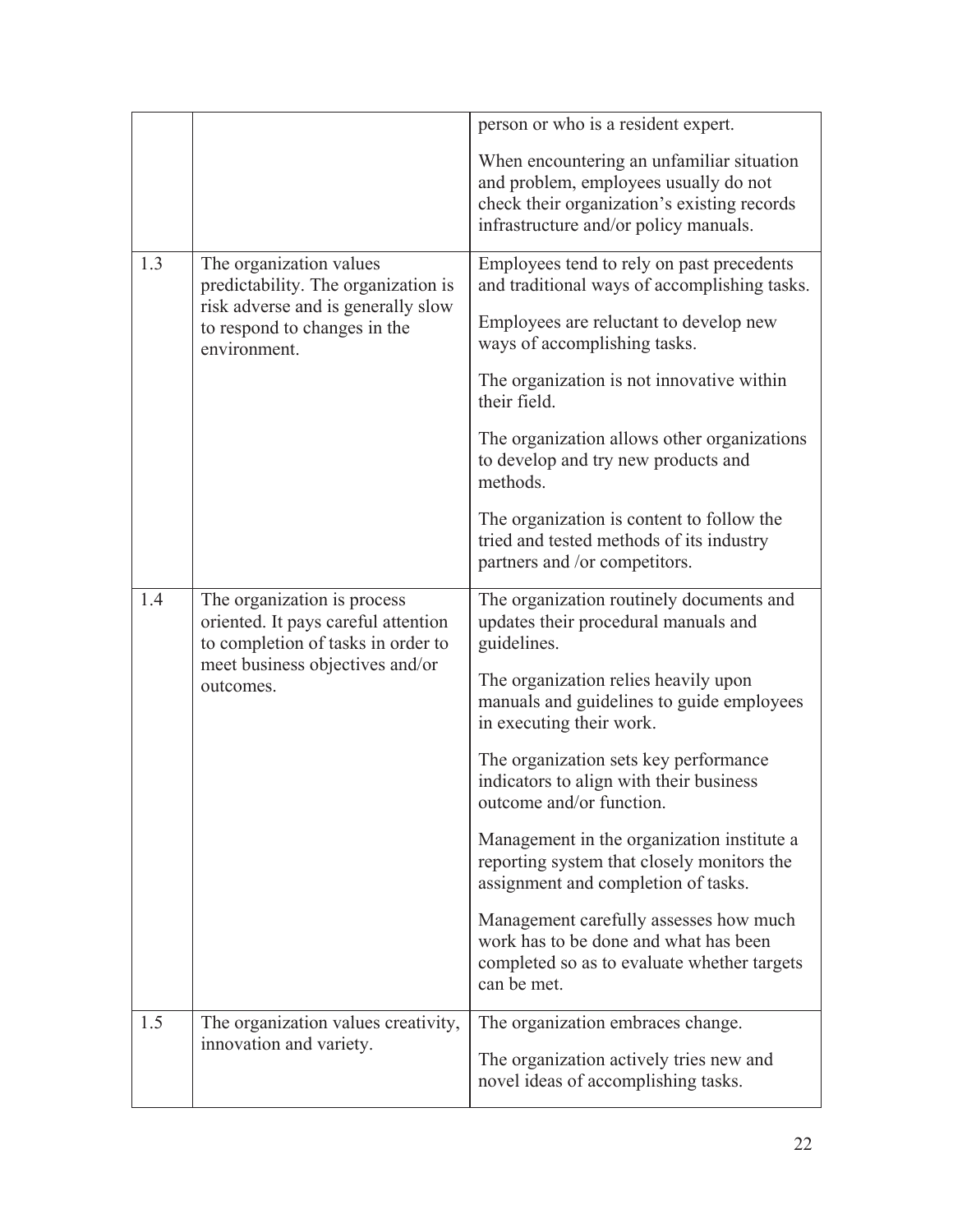| | | |
|---|---|---|
| | | person or who is a resident expert.<br><br>When encountering an unfamiliar situation and problem, employees usually do not check their organization's existing records infrastructure and/or policy manuals. |
| 1.3 | The organization values predictability. The organization is risk adverse and is generally slow to respond to changes in the environment. | Employees tend to rely on past precedents and traditional ways of accomplishing tasks.<br><br>Employees are reluctant to develop new ways of accomplishing tasks.<br><br>The organization is not innovative within their field.<br><br>The organization allows other organizations to develop and try new products and methods.<br><br>The organization is content to follow the tried and tested methods of its industry partners and /or competitors. |
| 1.4 | The organization is process oriented. It pays careful attention to completion of tasks in order to meet business objectives and/or outcomes. | The organization routinely documents and updates their procedural manuals and guidelines.<br><br>The organization relies heavily upon manuals and guidelines to guide employees in executing their work.<br><br>The organization sets key performance indicators to align with their business outcome and/or function.<br><br>Management in the organization institute a reporting system that closely monitors the assignment and completion of tasks.<br><br>Management carefully assesses how much work has to be done and what has been completed so as to evaluate whether targets can be met. |
| 1.5 | The organization values creativity, innovation and variety. | The organization embraces change.<br><br>The organization actively tries new and novel ideas of accomplishing tasks. |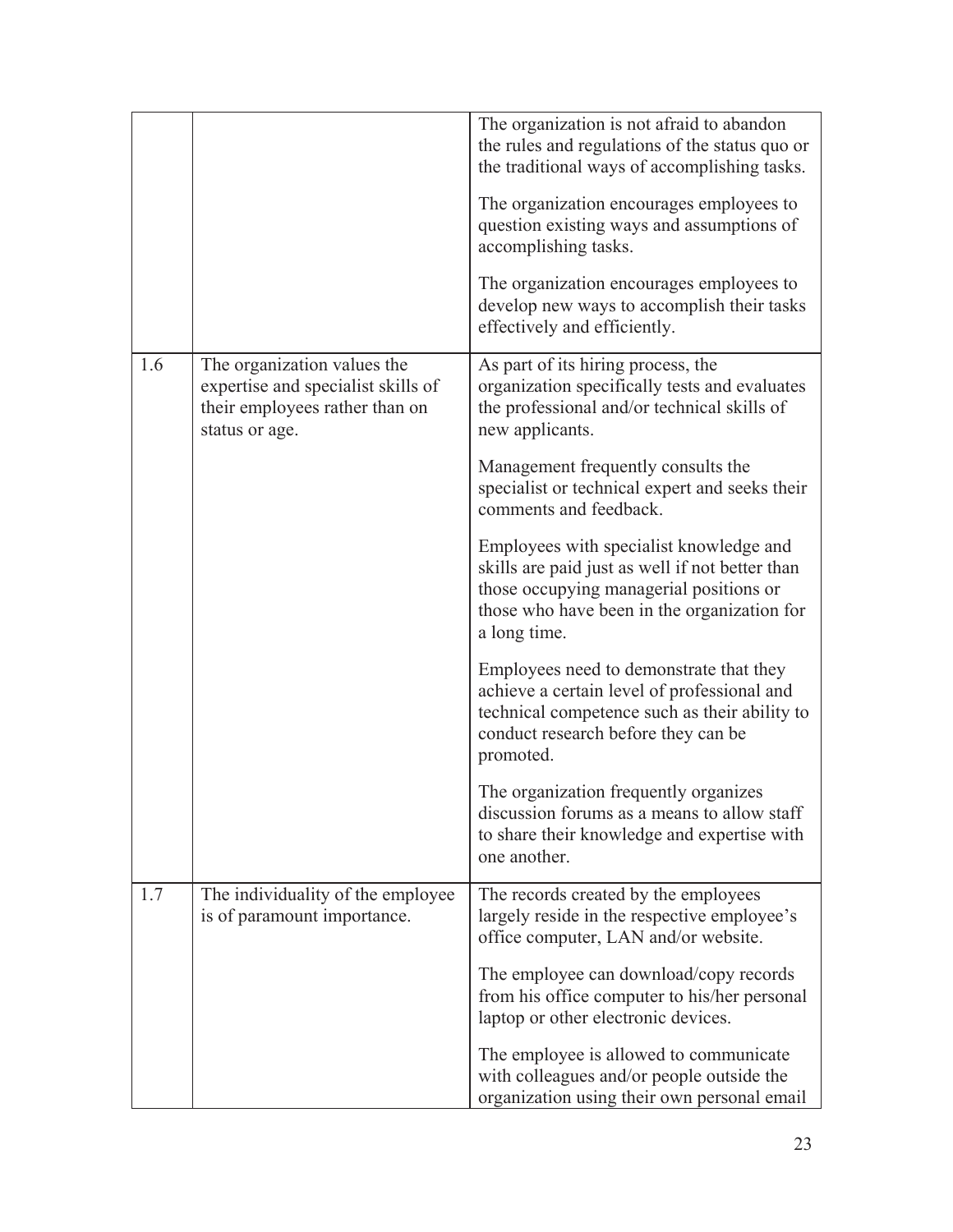|  |  |  |
|---|---|---|
|  |  | The organization is not afraid to abandon the rules and regulations of the status quo or the traditional ways of accomplishing tasks. |
|  |  | The organization encourages employees to question existing ways and assumptions of accomplishing tasks. |
|  |  | The organization encourages employees to develop new ways to accomplish their tasks effectively and efficiently. |
| 1.6 | The organization values the expertise and specialist skills of their employees rather than on status or age. | As part of its hiring process, the organization specifically tests and evaluates the professional and/or technical skills of new applicants. |
|  |  | Management frequently consults the specialist or technical expert and seeks their comments and feedback. |
|  |  | Employees with specialist knowledge and skills are paid just as well if not better than those occupying managerial positions or those who have been in the organization for a long time. |
|  |  | Employees need to demonstrate that they achieve a certain level of professional and technical competence such as their ability to conduct research before they can be promoted. |
|  |  | The organization frequently organizes discussion forums as a means to allow staff to share their knowledge and expertise with one another. |
| 1.7 | The individuality of the employee is of paramount importance. | The records created by the employees largely reside in the respective employee's office computer, LAN and/or website. |
|  |  | The employee can download/copy records from his office computer to his/her personal laptop or other electronic devices. |
|  |  | The employee is allowed to communicate with colleagues and/or people outside the organization using their own personal email |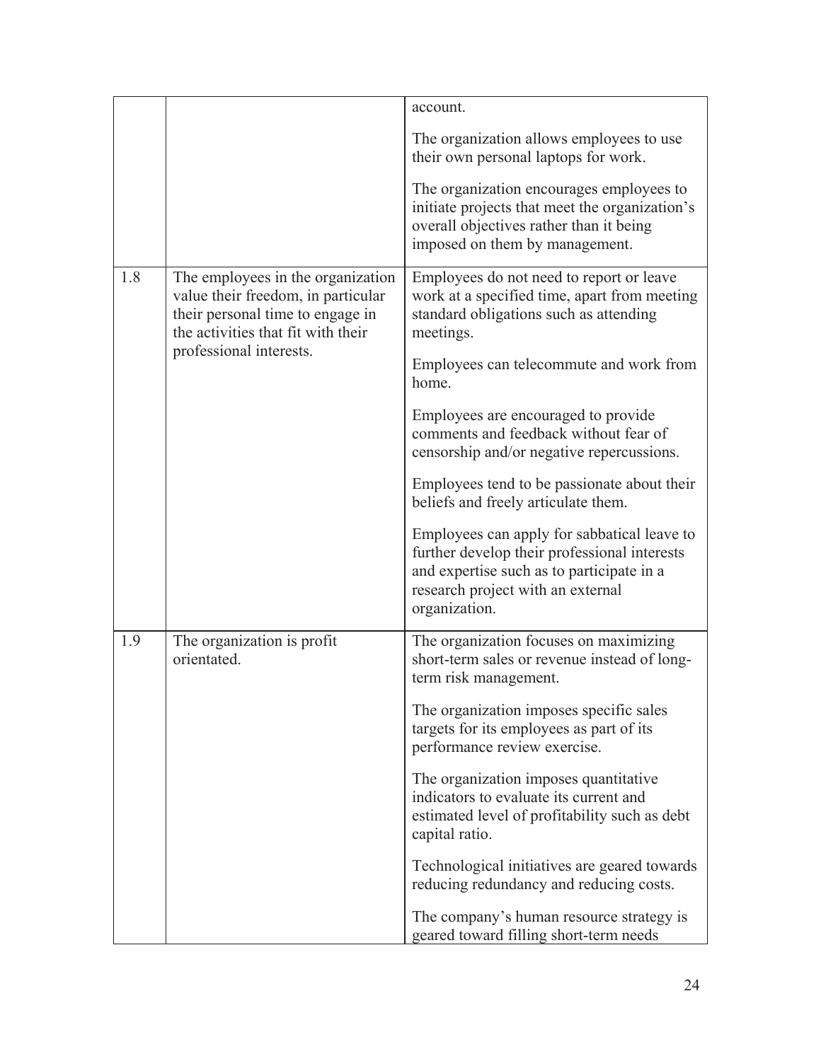| | | |
|---|---|---|
| | | account.<br><br>The organization allows employees to use their own personal laptops for work.<br><br>The organization encourages employees to initiate projects that meet the organization's overall objectives rather than it being imposed on them by management. |
| 1.8 | The employees in the organization value their freedom, in particular their personal time to engage in the activities that fit with their professional interests. | Employees do not need to report or leave work at a specified time, apart from meeting standard obligations such as attending meetings.<br><br>Employees can telecommute and work from home.<br><br>Employees are encouraged to provide comments and feedback without fear of censorship and/or negative repercussions.<br><br>Employees tend to be passionate about their beliefs and freely articulate them.<br><br>Employees can apply for sabbatical leave to further develop their professional interests and expertise such as to participate in a research project with an external organization. |
| 1.9 | The organization is profit orientated. | The organization focuses on maximizing short-term sales or revenue instead of long-term risk management.<br><br>The organization imposes specific sales targets for its employees as part of its performance review exercise.<br><br>The organization imposes quantitative indicators to evaluate its current and estimated level of profitability such as debt capital ratio.<br><br>Technological initiatives are geared towards reducing redundancy and reducing costs.<br><br>The company's human resource strategy is geared toward filling short-term needs |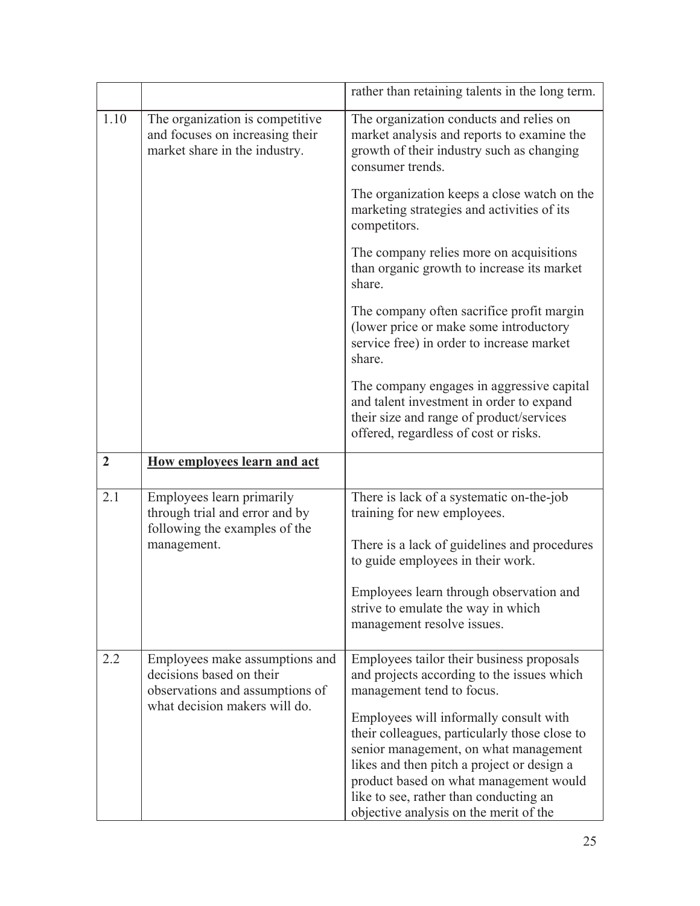| | | |
|---|---|---|
| | | rather than retaining talents in the long term. |
| 1.10 | The organization is competitive and focuses on increasing their market share in the industry. | The organization conducts and relies on market analysis and reports to examine the growth of their industry such as changing consumer trends.<br><br>The organization keeps a close watch on the marketing strategies and activities of its competitors.<br><br>The company relies more on acquisitions than organic growth to increase its market share.<br><br>The company often sacrifice profit margin (lower price or make some introductory service free) in order to increase market share.<br><br>The company engages in aggressive capital and talent investment in order to expand their size and range of product/services offered, regardless of cost or risks. |
| **2** | **<u>How employees learn and act</u>** | |
| 2.1 | Employees learn primarily through trial and error and by following the examples of the management. | There is lack of a systematic on-the-job training for new employees.<br><br>There is a lack of guidelines and procedures to guide employees in their work.<br><br>Employees learn through observation and strive to emulate the way in which management resolve issues. |
| 2.2 | Employees make assumptions and decisions based on their observations and assumptions of what decision makers will do. | Employees tailor their business proposals and projects according to the issues which management tend to focus.<br><br>Employees will informally consult with their colleagues, particularly those close to senior management, on what management likes and then pitch a project or design a product based on what management would like to see, rather than conducting an objective analysis on the merit of the |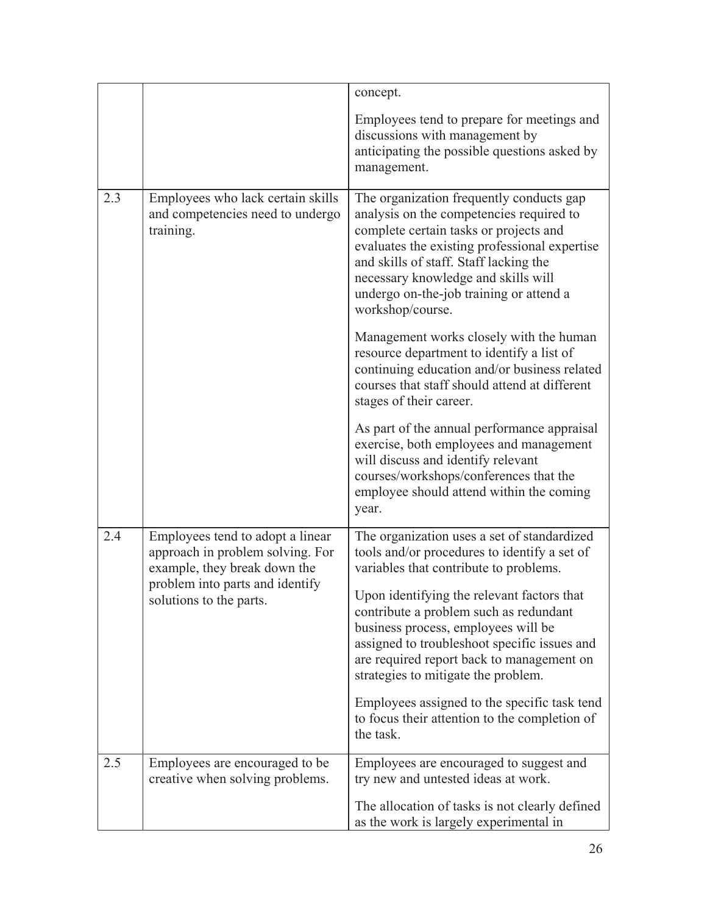| | | |
|---|---|---|
| | | concept.<br><br>Employees tend to prepare for meetings and discussions with management by anticipating the possible questions asked by management. |
| 2.3 | Employees who lack certain skills and competencies need to undergo training. | The organization frequently conducts gap analysis on the competencies required to complete certain tasks or projects and evaluates the existing professional expertise and skills of staff. Staff lacking the necessary knowledge and skills will undergo on-the-job training or attend a workshop/course.<br><br>Management works closely with the human resource department to identify a list of continuing education and/or business related courses that staff should attend at different stages of their career.<br><br>As part of the annual performance appraisal exercise, both employees and management will discuss and identify relevant courses/workshops/conferences that the employee should attend within the coming year. |
| 2.4 | Employees tend to adopt a linear approach in problem solving. For example, they break down the problem into parts and identify solutions to the parts. | The organization uses a set of standardized tools and/or procedures to identify a set of variables that contribute to problems.<br><br>Upon identifying the relevant factors that contribute a problem such as redundant business process, employees will be assigned to troubleshoot specific issues and are required report back to management on strategies to mitigate the problem.<br><br>Employees assigned to the specific task tend to focus their attention to the completion of the task. |
| 2.5 | Employees are encouraged to be creative when solving problems. | Employees are encouraged to suggest and try new and untested ideas at work.<br><br>The allocation of tasks is not clearly defined as the work is largely experimental in |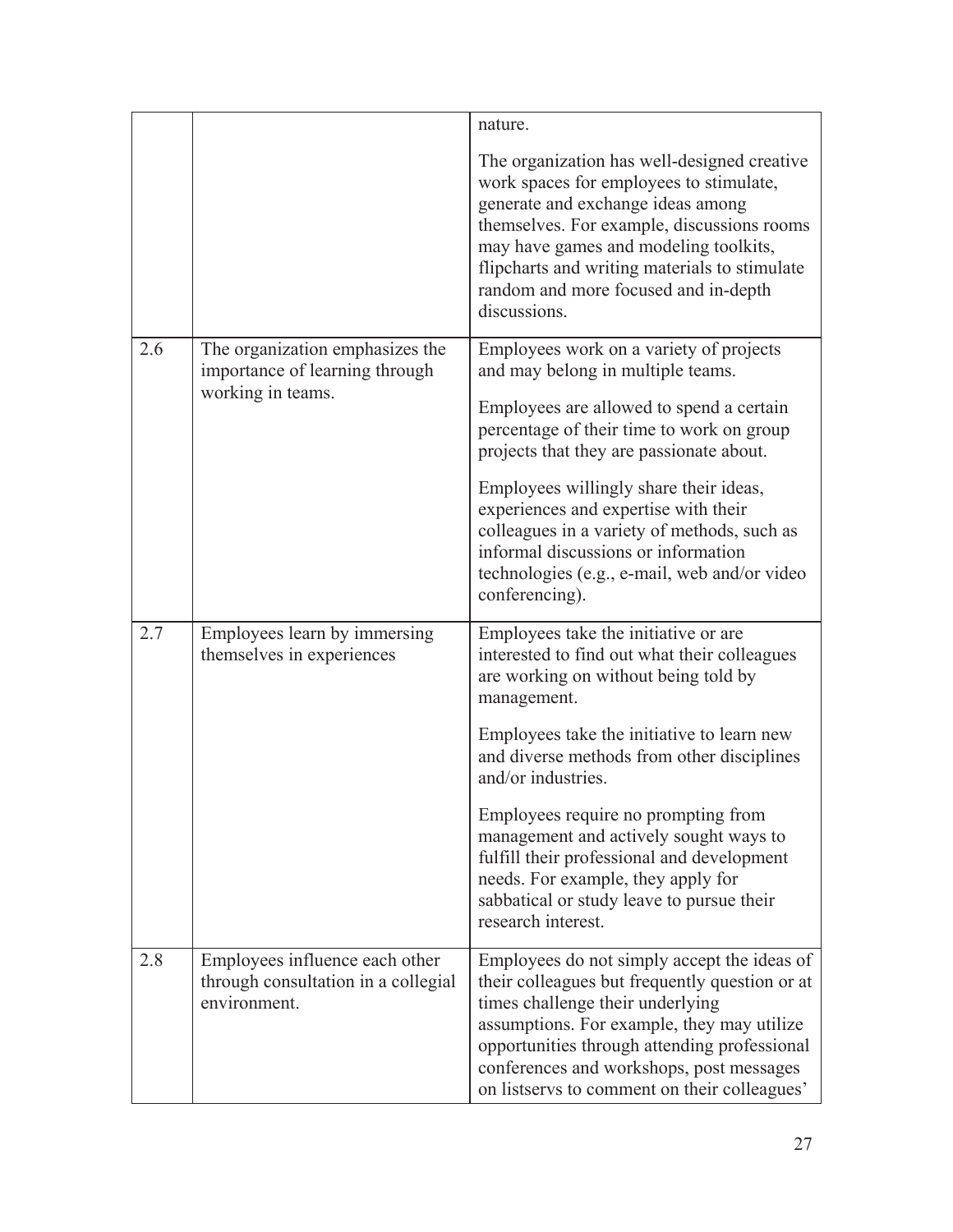| | | |
|---|---|---|
| | | nature.<br><br>The organization has well-designed creative work spaces for employees to stimulate, generate and exchange ideas among themselves. For example, discussions rooms may have games and modeling toolkits, flipcharts and writing materials to stimulate random and more focused and in-depth discussions. |
| 2.6 | The organization emphasizes the importance of learning through working in teams. | Employees work on a variety of projects and may belong in multiple teams.<br><br>Employees are allowed to spend a certain percentage of their time to work on group projects that they are passionate about.<br><br>Employees willingly share their ideas, experiences and expertise with their colleagues in a variety of methods, such as informal discussions or information technologies (e.g., e-mail, web and/or video conferencing). |
| 2.7 | Employees learn by immersing themselves in experiences | Employees take the initiative or are interested to find out what their colleagues are working on without being told by management.<br><br>Employees take the initiative to learn new and diverse methods from other disciplines and/or industries.<br><br>Employees require no prompting from management and actively sought ways to fulfill their professional and development needs. For example, they apply for sabbatical or study leave to pursue their research interest. |
| 2.8 | Employees influence each other through consultation in a collegial environment. | Employees do not simply accept the ideas of their colleagues but frequently question or at times challenge their underlying assumptions. For example, they may utilize opportunities through attending professional conferences and workshops, post messages on listservs to comment on their colleagues' |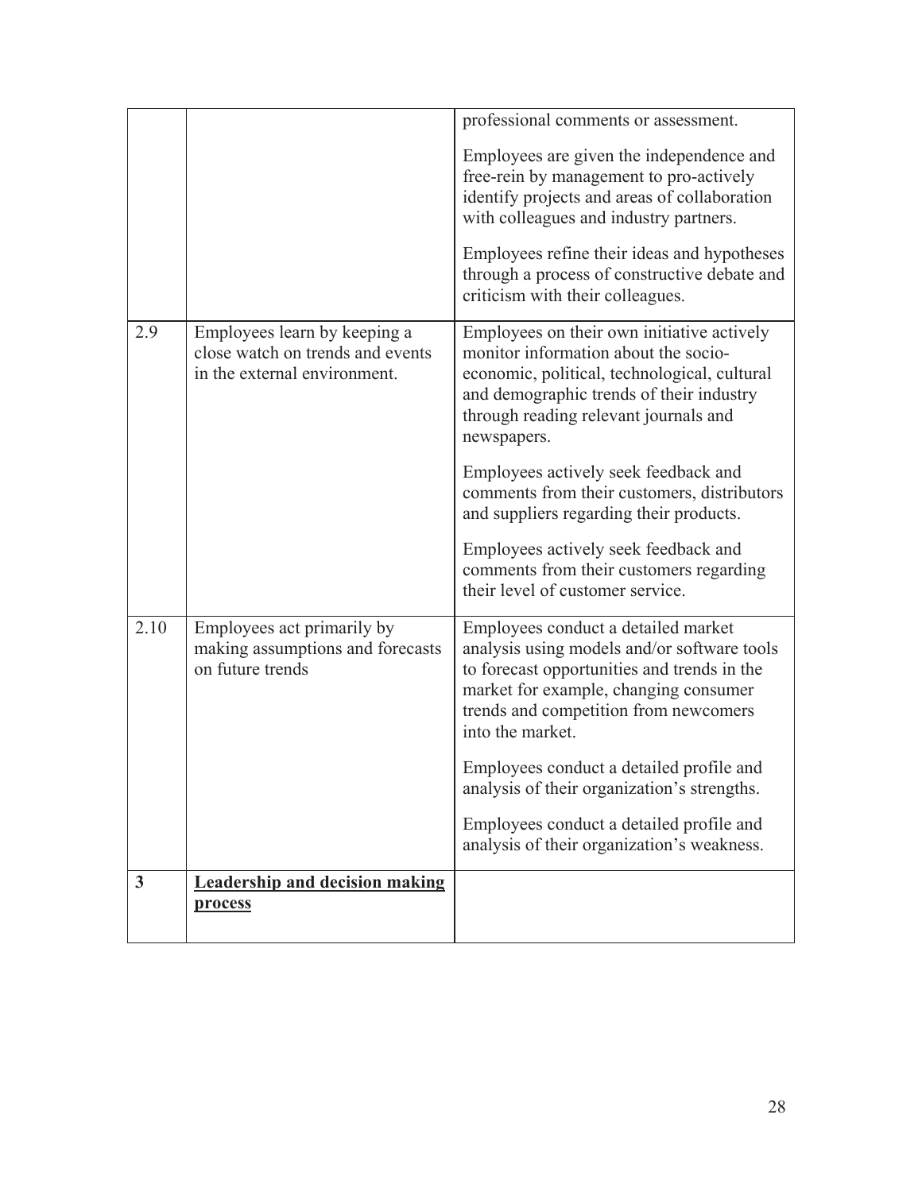| | | |
|---|---|---|
| | | professional comments or assessment.<br><br>Employees are given the independence and free-rein by management to pro-actively identify projects and areas of collaboration with colleagues and industry partners.<br><br>Employees refine their ideas and hypotheses through a process of constructive debate and criticism with their colleagues. |
| 2.9 | Employees learn by keeping a close watch on trends and events in the external environment. | Employees on their own initiative actively monitor information about the socio-economic, political, technological, cultural and demographic trends of their industry through reading relevant journals and newspapers.<br><br>Employees actively seek feedback and comments from their customers, distributors and suppliers regarding their products.<br><br>Employees actively seek feedback and comments from their customers regarding their level of customer service. |
| 2.10 | Employees act primarily by making assumptions and forecasts on future trends | Employees conduct a detailed market analysis using models and/or software tools to forecast opportunities and trends in the market for example, changing consumer trends and competition from newcomers into the market.<br><br>Employees conduct a detailed profile and analysis of their organization's strengths.<br><br>Employees conduct a detailed profile and analysis of their organization's weakness. |
| **3** | **Leadership and decision making process** | |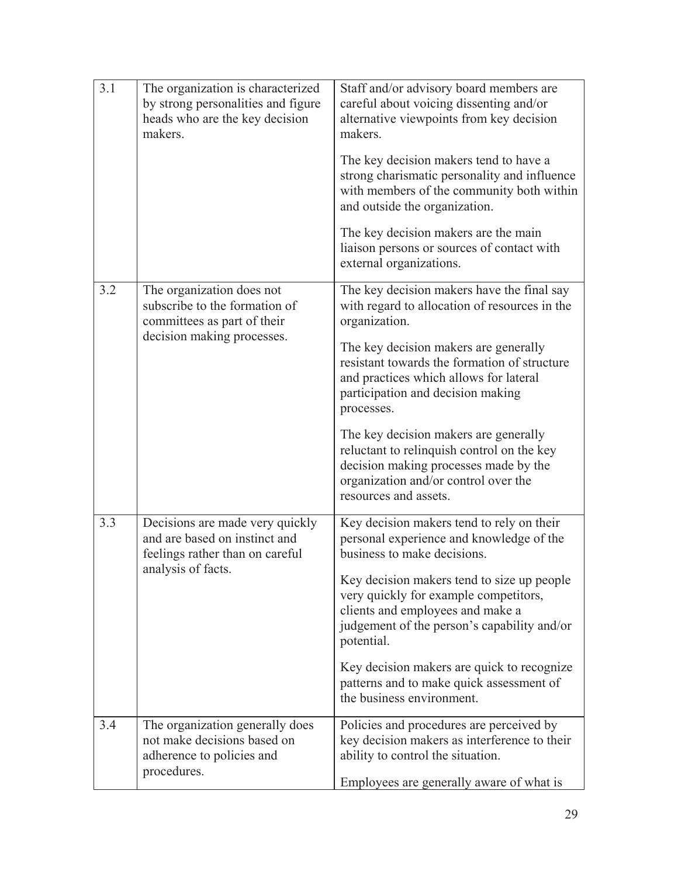| | | |
|---|---|---|
| 3.1 | The organization is characterized by strong personalities and figure heads who are the key decision makers. | Staff and/or advisory board members are careful about voicing dissenting and/or alternative viewpoints from key decision makers.<br><br>The key decision makers tend to have a strong charismatic personality and influence with members of the community both within and outside the organization.<br><br>The key decision makers are the main liaison persons or sources of contact with external organizations. |
| 3.2 | The organization does not subscribe to the formation of committees as part of their decision making processes. | The key decision makers have the final say with regard to allocation of resources in the organization.<br><br>The key decision makers are generally resistant towards the formation of structure and practices which allows for lateral participation and decision making processes.<br><br>The key decision makers are generally reluctant to relinquish control on the key decision making processes made by the organization and/or control over the resources and assets. |
| 3.3 | Decisions are made very quickly and are based on instinct and feelings rather than on careful analysis of facts. | Key decision makers tend to rely on their personal experience and knowledge of the business to make decisions.<br><br>Key decision makers tend to size up people very quickly for example competitors, clients and employees and make a judgement of the person's capability and/or potential.<br><br>Key decision makers are quick to recognize patterns and to make quick assessment of the business environment. |
| 3.4 | The organization generally does not make decisions based on adherence to policies and procedures. | Policies and procedures are perceived by key decision makers as interference to their ability to control the situation.<br><br>Employees are generally aware of what is |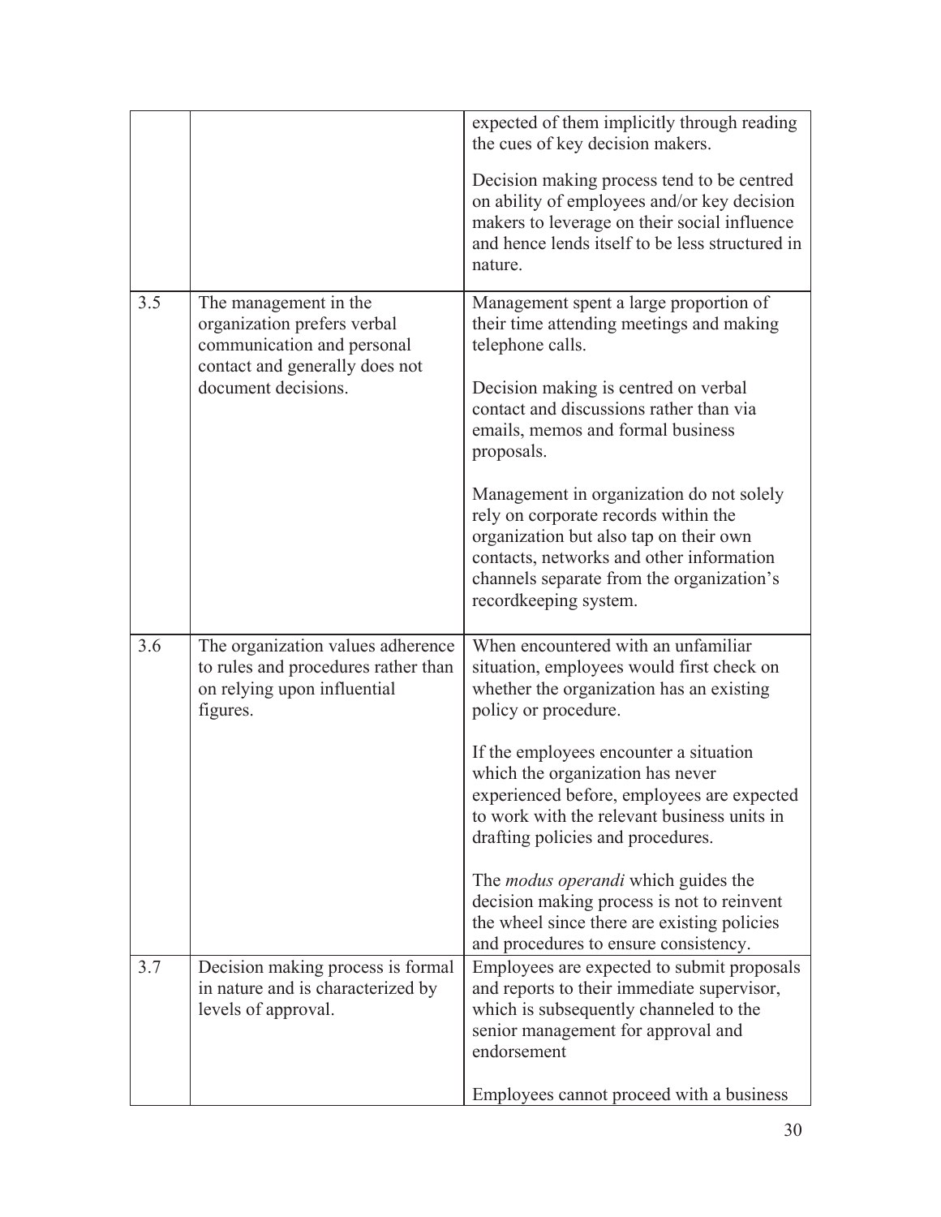| | | |
|---|---|---|
| | | expected of them implicitly through reading the cues of key decision makers.<br><br>Decision making process tend to be centred on ability of employees and/or key decision makers to leverage on their social influence and hence lends itself to be less structured in nature. |
| 3.5 | The management in the organization prefers verbal communication and personal contact and generally does not document decisions. | Management spent a large proportion of their time attending meetings and making telephone calls.<br><br>Decision making is centred on verbal contact and discussions rather than via emails, memos and formal business proposals.<br><br>Management in organization do not solely rely on corporate records within the organization but also tap on their own contacts, networks and other information channels separate from the organization's recordkeeping system. |
| 3.6 | The organization values adherence to rules and procedures rather than on relying upon influential figures. | When encountered with an unfamiliar situation, employees would first check on whether the organization has an existing policy or procedure.<br><br>If the employees encounter a situation which the organization has never experienced before, employees are expected to work with the relevant business units in drafting policies and procedures.<br><br>The *modus operandi* which guides the decision making process is not to reinvent the wheel since there are existing policies and procedures to ensure consistency. |
| 3.7 | Decision making process is formal in nature and is characterized by levels of approval. | Employees are expected to submit proposals and reports to their immediate supervisor, which is subsequently channeled to the senior management for approval and endorsement<br><br>Employees cannot proceed with a business |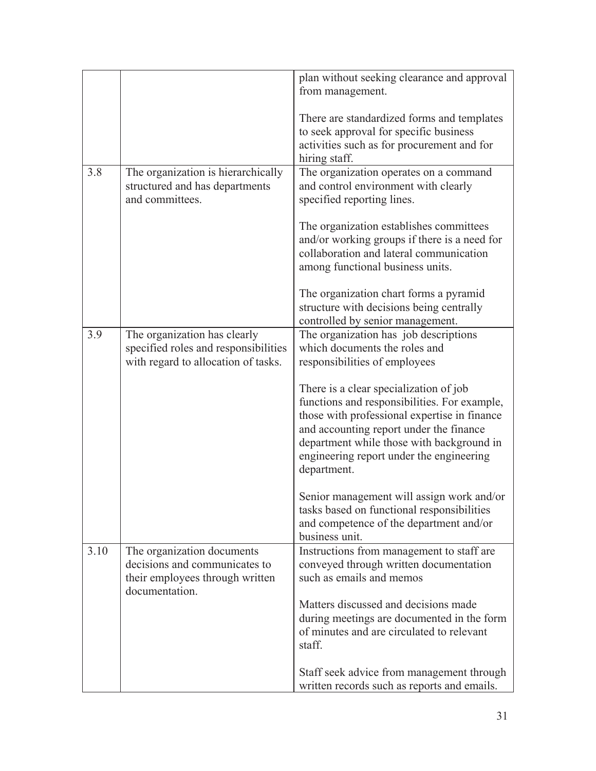| | | |
|---|---|---|
| | | plan without seeking clearance and approval from management.<br><br>There are standardized forms and templates to seek approval for specific business activities such as for procurement and for hiring staff. |
| 3.8 | The organization is hierarchically structured and has departments and committees. | The organization operates on a command and control environment with clearly specified reporting lines.<br><br>The organization establishes committees and/or working groups if there is a need for collaboration and lateral communication among functional business units.<br><br>The organization chart forms a pyramid structure with decisions being centrally controlled by senior management. |
| 3.9 | The organization has clearly specified roles and responsibilities with regard to allocation of tasks. | The organization has job descriptions which documents the roles and responsibilities of employees<br><br>There is a clear specialization of job functions and responsibilities. For example, those with professional expertise in finance and accounting report under the finance department while those with background in engineering report under the engineering department.<br><br>Senior management will assign work and/or tasks based on functional responsibilities and competence of the department and/or business unit. |
| 3.10 | The organization documents decisions and communicates to their employees through written documentation. | Instructions from management to staff are conveyed through written documentation such as emails and memos<br><br>Matters discussed and decisions made during meetings are documented in the form of minutes and are circulated to relevant staff.<br><br>Staff seek advice from management through written records such as reports and emails. |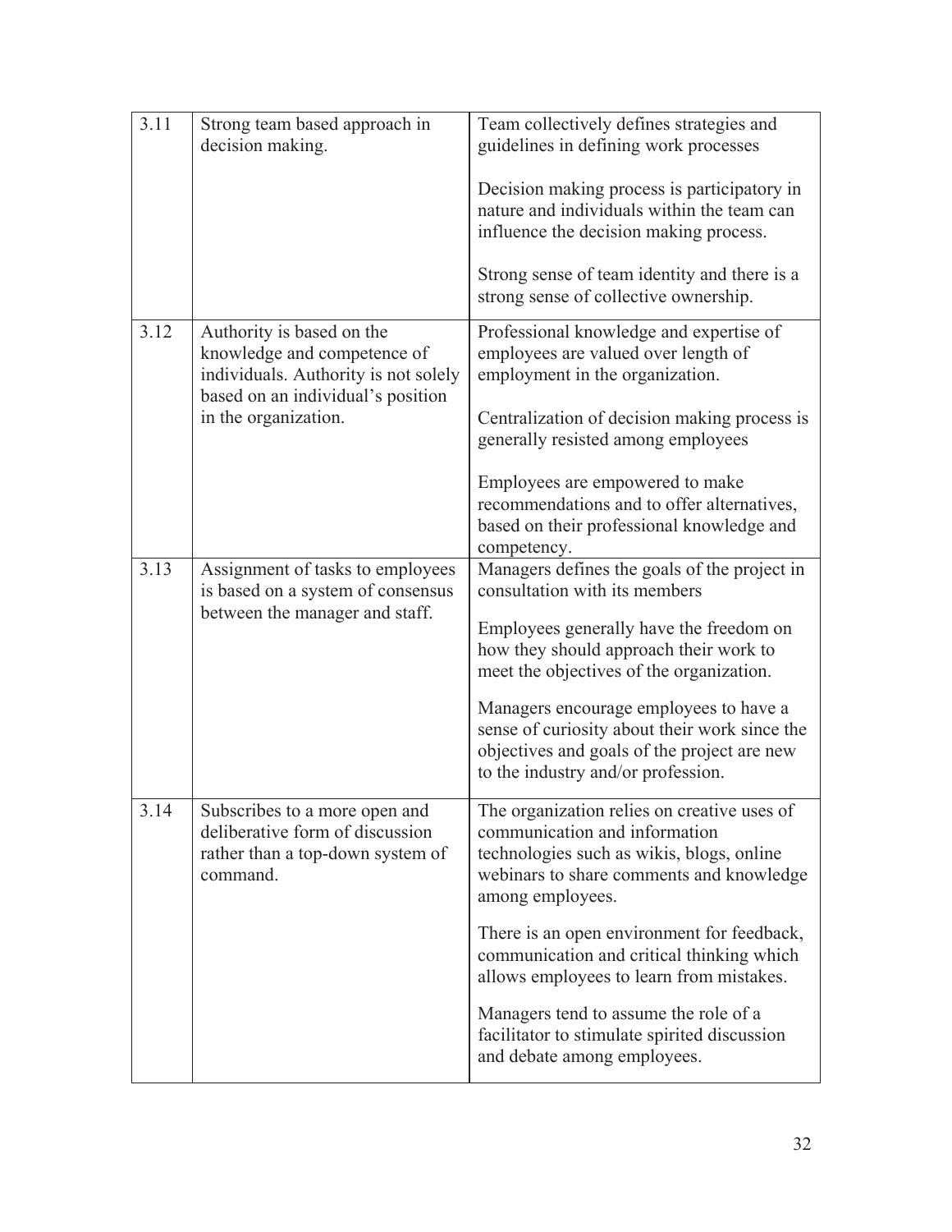| | | |
|---|---|---|
| 3.11 | Strong team based approach in decision making. | Team collectively defines strategies and guidelines in defining work processes<br><br>Decision making process is participatory in nature and individuals within the team can influence the decision making process.<br><br>Strong sense of team identity and there is a strong sense of collective ownership. |
| 3.12 | Authority is based on the knowledge and competence of individuals. Authority is not solely based on an individual's position in the organization. | Professional knowledge and expertise of employees are valued over length of employment in the organization.<br><br>Centralization of decision making process is generally resisted among employees<br><br>Employees are empowered to make recommendations and to offer alternatives, based on their professional knowledge and competency. |
| 3.13 | Assignment of tasks to employees is based on a system of consensus between the manager and staff. | Managers defines the goals of the project in consultation with its members<br><br>Employees generally have the freedom on how they should approach their work to meet the objectives of the organization.<br><br>Managers encourage employees to have a sense of curiosity about their work since the objectives and goals of the project are new to the industry and/or profession. |
| 3.14 | Subscribes to a more open and deliberative form of discussion rather than a top-down system of command. | The organization relies on creative uses of communication and information technologies such as wikis, blogs, online webinars to share comments and knowledge among employees.<br><br>There is an open environment for feedback, communication and critical thinking which allows employees to learn from mistakes.<br><br>Managers tend to assume the role of a facilitator to stimulate spirited discussion and debate among employees. |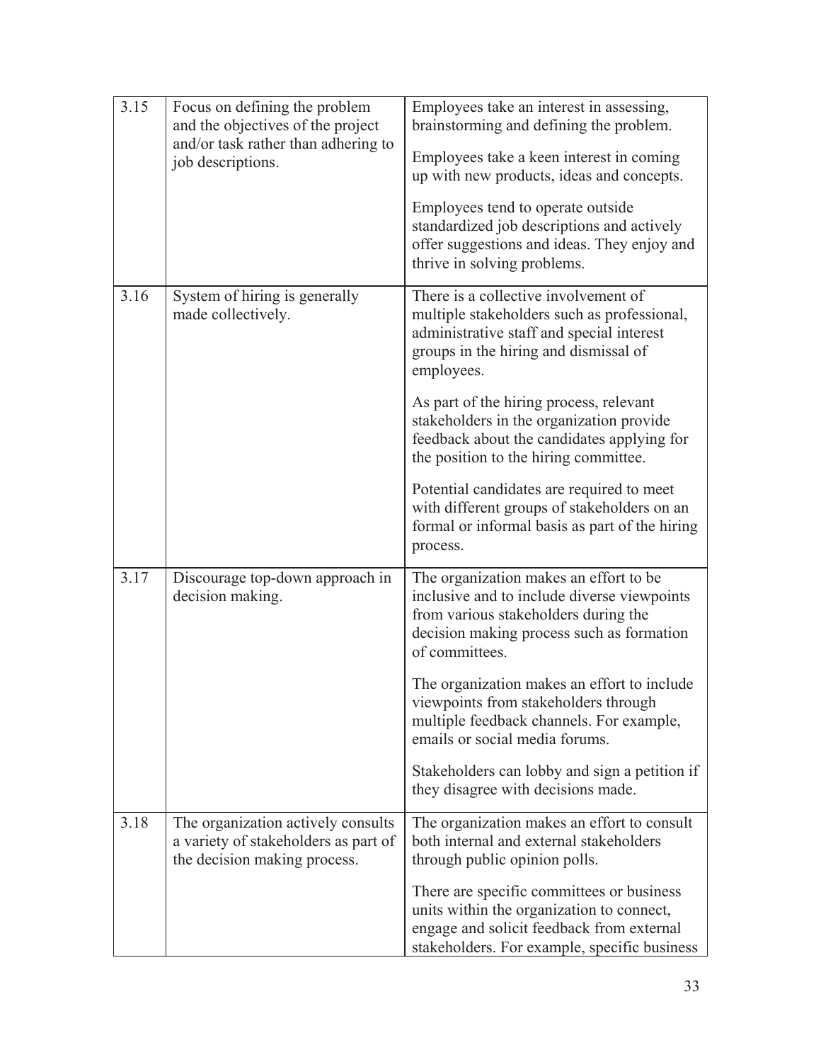| | | |
|---|---|---|
| 3.15 | Focus on defining the problem and the objectives of the project and/or task rather than adhering to job descriptions. | Employees take an interest in assessing, brainstorming and defining the problem.<br><br>Employees take a keen interest in coming up with new products, ideas and concepts.<br><br>Employees tend to operate outside standardized job descriptions and actively offer suggestions and ideas. They enjoy and thrive in solving problems. |
| 3.16 | System of hiring is generally made collectively. | There is a collective involvement of multiple stakeholders such as professional, administrative staff and special interest groups in the hiring and dismissal of employees.<br><br>As part of the hiring process, relevant stakeholders in the organization provide feedback about the candidates applying for the position to the hiring committee.<br><br>Potential candidates are required to meet with different groups of stakeholders on an formal or informal basis as part of the hiring process. |
| 3.17 | Discourage top-down approach in decision making. | The organization makes an effort to be inclusive and to include diverse viewpoints from various stakeholders during the decision making process such as formation of committees.<br><br>The organization makes an effort to include viewpoints from stakeholders through multiple feedback channels. For example, emails or social media forums.<br><br>Stakeholders can lobby and sign a petition if they disagree with decisions made. |
| 3.18 | The organization actively consults a variety of stakeholders as part of the decision making process. | The organization makes an effort to consult both internal and external stakeholders through public opinion polls.<br><br>There are specific committees or business units within the organization to connect, engage and solicit feedback from external stakeholders. For example, specific business |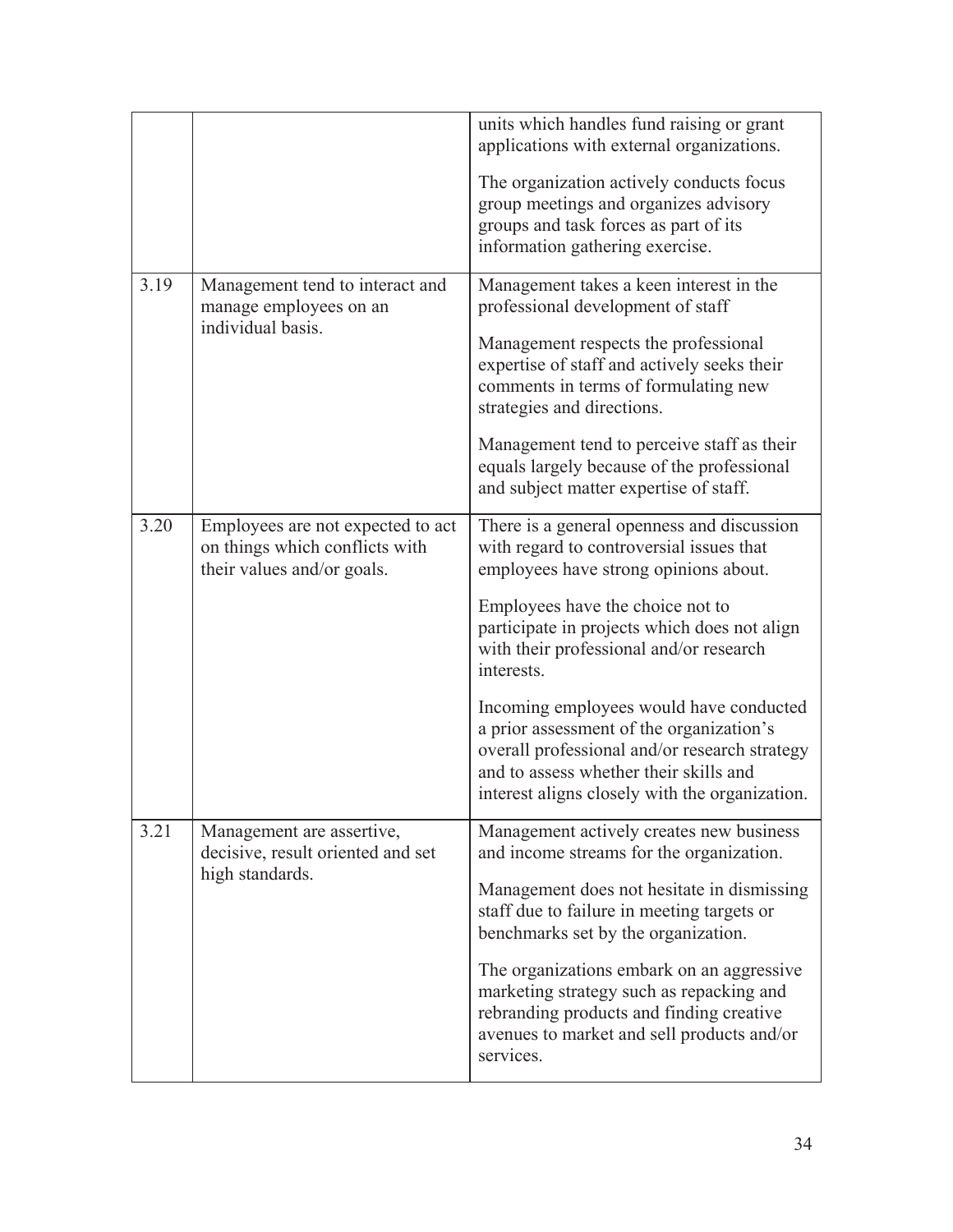| | | |
|---|---|---|
| | | units which handles fund raising or grant applications with external organizations.<br><br>The organization actively conducts focus group meetings and organizes advisory groups and task forces as part of its information gathering exercise. |
| 3.19 | Management tend to interact and manage employees on an individual basis. | Management takes a keen interest in the professional development of staff<br><br>Management respects the professional expertise of staff and actively seeks their comments in terms of formulating new strategies and directions.<br><br>Management tend to perceive staff as their equals largely because of the professional and subject matter expertise of staff. |
| 3.20 | Employees are not expected to act on things which conflicts with their values and/or goals. | There is a general openness and discussion with regard to controversial issues that employees have strong opinions about.<br><br>Employees have the choice not to participate in projects which does not align with their professional and/or research interests.<br><br>Incoming employees would have conducted a prior assessment of the organization's overall professional and/or research strategy and to assess whether their skills and interest aligns closely with the organization. |
| 3.21 | Management are assertive, decisive, result oriented and set high standards. | Management actively creates new business and income streams for the organization.<br><br>Management does not hesitate in dismissing staff due to failure in meeting targets or benchmarks set by the organization.<br><br>The organizations embark on an aggressive marketing strategy such as repacking and rebranding products and finding creative avenues to market and sell products and/or services. |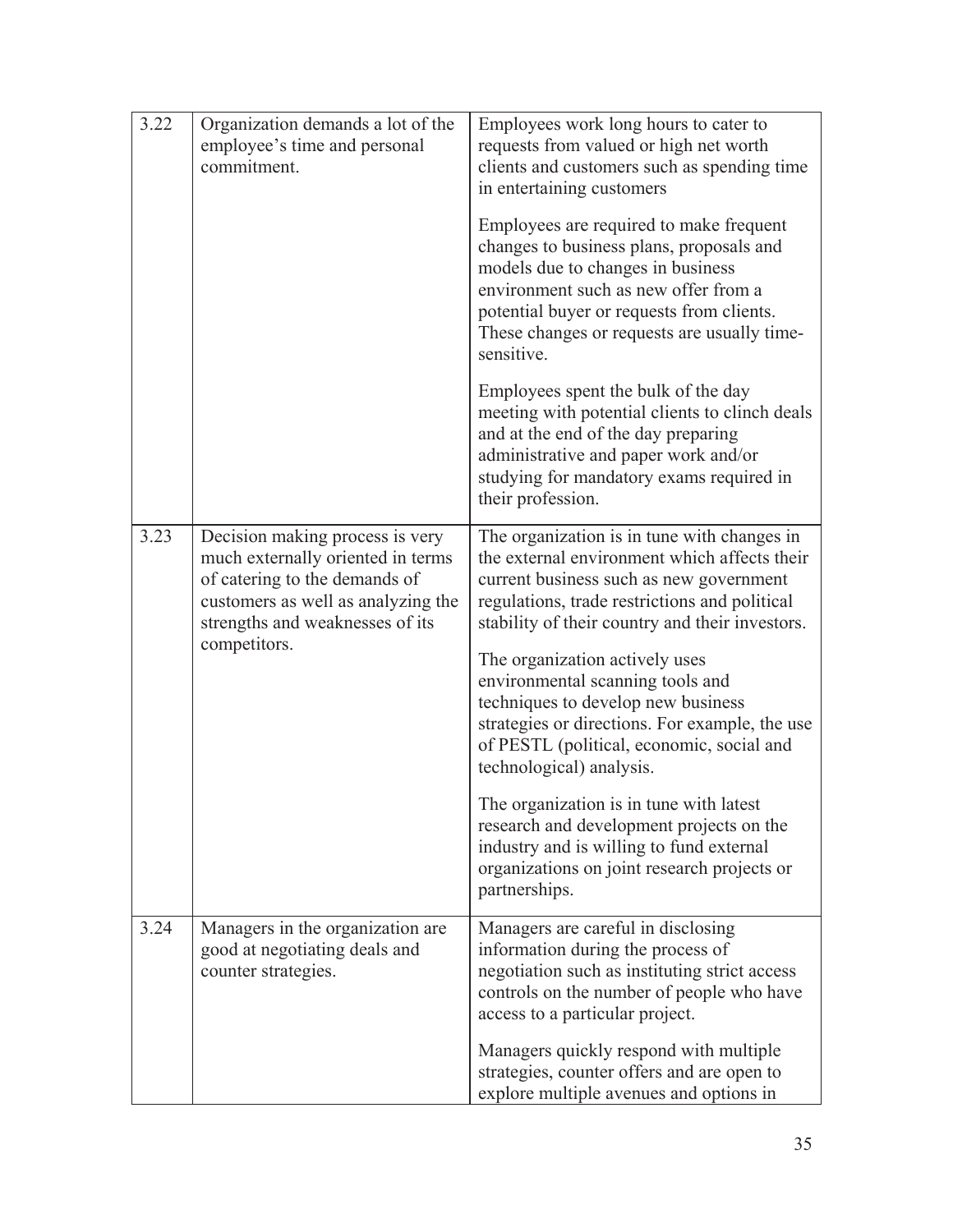| | | |
|---|---|---|
| 3.22 | Organization demands a lot of the employee's time and personal commitment. | Employees work long hours to cater to requests from valued or high net worth clients and customers such as spending time in entertaining customers<br><br>Employees are required to make frequent changes to business plans, proposals and models due to changes in business environment such as new offer from a potential buyer or requests from clients. These changes or requests are usually time-sensitive.<br><br>Employees spent the bulk of the day meeting with potential clients to clinch deals and at the end of the day preparing administrative and paper work and/or studying for mandatory exams required in their profession. |
| 3.23 | Decision making process is very much externally oriented in terms of catering to the demands of customers as well as analyzing the strengths and weaknesses of its competitors. | The organization is in tune with changes in the external environment which affects their current business such as new government regulations, trade restrictions and political stability of their country and their investors.<br><br>The organization actively uses environmental scanning tools and techniques to develop new business strategies or directions. For example, the use of PESTL (political, economic, social and technological) analysis.<br><br>The organization is in tune with latest research and development projects on the industry and is willing to fund external organizations on joint research projects or partnerships. |
| 3.24 | Managers in the organization are good at negotiating deals and counter strategies. | Managers are careful in disclosing information during the process of negotiation such as instituting strict access controls on the number of people who have access to a particular project.<br><br>Managers quickly respond with multiple strategies, counter offers and are open to explore multiple avenues and options in |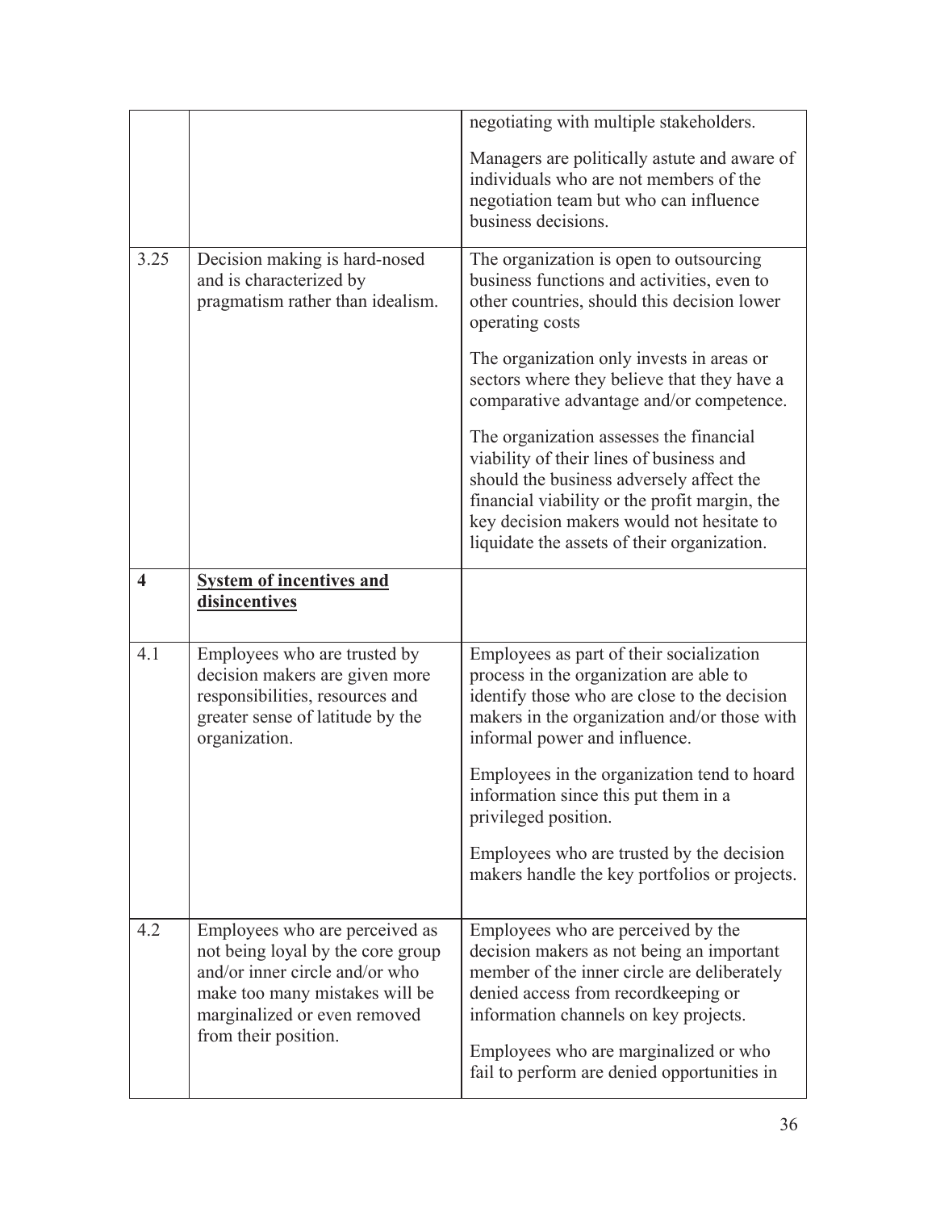| | | |
|---|---|---|
| | | negotiating with multiple stakeholders.<br><br>Managers are politically astute and aware of individuals who are not members of the negotiation team but who can influence business decisions. |
| 3.25 | Decision making is hard-nosed and is characterized by pragmatism rather than idealism. | The organization is open to outsourcing business functions and activities, even to other countries, should this decision lower operating costs<br><br>The organization only invests in areas or sectors where they believe that they have a comparative advantage and/or competence.<br><br>The organization assesses the financial viability of their lines of business and should the business adversely affect the financial viability or the profit margin, the key decision makers would not hesitate to liquidate the assets of their organization. |
| **4** | **System of incentives and disincentives** | |
| 4.1 | Employees who are trusted by decision makers are given more responsibilities, resources and greater sense of latitude by the organization. | Employees as part of their socialization process in the organization are able to identify those who are close to the decision makers in the organization and/or those with informal power and influence.<br><br>Employees in the organization tend to hoard information since this put them in a privileged position.<br><br>Employees who are trusted by the decision makers handle the key portfolios or projects. |
| 4.2 | Employees who are perceived as not being loyal by the core group and/or inner circle and/or who make too many mistakes will be marginalized or even removed from their position. | Employees who are perceived by the decision makers as not being an important member of the inner circle are deliberately denied access from recordkeeping or information channels on key projects.<br><br>Employees who are marginalized or who fail to perform are denied opportunities in |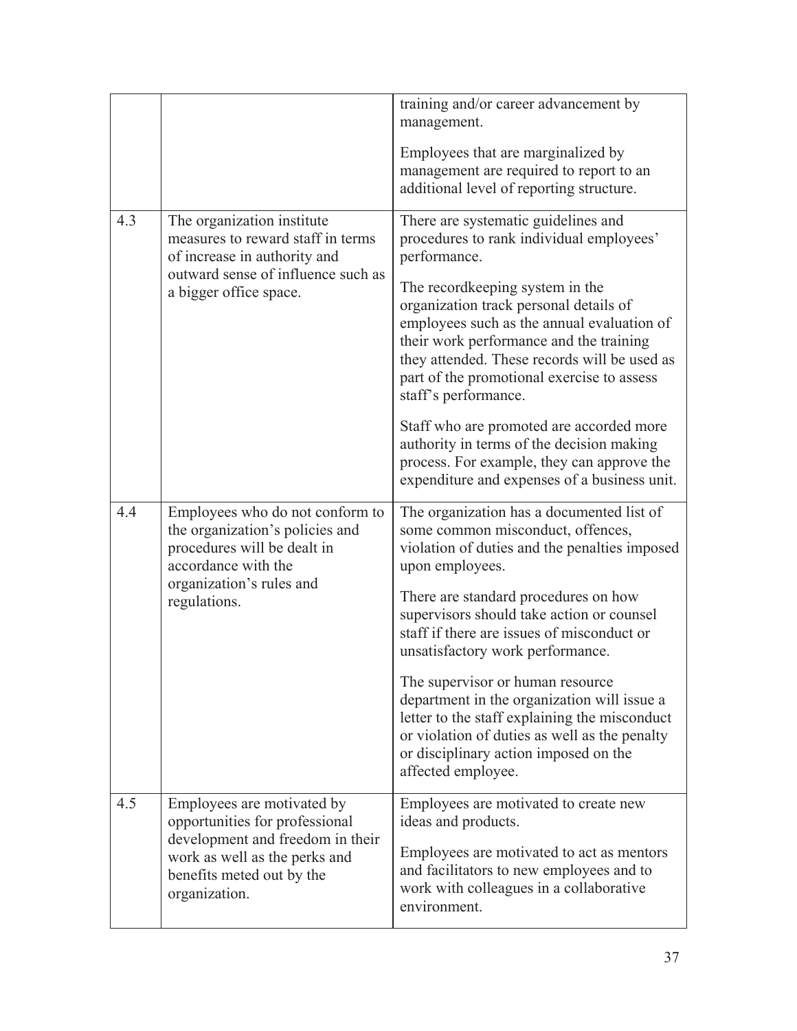|  |  |  |
| --- | --- | --- |
|  |  | training and/or career advancement by management.<br><br>Employees that are marginalized by management are required to report to an additional level of reporting structure. |
| 4.3 | The organization institute measures to reward staff in terms of increase in authority and outward sense of influence such as a bigger office space. | There are systematic guidelines and procedures to rank individual employees' performance.<br><br>The recordkeeping system in the organization track personal details of employees such as the annual evaluation of their work performance and the training they attended. These records will be used as part of the promotional exercise to assess staff's performance.<br><br>Staff who are promoted are accorded more authority in terms of the decision making process. For example, they can approve the expenditure and expenses of a business unit. |
| 4.4 | Employees who do not conform to the organization's policies and procedures will be dealt in accordance with the organization's rules and regulations. | The organization has a documented list of some common misconduct, offences, violation of duties and the penalties imposed upon employees.<br><br>There are standard procedures on how supervisors should take action or counsel staff if there are issues of misconduct or unsatisfactory work performance.<br><br>The supervisor or human resource department in the organization will issue a letter to the staff explaining the misconduct or violation of duties as well as the penalty or disciplinary action imposed on the affected employee. |
| 4.5 | Employees are motivated by opportunities for professional development and freedom in their work as well as the perks and benefits meted out by the organization. | Employees are motivated to create new ideas and products.<br><br>Employees are motivated to act as mentors and facilitators to new employees and to work with colleagues in a collaborative environment. |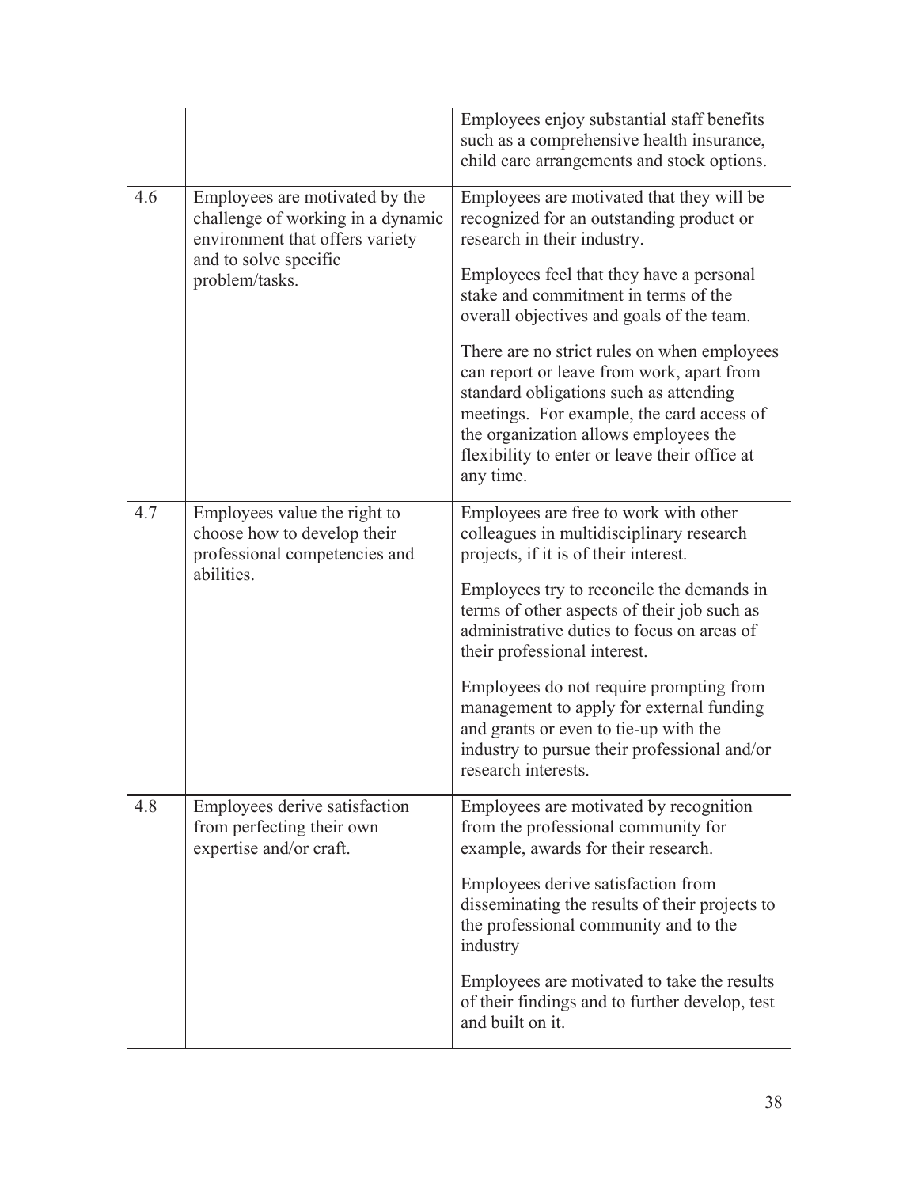| | | |
|---|---|---|
| | | Employees enjoy substantial staff benefits such as a comprehensive health insurance, child care arrangements and stock options. |
| 4.6 | Employees are motivated by the challenge of working in a dynamic environment that offers variety and to solve specific problem/tasks. | Employees are motivated that they will be recognized for an outstanding product or research in their industry.<br><br>Employees feel that they have a personal stake and commitment in terms of the overall objectives and goals of the team.<br><br>There are no strict rules on when employees can report or leave from work, apart from standard obligations such as attending meetings. For example, the card access of the organization allows employees the flexibility to enter or leave their office at any time. |
| 4.7 | Employees value the right to choose how to develop their professional competencies and abilities. | Employees are free to work with other colleagues in multidisciplinary research projects, if it is of their interest.<br><br>Employees try to reconcile the demands in terms of other aspects of their job such as administrative duties to focus on areas of their professional interest.<br><br>Employees do not require prompting from management to apply for external funding and grants or even to tie-up with the industry to pursue their professional and/or research interests. |
| 4.8 | Employees derive satisfaction from perfecting their own expertise and/or craft. | Employees are motivated by recognition from the professional community for example, awards for their research.<br><br>Employees derive satisfaction from disseminating the results of their projects to the professional community and to the industry<br><br>Employees are motivated to take the results of their findings and to further develop, test and built on it. |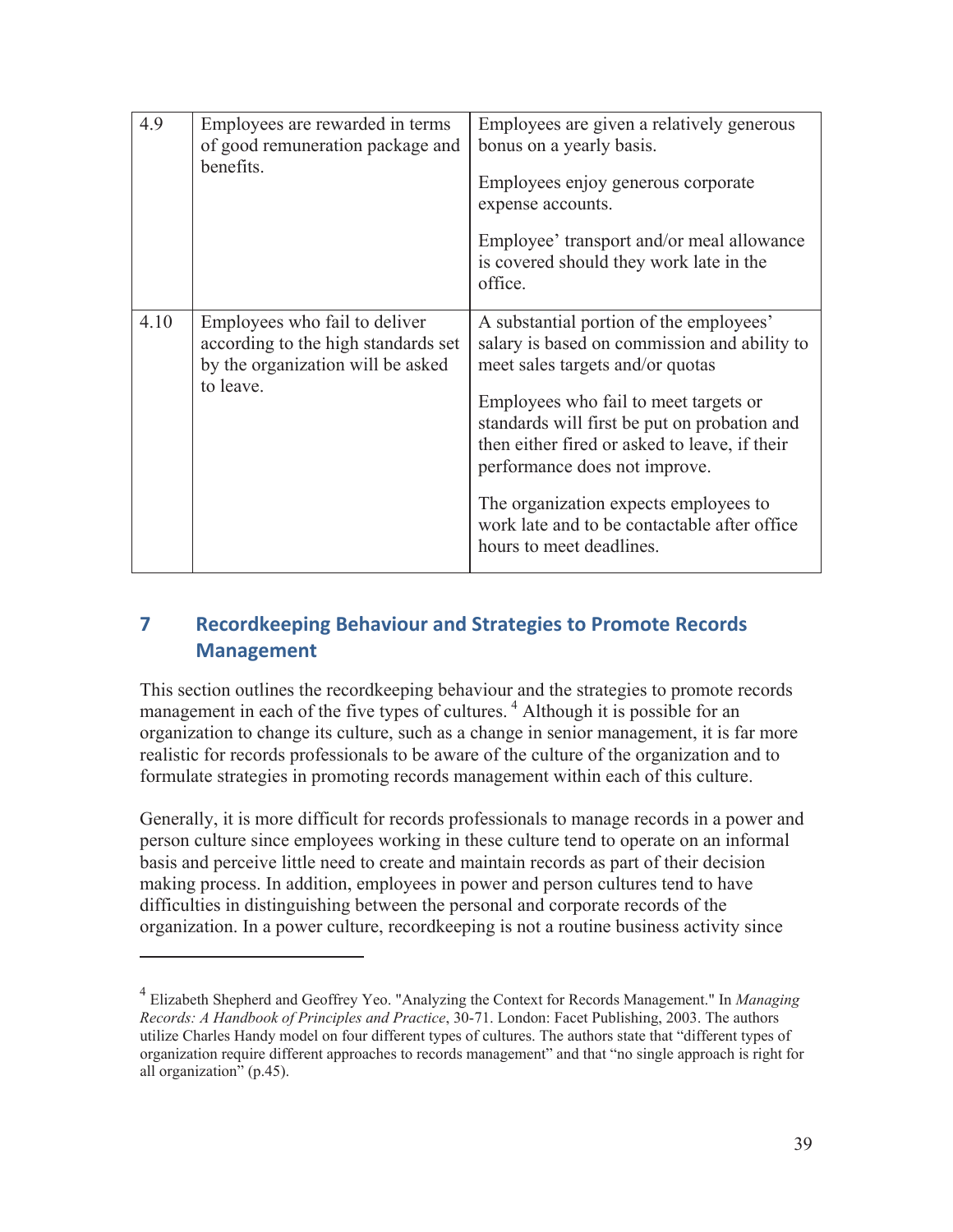| 4.9 | Employees are rewarded in terms of good remuneration package and benefits. | Employees are given a relatively generous bonus on a yearly basis.<br><br>Employees enjoy generous corporate expense accounts.<br><br>Employee' transport and/or meal allowance is covered should they work late in the office. |
|---|---|---|
| 4.10 | Employees who fail to deliver according to the high standards set by the organization will be asked to leave. | A substantial portion of the employees' salary is based on commission and ability to meet sales targets and/or quotas<br><br>Employees who fail to meet targets or standards will first be put on probation and then either fired or asked to leave, if their performance does not improve.<br><br>The organization expects employees to work late and to be contactable after office hours to meet deadlines. |

## 7 Recordkeeping Behaviour and Strategies to Promote Records Management

This section outlines the recordkeeping behaviour and the strategies to promote records management in each of the five types of cultures. [4] Although it is possible for an organization to change its culture, such as a change in senior management, it is far more realistic for records professionals to be aware of the culture of the organization and to formulate strategies in promoting records management within each of this culture.

Generally, it is more difficult for records professionals to manage records in a power and person culture since employees working in these culture tend to operate on an informal basis and perceive little need to create and maintain records as part of their decision making process. In addition, employees in power and person cultures tend to have difficulties in distinguishing between the personal and corporate records of the organization. In a power culture, recordkeeping is not a routine business activity since

---

[4] Elizabeth Shepherd and Geoffrey Yeo. "Analyzing the Context for Records Management." In *Managing Records: A Handbook of Principles and Practice*, 30-71. London: Facet Publishing, 2003. The authors utilize Charles Handy model on four different types of cultures. The authors state that "different types of organization require different approaches to records management" and that "no single approach is right for all organization" (p.45).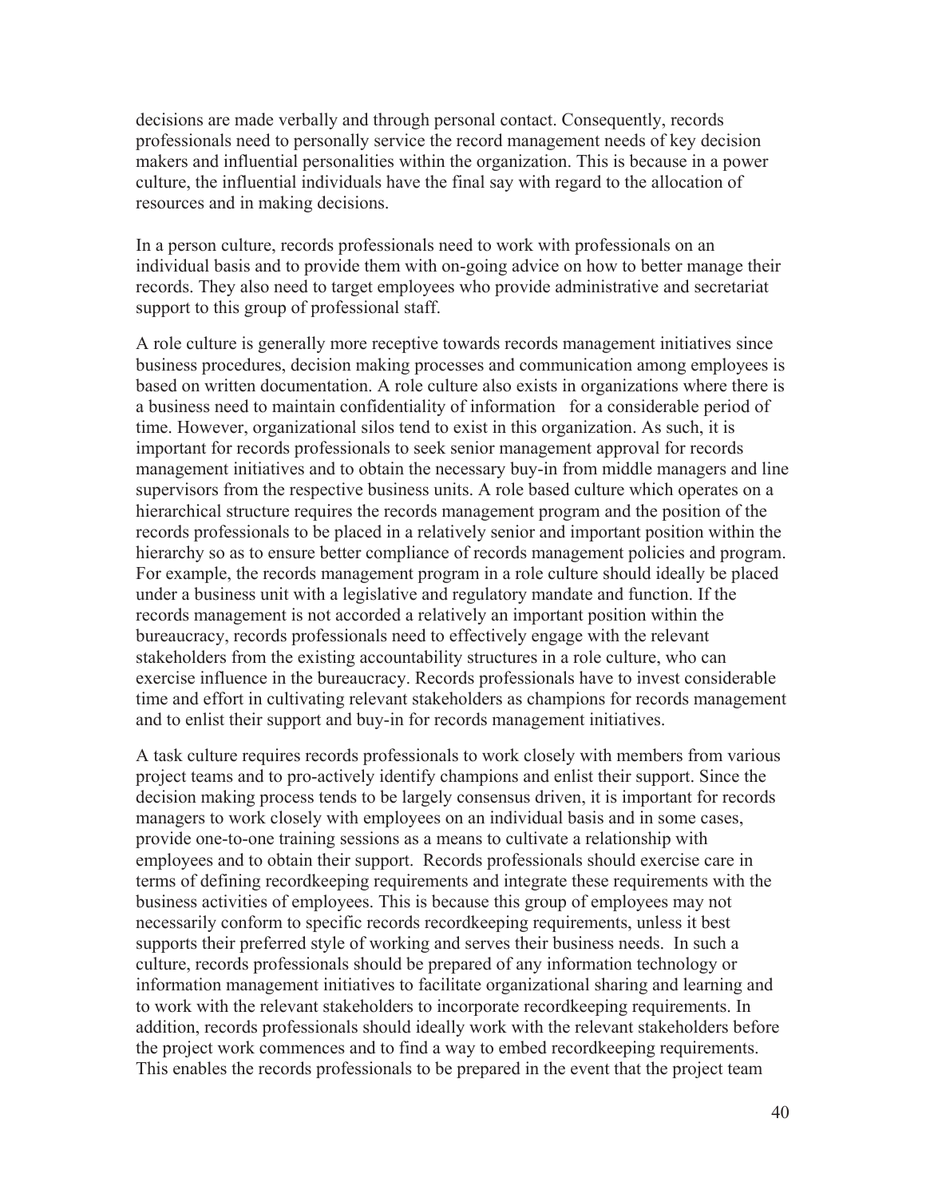decisions are made verbally and through personal contact. Consequently, records professionals need to personally service the record management needs of key decision makers and influential personalities within the organization. This is because in a power culture, the influential individuals have the final say with regard to the allocation of resources and in making decisions.

In a person culture, records professionals need to work with professionals on an individual basis and to provide them with on-going advice on how to better manage their records. They also need to target employees who provide administrative and secretariat support to this group of professional staff.

A role culture is generally more receptive towards records management initiatives since business procedures, decision making processes and communication among employees is based on written documentation. A role culture also exists in organizations where there is a business need to maintain confidentiality of information for a considerable period of time. However, organizational silos tend to exist in this organization. As such, it is important for records professionals to seek senior management approval for records management initiatives and to obtain the necessary buy-in from middle managers and line supervisors from the respective business units. A role based culture which operates on a hierarchical structure requires the records management program and the position of the records professionals to be placed in a relatively senior and important position within the hierarchy so as to ensure better compliance of records management policies and program. For example, the records management program in a role culture should ideally be placed under a business unit with a legislative and regulatory mandate and function. If the records management is not accorded a relatively an important position within the bureaucracy, records professionals need to effectively engage with the relevant stakeholders from the existing accountability structures in a role culture, who can exercise influence in the bureaucracy. Records professionals have to invest considerable time and effort in cultivating relevant stakeholders as champions for records management and to enlist their support and buy-in for records management initiatives.

A task culture requires records professionals to work closely with members from various project teams and to pro-actively identify champions and enlist their support. Since the decision making process tends to be largely consensus driven, it is important for records managers to work closely with employees on an individual basis and in some cases, provide one-to-one training sessions as a means to cultivate a relationship with employees and to obtain their support. Records professionals should exercise care in terms of defining recordkeeping requirements and integrate these requirements with the business activities of employees. This is because this group of employees may not necessarily conform to specific records recordkeeping requirements, unless it best supports their preferred style of working and serves their business needs. In such a culture, records professionals should be prepared of any information technology or information management initiatives to facilitate organizational sharing and learning and to work with the relevant stakeholders to incorporate recordkeeping requirements. In addition, records professionals should ideally work with the relevant stakeholders before the project work commences and to find a way to embed recordkeeping requirements. This enables the records professionals to be prepared in the event that the project team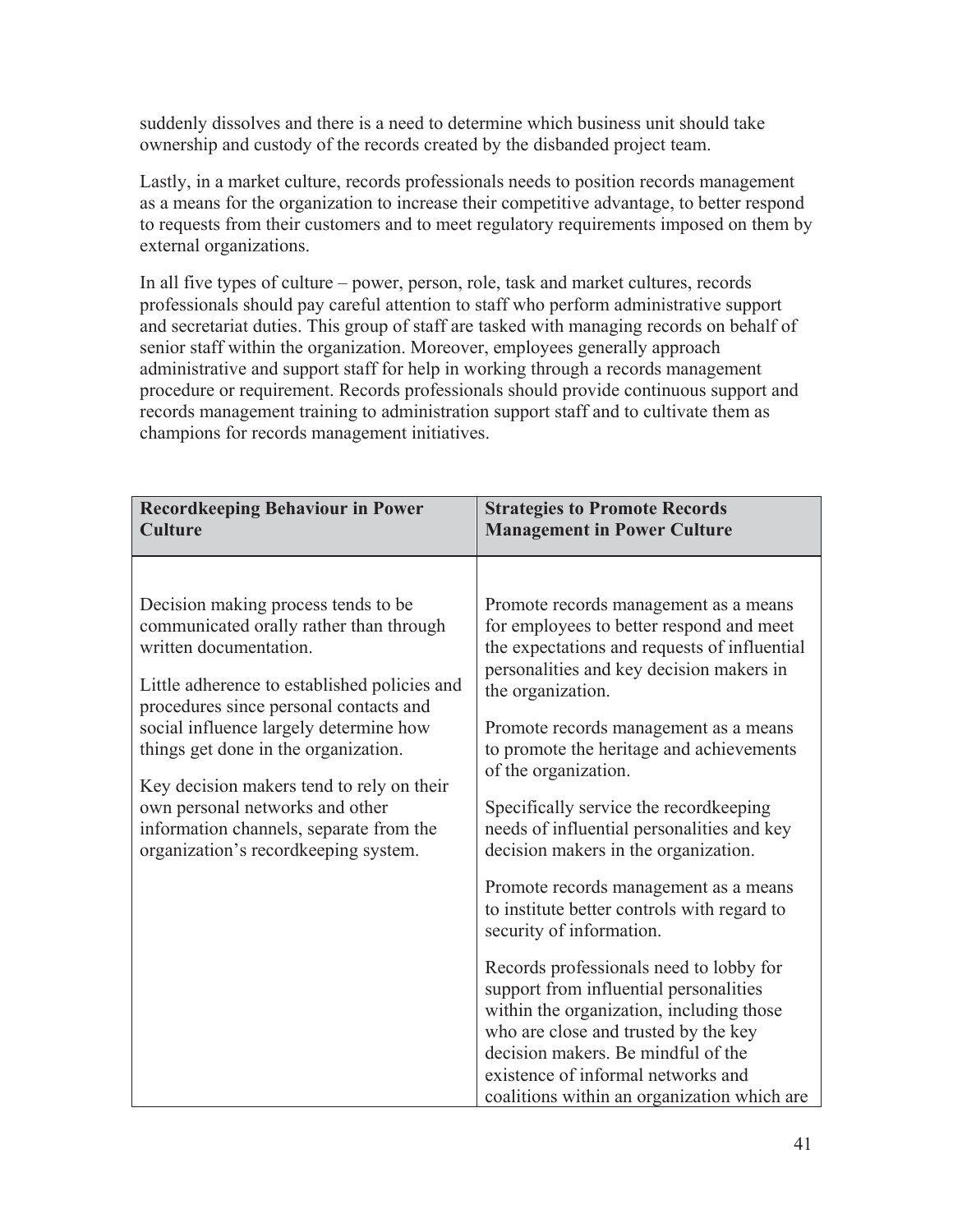suddenly dissolves and there is a need to determine which business unit should take ownership and custody of the records created by the disbanded project team.

Lastly, in a market culture, records professionals needs to position records management as a means for the organization to increase their competitive advantage, to better respond to requests from their customers and to meet regulatory requirements imposed on them by external organizations.

In all five types of culture – power, person, role, task and market cultures, records professionals should pay careful attention to staff who perform administrative support and secretariat duties. This group of staff are tasked with managing records on behalf of senior staff within the organization. Moreover, employees generally approach administrative and support staff for help in working through a records management procedure or requirement. Records professionals should provide continuous support and records management training to administration support staff and to cultivate them as champions for records management initiatives.

| **Recordkeeping Behaviour in Power Culture** | **Strategies to Promote Records Management in Power Culture** |
|---|---|
| Decision making process tends to be communicated orally rather than through written documentation.<br><br>Little adherence to established policies and procedures since personal contacts and social influence largely determine how things get done in the organization.<br><br>Key decision makers tend to rely on their own personal networks and other information channels, separate from the organization's recordkeeping system. | Promote records management as a means for employees to better respond and meet the expectations and requests of influential personalities and key decision makers in the organization.<br><br>Promote records management as a means to promote the heritage and achievements of the organization.<br><br>Specifically service the recordkeeping needs of influential personalities and key decision makers in the organization.<br><br>Promote records management as a means to institute better controls with regard to security of information.<br><br>Records professionals need to lobby for support from influential personalities within the organization, including those who are close and trusted by the key decision makers. Be mindful of the existence of informal networks and coalitions within an organization which are |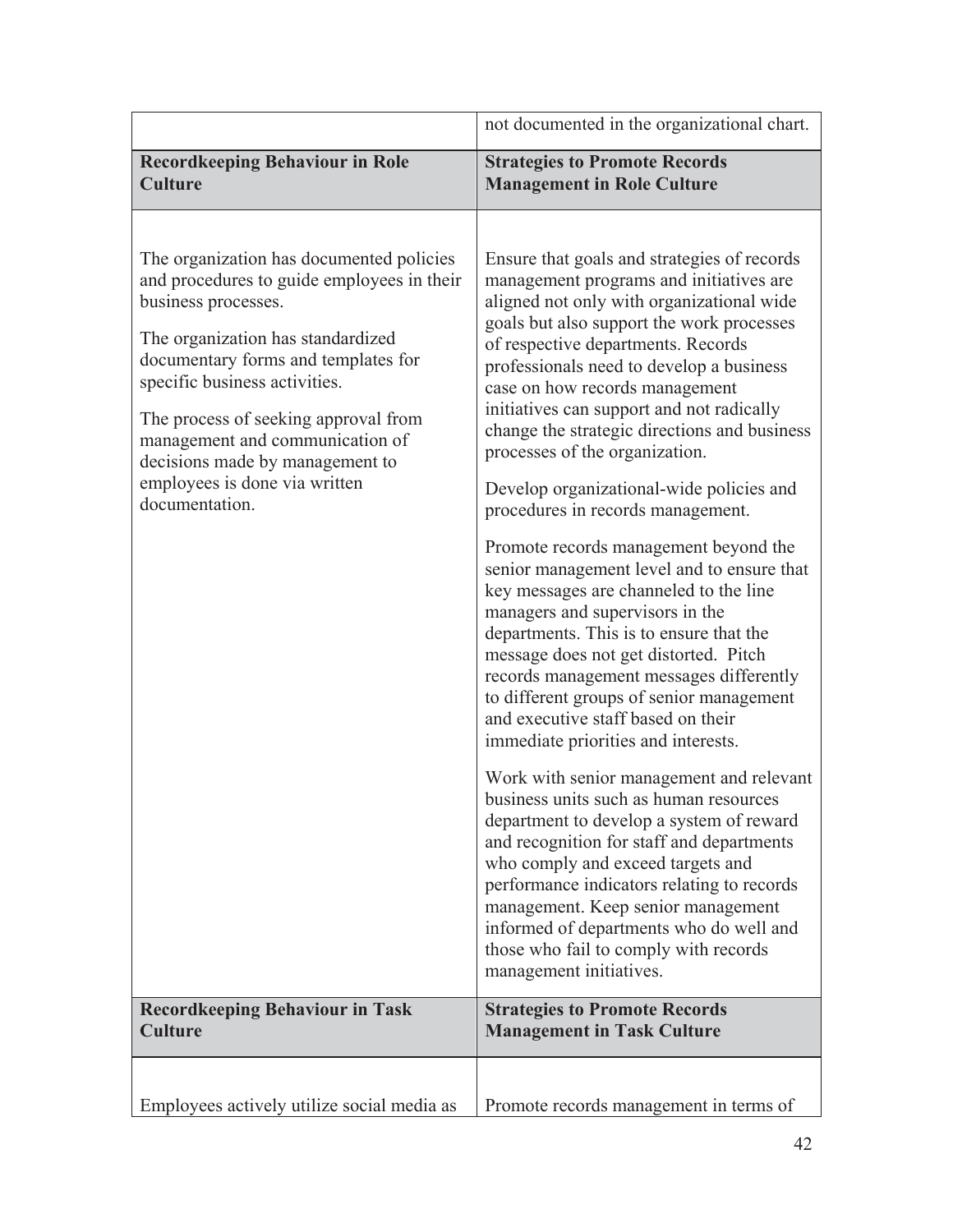| | |
|---|---|
| | not documented in the organizational chart. |
| **Recordkeeping Behaviour in Role Culture** | **Strategies to Promote Records Management in Role Culture** |
| The organization has documented policies and procedures to guide employees in their business processes.<br><br>The organization has standardized documentary forms and templates for specific business activities.<br><br>The process of seeking approval from management and communication of decisions made by management to employees is done via written documentation. | Ensure that goals and strategies of records management programs and initiatives are aligned not only with organizational wide goals but also support the work processes of respective departments. Records professionals need to develop a business case on how records management initiatives can support and not radically change the strategic directions and business processes of the organization.<br><br>Develop organizational-wide policies and procedures in records management.<br><br>Promote records management beyond the senior management level and to ensure that key messages are channeled to the line managers and supervisors in the departments. This is to ensure that the message does not get distorted. Pitch records management messages differently to different groups of senior management and executive staff based on their immediate priorities and interests.<br><br>Work with senior management and relevant business units such as human resources department to develop a system of reward and recognition for staff and departments who comply and exceed targets and performance indicators relating to records management. Keep senior management informed of departments who do well and those who fail to comply with records management initiatives. |
| **Recordkeeping Behaviour in Task Culture** | **Strategies to Promote Records Management in Task Culture** |
| Employees actively utilize social media as | Promote records management in terms of |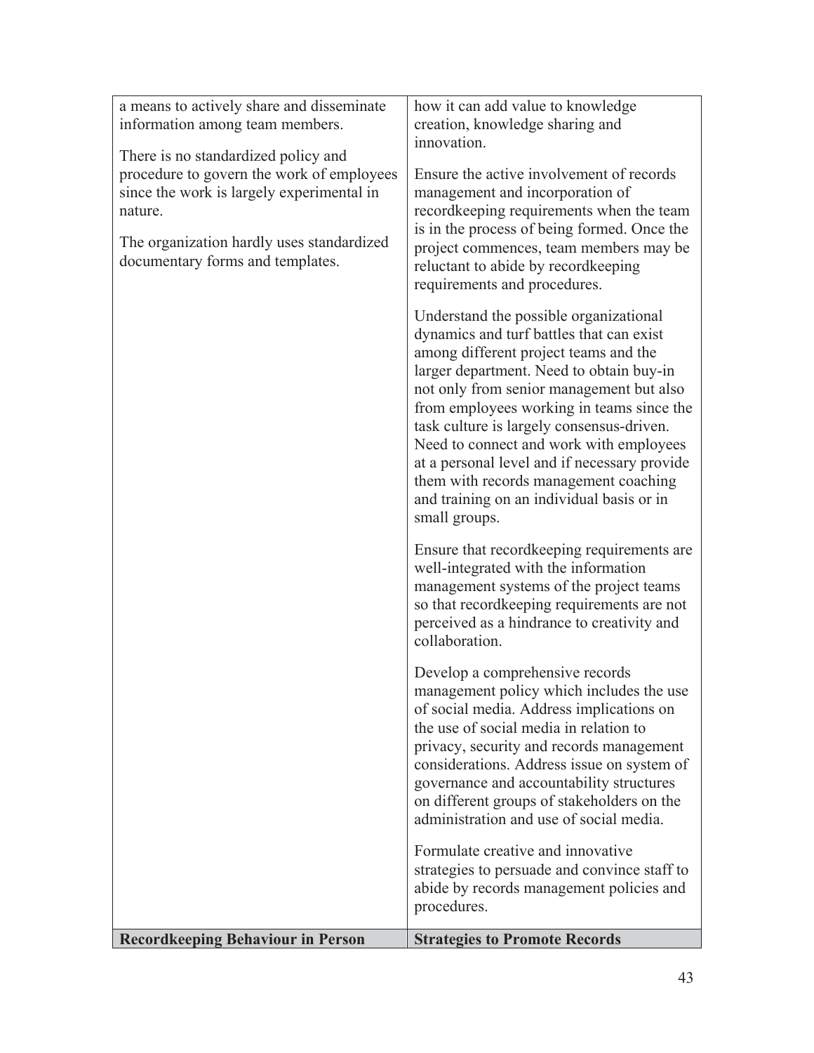| | |
|---|---|
| a means to actively share and disseminate information among team members.<br><br>There is no standardized policy and procedure to govern the work of employees since the work is largely experimental in nature.<br><br>The organization hardly uses standardized documentary forms and templates. | how it can add value to knowledge creation, knowledge sharing and innovation.<br><br>Ensure the active involvement of records management and incorporation of recordkeeping requirements when the team is in the process of being formed. Once the project commences, team members may be reluctant to abide by recordkeeping requirements and procedures.<br><br>Understand the possible organizational dynamics and turf battles that can exist among different project teams and the larger department. Need to obtain buy-in not only from senior management but also from employees working in teams since the task culture is largely consensus-driven. Need to connect and work with employees at a personal level and if necessary provide them with records management coaching and training on an individual basis or in small groups.<br><br>Ensure that recordkeeping requirements are well-integrated with the information management systems of the project teams so that recordkeeping requirements are not perceived as a hindrance to creativity and collaboration.<br><br>Develop a comprehensive records management policy which includes the use of social media. Address implications on the use of social media in relation to privacy, security and records management considerations. Address issue on system of governance and accountability structures on different groups of stakeholders on the administration and use of social media.<br><br>Formulate creative and innovative strategies to persuade and convince staff to abide by records management policies and procedures. |
| **Recordkeeping Behaviour in Person** | **Strategies to Promote Records** |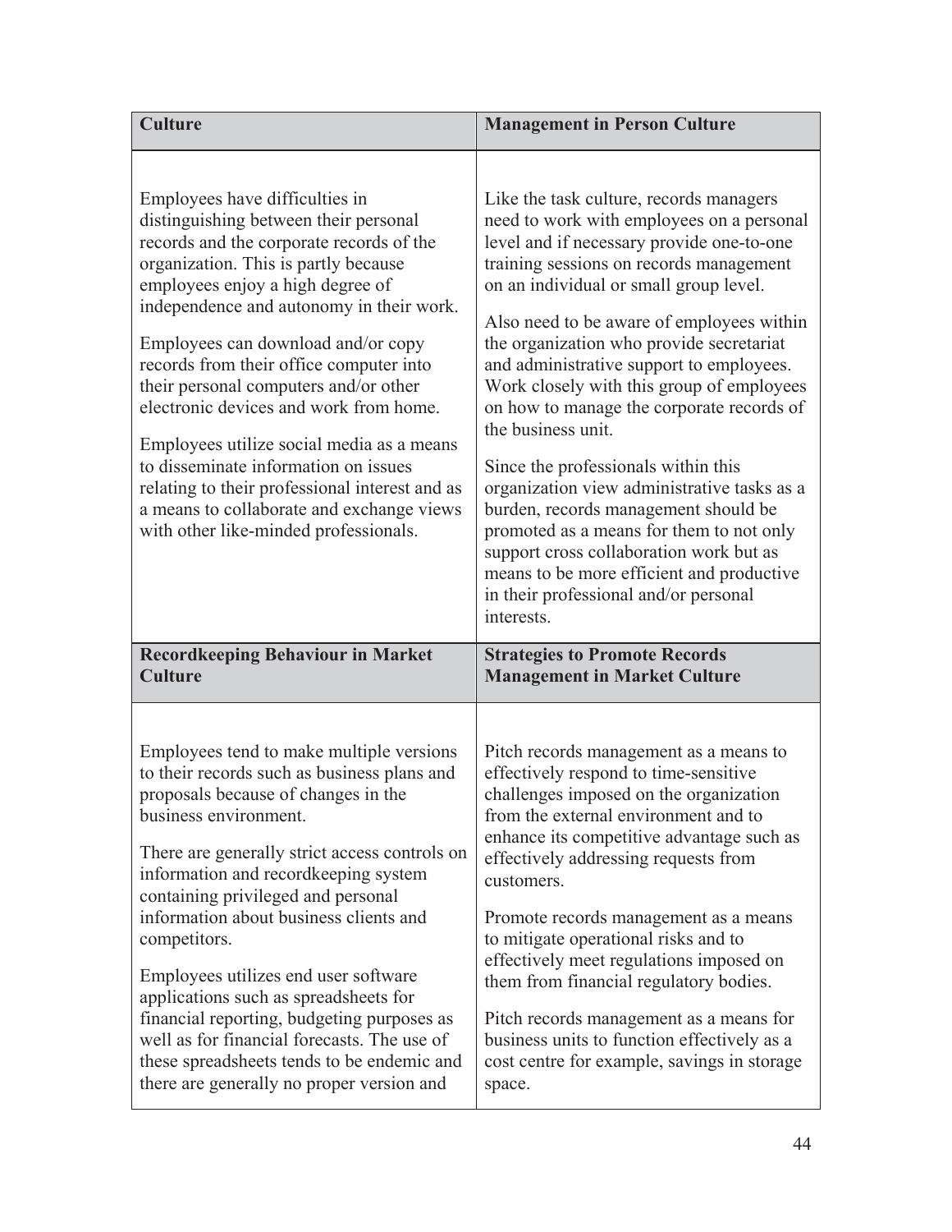| Culture | Management in Person Culture |
|---|---|
| Employees have difficulties in distinguishing between their personal records and the corporate records of the organization. This is partly because employees enjoy a high degree of independence and autonomy in their work.<br><br>Employees can download and/or copy records from their office computer into their personal computers and/or other electronic devices and work from home.<br><br>Employees utilize social media as a means to disseminate information on issues relating to their professional interest and as a means to collaborate and exchange views with other like-minded professionals. | Like the task culture, records managers need to work with employees on a personal level and if necessary provide one-to-one training sessions on records management on an individual or small group level.<br><br>Also need to be aware of employees within the organization who provide secretariat and administrative support to employees. Work closely with this group of employees on how to manage the corporate records of the business unit.<br><br>Since the professionals within this organization view administrative tasks as a burden, records management should be promoted as a means for them to not only support cross collaboration work but as means to be more efficient and productive in their professional and/or personal interests. |
| **Recordkeeping Behaviour in Market Culture** | **Strategies to Promote Records Management in Market Culture** |
| Employees tend to make multiple versions to their records such as business plans and proposals because of changes in the business environment.<br><br>There are generally strict access controls on information and recordkeeping system containing privileged and personal information about business clients and competitors.<br><br>Employees utilizes end user software applications such as spreadsheets for financial reporting, budgeting purposes as well as for financial forecasts. The use of these spreadsheets tends to be endemic and there are generally no proper version and | Pitch records management as a means to effectively respond to time-sensitive challenges imposed on the organization from the external environment and to enhance its competitive advantage such as effectively addressing requests from customers.<br><br>Promote records management as a means to mitigate operational risks and to effectively meet regulations imposed on them from financial regulatory bodies.<br><br>Pitch records management as a means for business units to function effectively as a cost centre for example, savings in storage space. |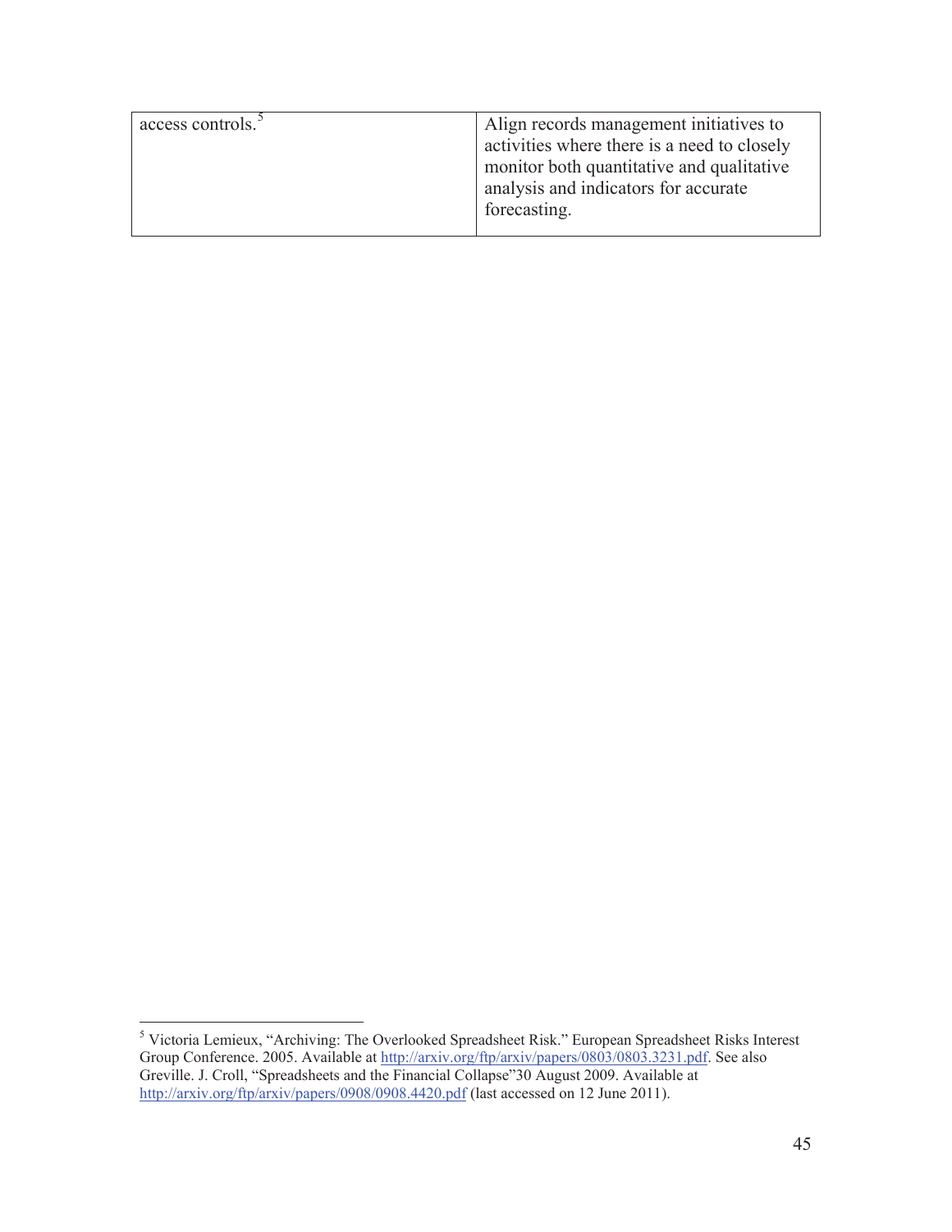| | |
|---|---|
| access controls.[5] | Align records management initiatives to activities where there is a need to closely monitor both quantitative and qualitative analysis and indicators for accurate forecasting. |

[5] Victoria Lemieux, "Archiving: The Overlooked Spreadsheet Risk." European Spreadsheet Risks Interest Group Conference. 2005. Available at http://arxiv.org/ftp/arxiv/papers/0803/0803.3231.pdf. See also Greville. J. Croll, "Spreadsheets and the Financial Collapse"30 August 2009. Available at http://arxiv.org/ftp/arxiv/papers/0908/0908.4420.pdf (last accessed on 12 June 2011).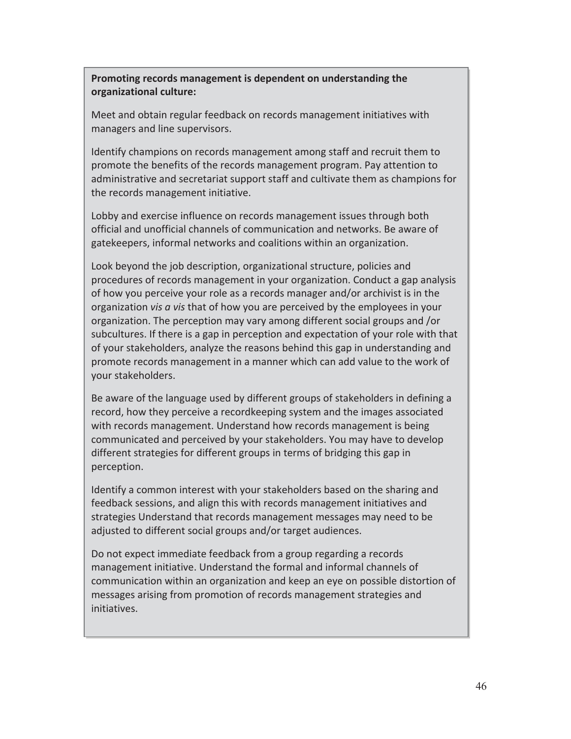**Promoting records management is dependent on understanding the organizational culture:**

Meet and obtain regular feedback on records management initiatives with managers and line supervisors.

Identify champions on records management among staff and recruit them to promote the benefits of the records management program. Pay attention to administrative and secretariat support staff and cultivate them as champions for the records management initiative.

Lobby and exercise influence on records management issues through both official and unofficial channels of communication and networks. Be aware of gatekeepers, informal networks and coalitions within an organization.

Look beyond the job description, organizational structure, policies and procedures of records management in your organization. Conduct a gap analysis of how you perceive your role as a records manager and/or archivist is in the organization *vis a vis* that of how you are perceived by the employees in your organization. The perception may vary among different social groups and /or subcultures. If there is a gap in perception and expectation of your role with that of your stakeholders, analyze the reasons behind this gap in understanding and promote records management in a manner which can add value to the work of your stakeholders.

Be aware of the language used by different groups of stakeholders in defining a record, how they perceive a recordkeeping system and the images associated with records management. Understand how records management is being communicated and perceived by your stakeholders. You may have to develop different strategies for different groups in terms of bridging this gap in perception.

Identify a common interest with your stakeholders based on the sharing and feedback sessions, and align this with records management initiatives and strategies Understand that records management messages may need to be adjusted to different social groups and/or target audiences.

Do not expect immediate feedback from a group regarding a records management initiative. Understand the formal and informal channels of communication within an organization and keep an eye on possible distortion of messages arising from promotion of records management strategies and initiatives.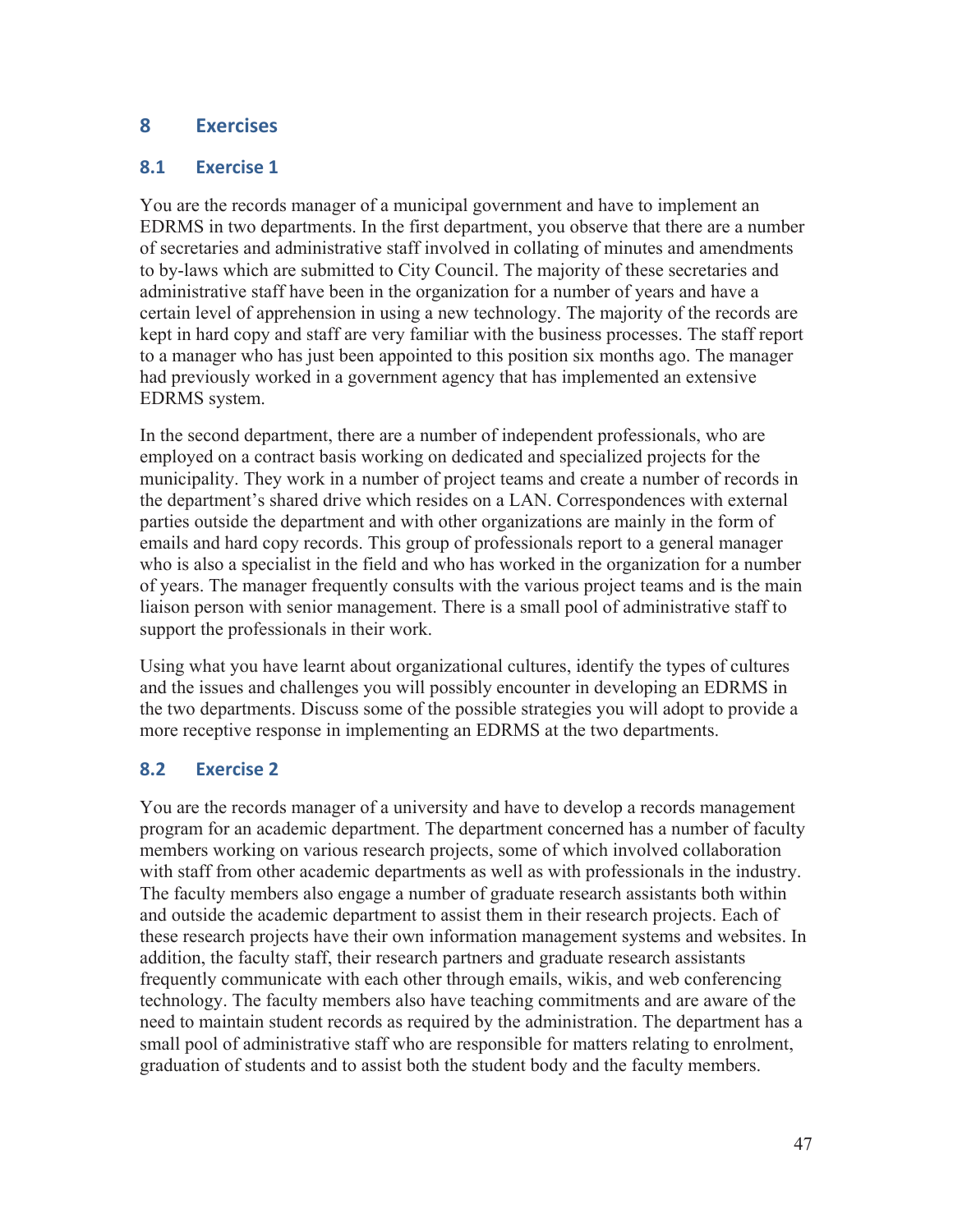## 8 Exercises

### 8.1 Exercise 1

You are the records manager of a municipal government and have to implement an EDRMS in two departments. In the first department, you observe that there are a number of secretaries and administrative staff involved in collating of minutes and amendments to by-laws which are submitted to City Council. The majority of these secretaries and administrative staff have been in the organization for a number of years and have a certain level of apprehension in using a new technology. The majority of the records are kept in hard copy and staff are very familiar with the business processes. The staff report to a manager who has just been appointed to this position six months ago. The manager had previously worked in a government agency that has implemented an extensive EDRMS system.

In the second department, there are a number of independent professionals, who are employed on a contract basis working on dedicated and specialized projects for the municipality. They work in a number of project teams and create a number of records in the department's shared drive which resides on a LAN. Correspondences with external parties outside the department and with other organizations are mainly in the form of emails and hard copy records. This group of professionals report to a general manager who is also a specialist in the field and who has worked in the organization for a number of years. The manager frequently consults with the various project teams and is the main liaison person with senior management. There is a small pool of administrative staff to support the professionals in their work.

Using what you have learnt about organizational cultures, identify the types of cultures and the issues and challenges you will possibly encounter in developing an EDRMS in the two departments. Discuss some of the possible strategies you will adopt to provide a more receptive response in implementing an EDRMS at the two departments.

### 8.2 Exercise 2

You are the records manager of a university and have to develop a records management program for an academic department. The department concerned has a number of faculty members working on various research projects, some of which involved collaboration with staff from other academic departments as well as with professionals in the industry. The faculty members also engage a number of graduate research assistants both within and outside the academic department to assist them in their research projects. Each of these research projects have their own information management systems and websites. In addition, the faculty staff, their research partners and graduate research assistants frequently communicate with each other through emails, wikis, and web conferencing technology. The faculty members also have teaching commitments and are aware of the need to maintain student records as required by the administration. The department has a small pool of administrative staff who are responsible for matters relating to enrolment, graduation of students and to assist both the student body and the faculty members.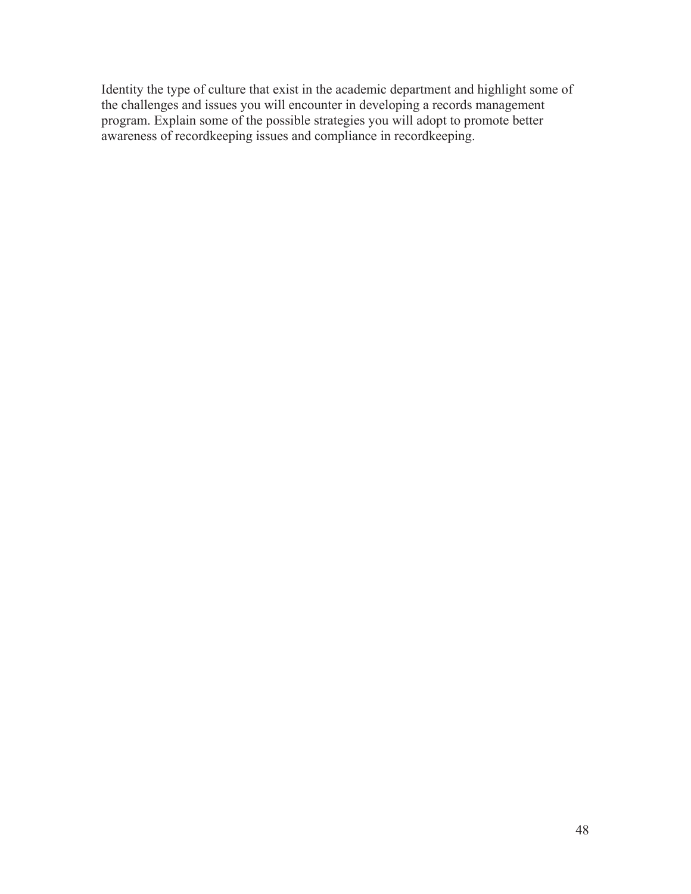Identity the type of culture that exist in the academic department and highlight some of the challenges and issues you will encounter in developing a records management program. Explain some of the possible strategies you will adopt to promote better awareness of recordkeeping issues and compliance in recordkeeping.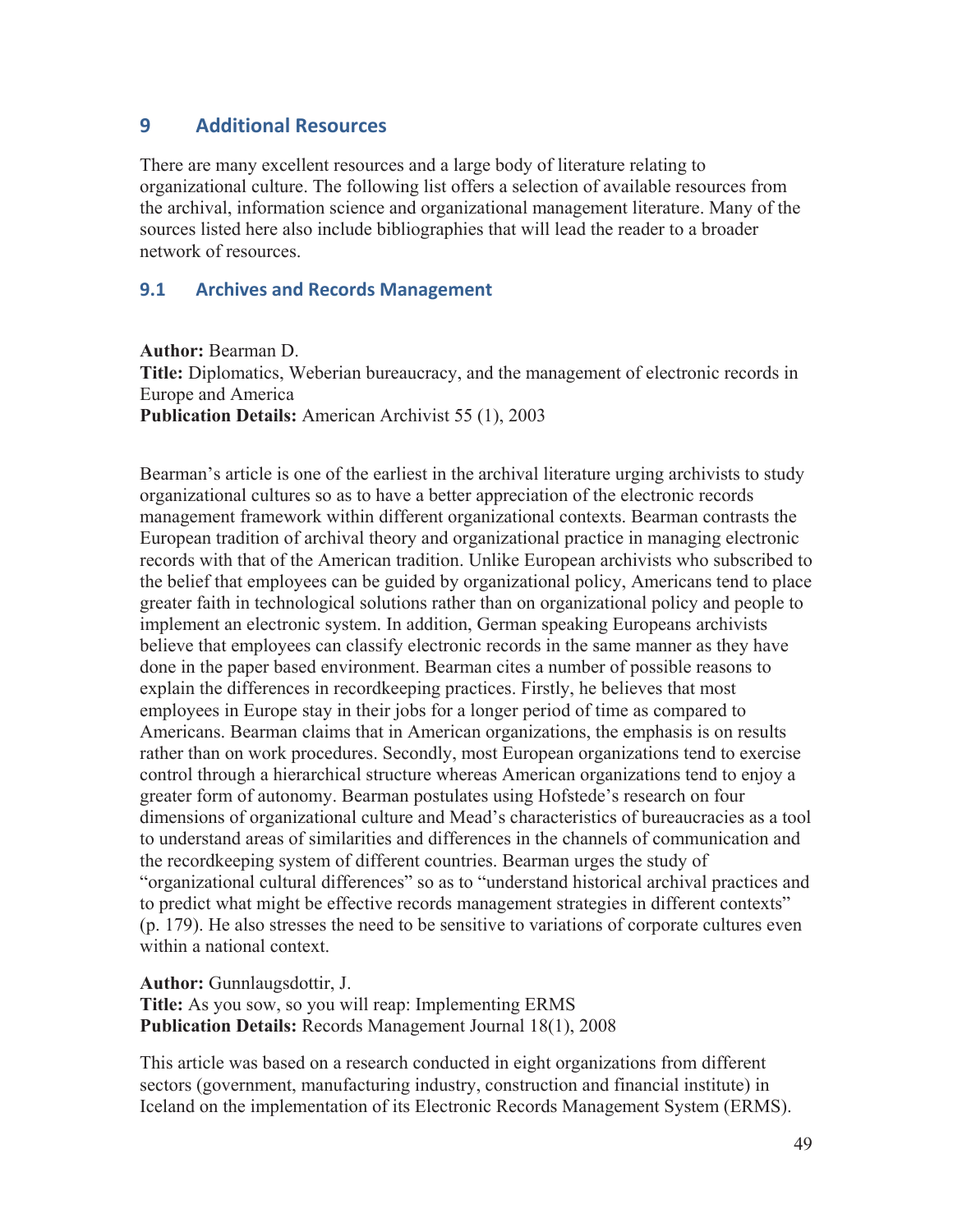## 9 Additional Resources

There are many excellent resources and a large body of literature relating to organizational culture. The following list offers a selection of available resources from the archival, information science and organizational management literature. Many of the sources listed here also include bibliographies that will lead the reader to a broader network of resources.

### 9.1 Archives and Records Management

**Author:** Bearman D.
**Title:** Diplomatics, Weberian bureaucracy, and the management of electronic records in Europe and America
**Publication Details:** American Archivist 55 (1), 2003

Bearman's article is one of the earliest in the archival literature urging archivists to study organizational cultures so as to have a better appreciation of the electronic records management framework within different organizational contexts. Bearman contrasts the European tradition of archival theory and organizational practice in managing electronic records with that of the American tradition. Unlike European archivists who subscribed to the belief that employees can be guided by organizational policy, Americans tend to place greater faith in technological solutions rather than on organizational policy and people to implement an electronic system. In addition, German speaking Europeans archivists believe that employees can classify electronic records in the same manner as they have done in the paper based environment. Bearman cites a number of possible reasons to explain the differences in recordkeeping practices. Firstly, he believes that most employees in Europe stay in their jobs for a longer period of time as compared to Americans. Bearman claims that in American organizations, the emphasis is on results rather than on work procedures. Secondly, most European organizations tend to exercise control through a hierarchical structure whereas American organizations tend to enjoy a greater form of autonomy. Bearman postulates using Hofstede's research on four dimensions of organizational culture and Mead's characteristics of bureaucracies as a tool to understand areas of similarities and differences in the channels of communication and the recordkeeping system of different countries. Bearman urges the study of "organizational cultural differences" so as to "understand historical archival practices and to predict what might be effective records management strategies in different contexts" (p. 179). He also stresses the need to be sensitive to variations of corporate cultures even within a national context.

**Author:** Gunnlaugsdottir, J.
**Title:** As you sow, so you will reap: Implementing ERMS
**Publication Details:** Records Management Journal 18(1), 2008

This article was based on a research conducted in eight organizations from different sectors (government, manufacturing industry, construction and financial institute) in Iceland on the implementation of its Electronic Records Management System (ERMS).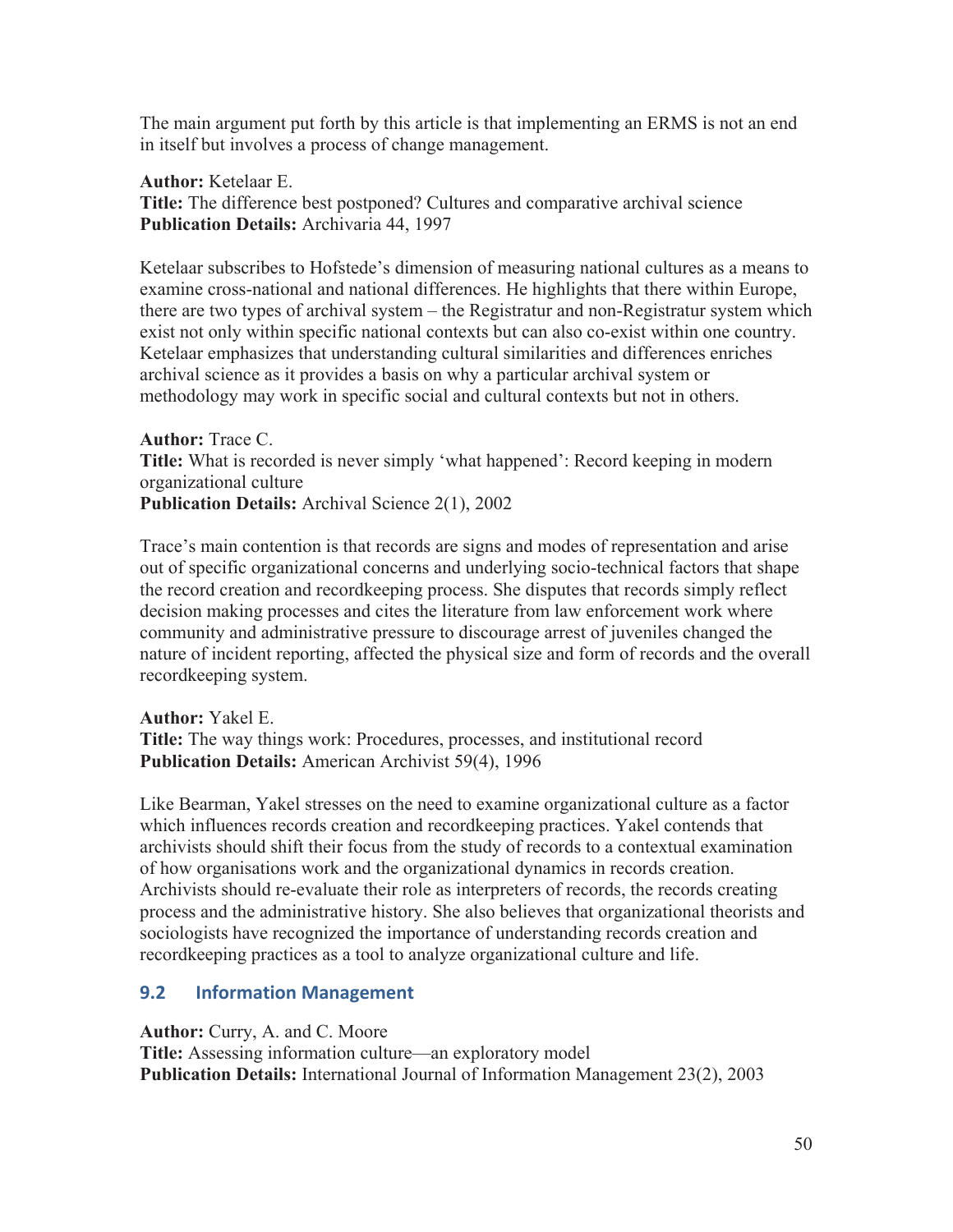The main argument put forth by this article is that implementing an ERMS is not an end in itself but involves a process of change management.

**Author:** Ketelaar E.
**Title:** The difference best postponed? Cultures and comparative archival science
**Publication Details:** Archivaria 44, 1997

Ketelaar subscribes to Hofstede's dimension of measuring national cultures as a means to examine cross-national and national differences. He highlights that there within Europe, there are two types of archival system – the Registratur and non-Registratur system which exist not only within specific national contexts but can also co-exist within one country. Ketelaar emphasizes that understanding cultural similarities and differences enriches archival science as it provides a basis on why a particular archival system or methodology may work in specific social and cultural contexts but not in others.

**Author:** Trace C.
**Title:** What is recorded is never simply 'what happened': Record keeping in modern organizational culture
**Publication Details:** Archival Science 2(1), 2002

Trace's main contention is that records are signs and modes of representation and arise out of specific organizational concerns and underlying socio-technical factors that shape the record creation and recordkeeping process. She disputes that records simply reflect decision making processes and cites the literature from law enforcement work where community and administrative pressure to discourage arrest of juveniles changed the nature of incident reporting, affected the physical size and form of records and the overall recordkeeping system.

**Author:** Yakel E.
**Title:** The way things work: Procedures, processes, and institutional record
**Publication Details:** American Archivist 59(4), 1996

Like Bearman, Yakel stresses on the need to examine organizational culture as a factor which influences records creation and recordkeeping practices. Yakel contends that archivists should shift their focus from the study of records to a contextual examination of how organisations work and the organizational dynamics in records creation. Archivists should re-evaluate their role as interpreters of records, the records creating process and the administrative history. She also believes that organizational theorists and sociologists have recognized the importance of understanding records creation and recordkeeping practices as a tool to analyze organizational culture and life.

## 9.2 Information Management

**Author:** Curry, A. and C. Moore
**Title:** Assessing information culture—an exploratory model
**Publication Details:** International Journal of Information Management 23(2), 2003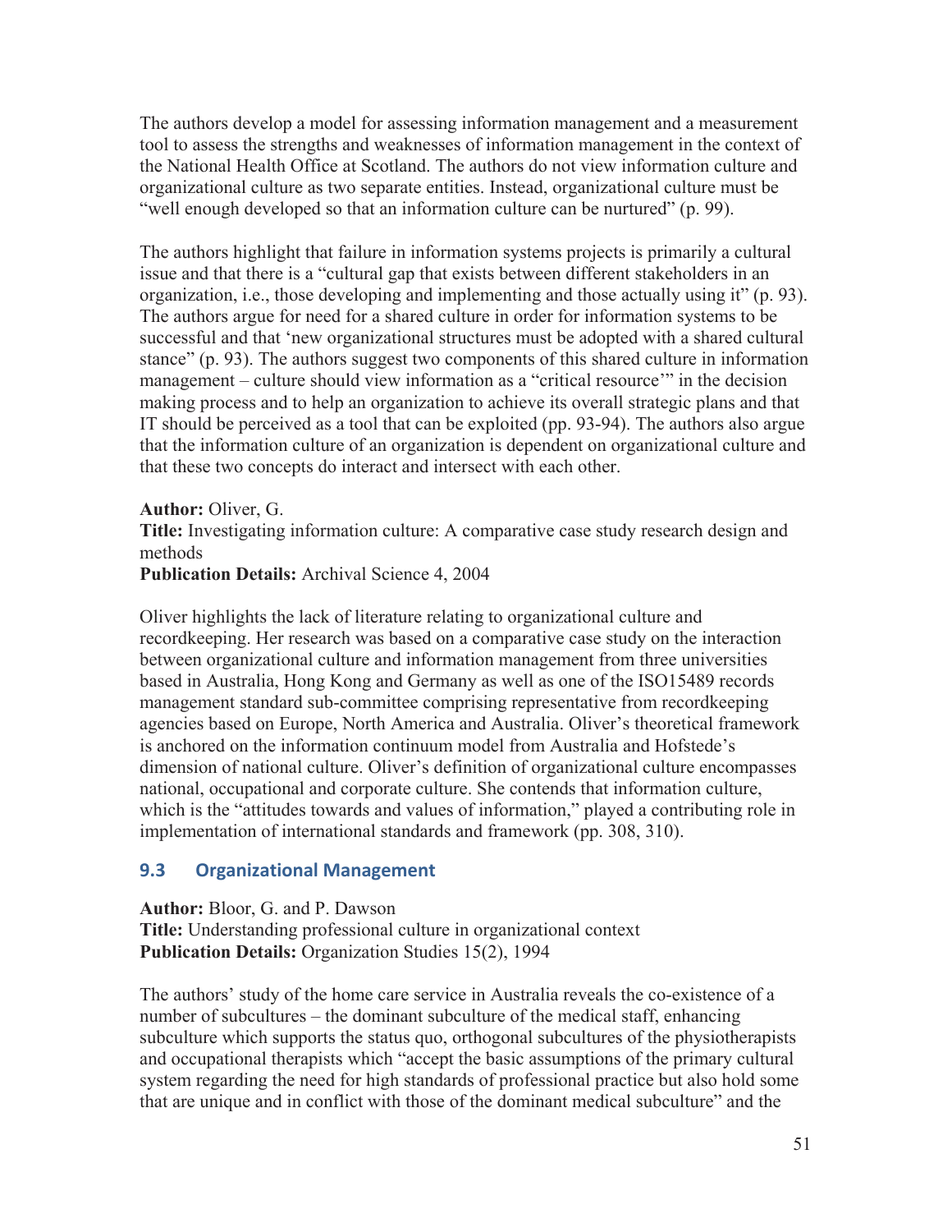The authors develop a model for assessing information management and a measurement tool to assess the strengths and weaknesses of information management in the context of the National Health Office at Scotland. The authors do not view information culture and organizational culture as two separate entities. Instead, organizational culture must be "well enough developed so that an information culture can be nurtured" (p. 99).

The authors highlight that failure in information systems projects is primarily a cultural issue and that there is a "cultural gap that exists between different stakeholders in an organization, i.e., those developing and implementing and those actually using it" (p. 93). The authors argue for need for a shared culture in order for information systems to be successful and that 'new organizational structures must be adopted with a shared cultural stance" (p. 93). The authors suggest two components of this shared culture in information management – culture should view information as a "critical resource'" in the decision making process and to help an organization to achieve its overall strategic plans and that IT should be perceived as a tool that can be exploited (pp. 93-94). The authors also argue that the information culture of an organization is dependent on organizational culture and that these two concepts do interact and intersect with each other.

**Author:** Oliver, G.
**Title:** Investigating information culture: A comparative case study research design and methods
**Publication Details:** Archival Science 4, 2004

Oliver highlights the lack of literature relating to organizational culture and recordkeeping. Her research was based on a comparative case study on the interaction between organizational culture and information management from three universities based in Australia, Hong Kong and Germany as well as one of the ISO15489 records management standard sub-committee comprising representative from recordkeeping agencies based on Europe, North America and Australia. Oliver's theoretical framework is anchored on the information continuum model from Australia and Hofstede's dimension of national culture. Oliver's definition of organizational culture encompasses national, occupational and corporate culture. She contends that information culture, which is the "attitudes towards and values of information," played a contributing role in implementation of international standards and framework (pp. 308, 310).

## 9.3 Organizational Management

**Author:** Bloor, G. and P. Dawson
**Title:** Understanding professional culture in organizational context
**Publication Details:** Organization Studies 15(2), 1994

The authors' study of the home care service in Australia reveals the co-existence of a number of subcultures – the dominant subculture of the medical staff, enhancing subculture which supports the status quo, orthogonal subcultures of the physiotherapists and occupational therapists which "accept the basic assumptions of the primary cultural system regarding the need for high standards of professional practice but also hold some that are unique and in conflict with those of the dominant medical subculture" and the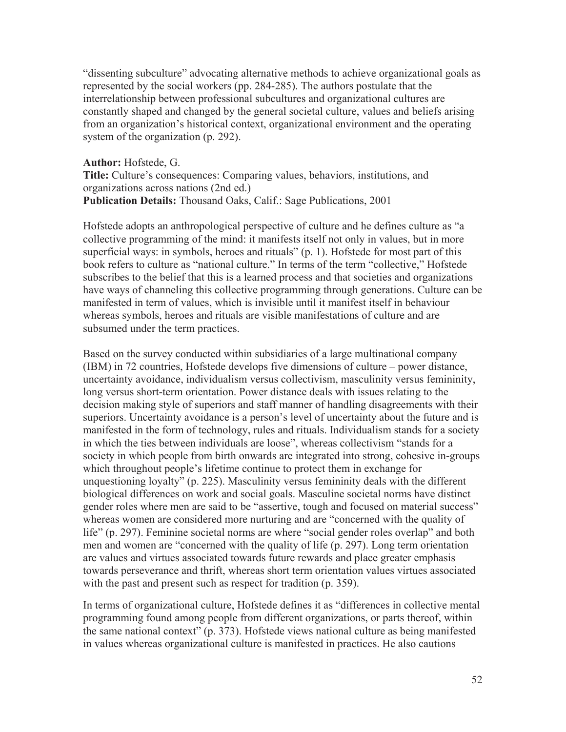"dissenting subculture" advocating alternative methods to achieve organizational goals as represented by the social workers (pp. 284-285). The authors postulate that the interrelationship between professional subcultures and organizational cultures are constantly shaped and changed by the general societal culture, values and beliefs arising from an organization's historical context, organizational environment and the operating system of the organization (p. 292).

**Author:** Hofstede, G.  
**Title:** Culture's consequences: Comparing values, behaviors, institutions, and organizations across nations (2nd ed.)  
**Publication Details:** Thousand Oaks, Calif.: Sage Publications, 2001

Hofstede adopts an anthropological perspective of culture and he defines culture as "a collective programming of the mind: it manifests itself not only in values, but in more superficial ways: in symbols, heroes and rituals" (p. 1). Hofstede for most part of this book refers to culture as "national culture." In terms of the term "collective," Hofstede subscribes to the belief that this is a learned process and that societies and organizations have ways of channeling this collective programming through generations. Culture can be manifested in term of values, which is invisible until it manifest itself in behaviour whereas symbols, heroes and rituals are visible manifestations of culture and are subsumed under the term practices.

Based on the survey conducted within subsidiaries of a large multinational company (IBM) in 72 countries, Hofstede develops five dimensions of culture – power distance, uncertainty avoidance, individualism versus collectivism, masculinity versus femininity, long versus short-term orientation. Power distance deals with issues relating to the decision making style of superiors and staff manner of handling disagreements with their superiors. Uncertainty avoidance is a person's level of uncertainty about the future and is manifested in the form of technology, rules and rituals. Individualism stands for a society in which the ties between individuals are loose", whereas collectivism "stands for a society in which people from birth onwards are integrated into strong, cohesive in-groups which throughout people's lifetime continue to protect them in exchange for unquestioning loyalty" (p. 225). Masculinity versus femininity deals with the different biological differences on work and social goals. Masculine societal norms have distinct gender roles where men are said to be "assertive, tough and focused on material success" whereas women are considered more nurturing and are "concerned with the quality of life" (p. 297). Feminine societal norms are where "social gender roles overlap" and both men and women are "concerned with the quality of life (p. 297). Long term orientation are values and virtues associated towards future rewards and place greater emphasis towards perseverance and thrift, whereas short term orientation values virtues associated with the past and present such as respect for tradition (p. 359).

In terms of organizational culture, Hofstede defines it as "differences in collective mental programming found among people from different organizations, or parts thereof, within the same national context" (p. 373). Hofstede views national culture as being manifested in values whereas organizational culture is manifested in practices. He also cautions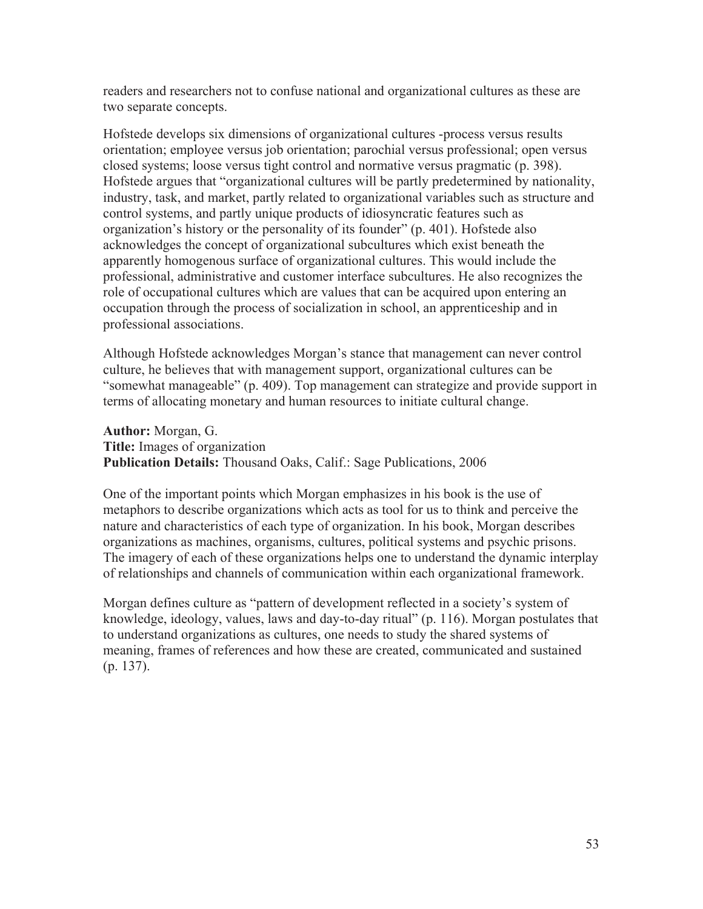readers and researchers not to confuse national and organizational cultures as these are two separate concepts.

Hofstede develops six dimensions of organizational cultures -process versus results orientation; employee versus job orientation; parochial versus professional; open versus closed systems; loose versus tight control and normative versus pragmatic (p. 398). Hofstede argues that "organizational cultures will be partly predetermined by nationality, industry, task, and market, partly related to organizational variables such as structure and control systems, and partly unique products of idiosyncratic features such as organization's history or the personality of its founder" (p. 401). Hofstede also acknowledges the concept of organizational subcultures which exist beneath the apparently homogenous surface of organizational cultures. This would include the professional, administrative and customer interface subcultures. He also recognizes the role of occupational cultures which are values that can be acquired upon entering an occupation through the process of socialization in school, an apprenticeship and in professional associations.

Although Hofstede acknowledges Morgan's stance that management can never control culture, he believes that with management support, organizational cultures can be "somewhat manageable" (p. 409). Top management can strategize and provide support in terms of allocating monetary and human resources to initiate cultural change.

**Author:** Morgan, G.
**Title:** Images of organization
**Publication Details:** Thousand Oaks, Calif.: Sage Publications, 2006

One of the important points which Morgan emphasizes in his book is the use of metaphors to describe organizations which acts as tool for us to think and perceive the nature and characteristics of each type of organization. In his book, Morgan describes organizations as machines, organisms, cultures, political systems and psychic prisons. The imagery of each of these organizations helps one to understand the dynamic interplay of relationships and channels of communication within each organizational framework.

Morgan defines culture as "pattern of development reflected in a society's system of knowledge, ideology, values, laws and day-to-day ritual" (p. 116). Morgan postulates that to understand organizations as cultures, one needs to study the shared systems of meaning, frames of references and how these are created, communicated and sustained (p. 137).